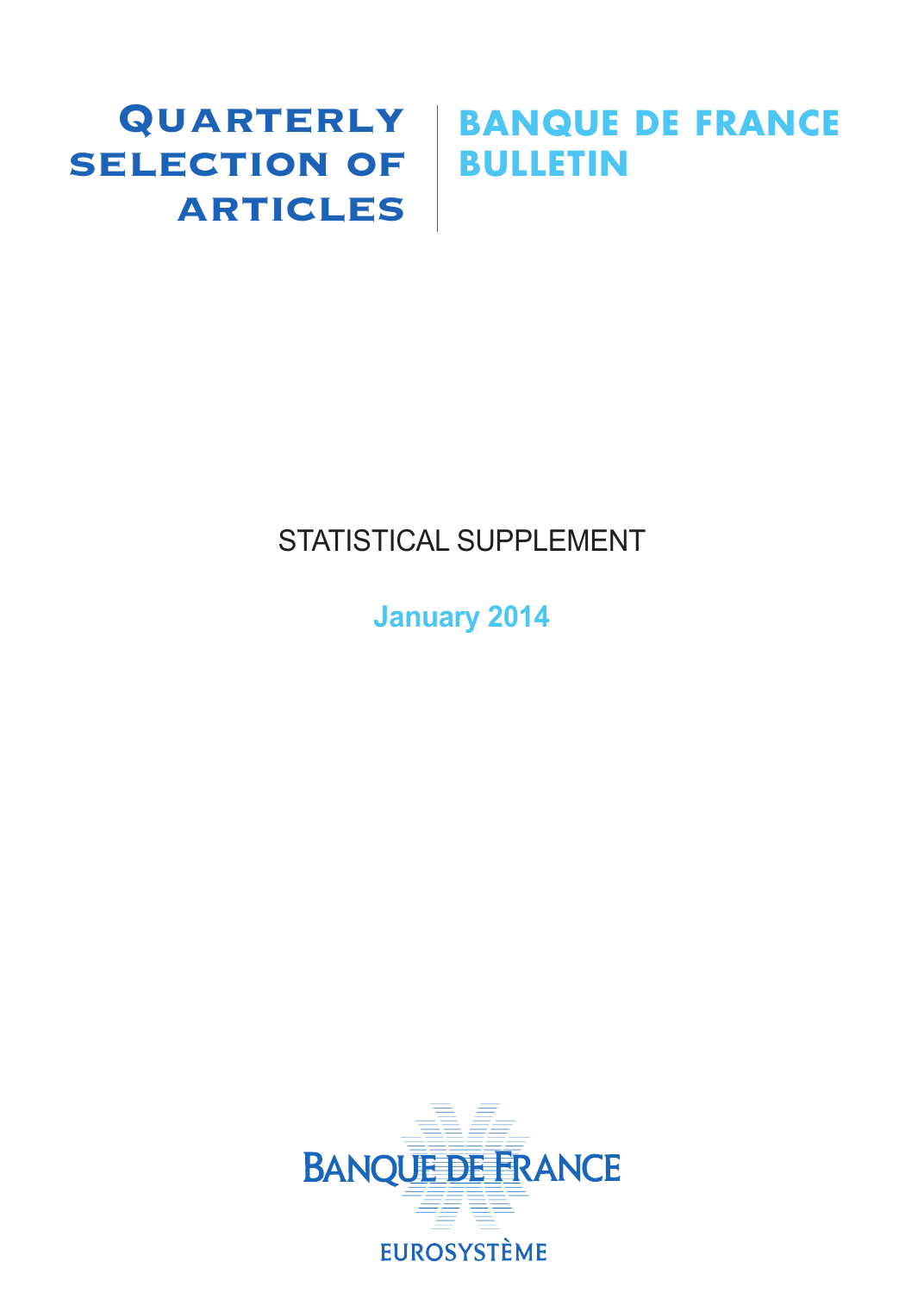# Quarterly selection of articles

# Banque de France Bulletin

## STATISTICAL SUPPLEMENT

**January 2014**

BANQUE DE FRANCE

EUROSYSTÈME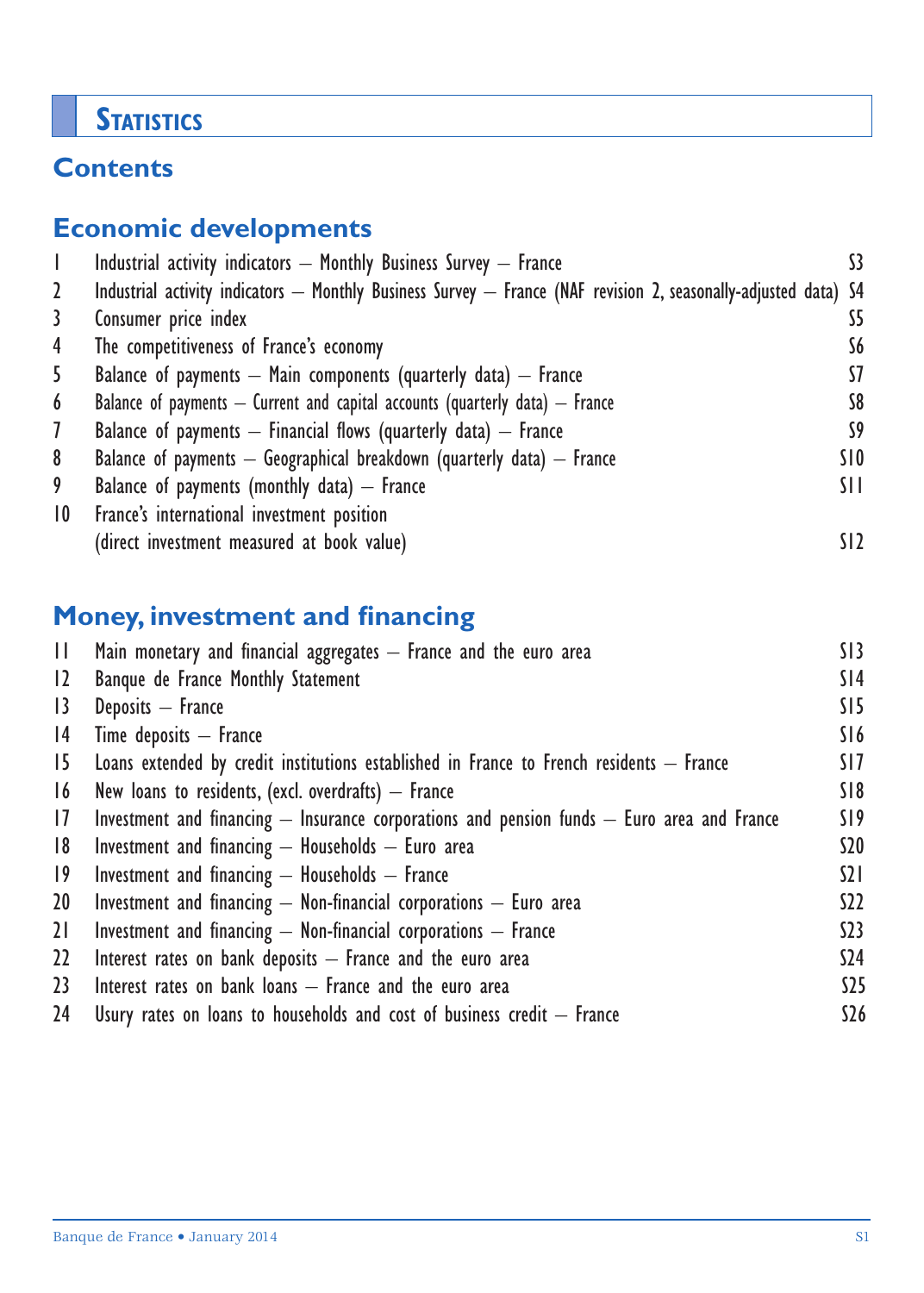# Statistics

## Contents

### Economic developments

| | | |
|---|---|---|
| 1 | Industrial activity indicators – Monthly Business Survey – France | S3 |
| 2 | Industrial activity indicators – Monthly Business Survey – France (NAF revision 2, seasonally-adjusted data) | S4 |
| 3 | Consumer price index | S5 |
| 4 | The competitiveness of France's economy | S6 |
| 5 | Balance of payments – Main components (quarterly data) – France | S7 |
| 6 | Balance of payments – Current and capital accounts (quarterly data) – France | S8 |
| 7 | Balance of payments – Financial flows (quarterly data) – France | S9 |
| 8 | Balance of payments – Geographical breakdown (quarterly data) – France | S10 |
| 9 | Balance of payments (monthly data) – France | S11 |
| 10 | France's international investment position (direct investment measured at book value) | S12 |

### Money, investment and financing

| | | |
|---|---|---|
| 11 | Main monetary and financial aggregates – France and the euro area | S13 |
| 12 | Banque de France Monthly Statement | S14 |
| 13 | Deposits – France | S15 |
| 14 | Time deposits – France | S16 |
| 15 | Loans extended by credit institutions established in France to French residents – France | S17 |
| 16 | New loans to residents, (excl. overdrafts) – France | S18 |
| 17 | Investment and financing – Insurance corporations and pension funds – Euro area and France | S19 |
| 18 | Investment and financing – Households – Euro area | S20 |
| 19 | Investment and financing – Households – France | S21 |
| 20 | Investment and financing – Non-financial corporations – Euro area | S22 |
| 21 | Investment and financing – Non-financial corporations – France | S23 |
| 22 | Interest rates on bank deposits – France and the euro area | S24 |
| 23 | Interest rates on bank loans – France and the euro area | S25 |
| 24 | Usury rates on loans to households and cost of business credit – France | S26 |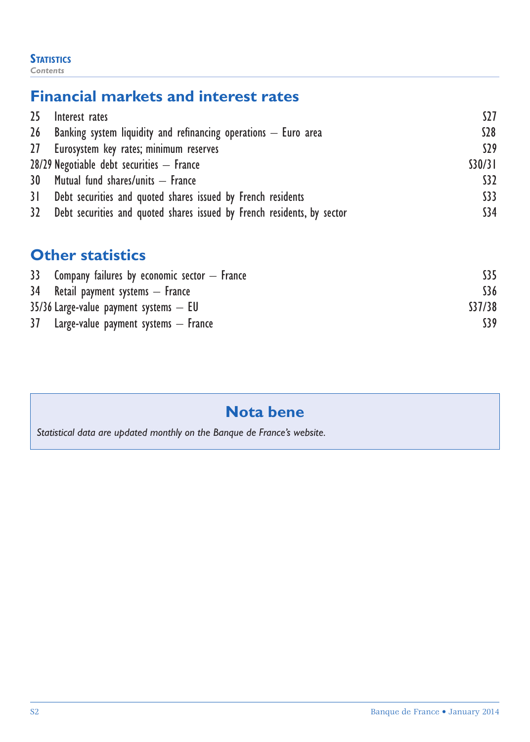**Statistics**
*Contents*

## Financial markets and interest rates

| | | |
|---|---|---|
| 25 | Interest rates | S27 |
| 26 | Banking system liquidity and refinancing operations – Euro area | S28 |
| 27 | Eurosystem key rates; minimum reserves | S29 |
| 28/29 | Negotiable debt securities – France | S30/31 |
| 30 | Mutual fund shares/units – France | S32 |
| 31 | Debt securities and quoted shares issued by French residents | S33 |
| 32 | Debt securities and quoted shares issued by French residents, by sector | S34 |

## Other statistics

| | | |
|---|---|---|
| 33 | Company failures by economic sector – France | S35 |
| 34 | Retail payment systems – France | S36 |
| 35/36 | Large-value payment systems – EU | S37/38 |
| 37 | Large-value payment systems – France | S39 |

### Nota bene

*Statistical data are updated monthly on the Banque de France's website.*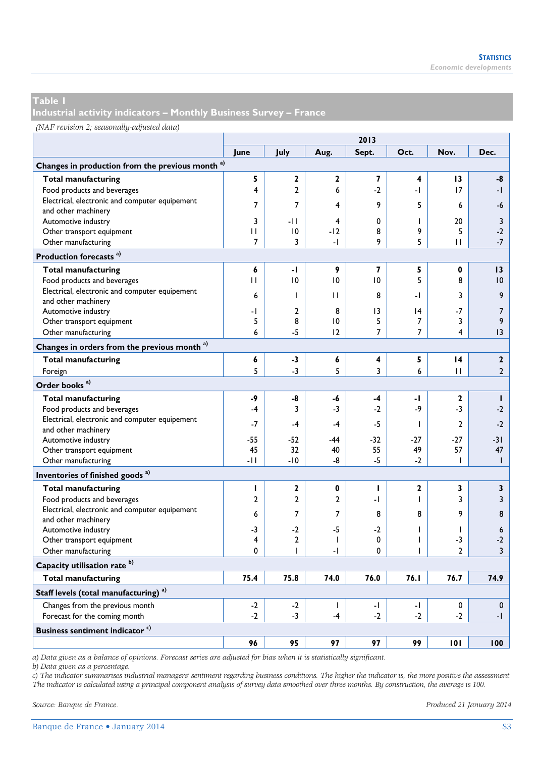## Table 1
## Industrial activity indicators – Monthly Business Survey – France

*(NAF revision 2; seasonally-adjusted data)*

| | 2013 | | | | | | |
|---|---|---|---|---|---|---|---|
| | June | July | Aug. | Sept. | Oct. | Nov. | Dec. |
| **Changes in production from the previous month** [a] | | | | | | | |
| **Total manufacturing** | **5** | **2** | **2** | **7** | **4** | **13** | **-8** |
| Food products and beverages | 4 | 2 | 6 | -2 | -1 | 17 | -1 |
| Electrical, electronic and computer equipement and other machinery | 7 | 7 | 4 | 9 | 5 | 6 | -6 |
| Automotive industry | 3 | -11 | 4 | 0 | 1 | 20 | 3 |
| Other transport equipment | 11 | 10 | -12 | 8 | 9 | 5 | -2 |
| Other manufacturing | 7 | 3 | -1 | 9 | 5 | 11 | -7 |
| **Production forecasts** [a] | | | | | | | |
| **Total manufacturing** | **6** | **-1** | **9** | **7** | **5** | **0** | **13** |
| Food products and beverages | 11 | 10 | 10 | 10 | 5 | 8 | 10 |
| Electrical, electronic and computer equipement and other machinery | 6 | 1 | 11 | 8 | -1 | 3 | 9 |
| Automotive industry | -1 | 2 | 8 | 13 | 14 | -7 | 7 |
| Other transport equipment | 5 | 8 | 10 | 5 | 7 | 3 | 9 |
| Other manufacturing | 6 | -5 | 12 | 7 | 7 | 4 | 13 |
| **Changes in orders from the previous month** [a] | | | | | | | |
| **Total manufacturing** | **6** | **-3** | **6** | **4** | **5** | **14** | **2** |
| Foreign | 5 | -3 | 5 | 3 | 6 | 11 | 2 |
| **Order books** [a] | | | | | | | |
| **Total manufacturing** | **-9** | **-8** | **-6** | **-4** | **-1** | **2** | **1** |
| Food products and beverages | -4 | 3 | -3 | -2 | -9 | -3 | -2 |
| Electrical, electronic and computer equipement and other machinery | -7 | -4 | -4 | -5 | 1 | 2 | -2 |
| Automotive industry | -55 | -52 | -44 | -32 | -27 | -27 | -31 |
| Other transport equipment | 45 | 32 | 40 | 55 | 49 | 57 | 47 |
| Other manufacturing | -11 | -10 | -8 | -5 | -2 | 1 | 1 |
| **Inventories of finished goods** [a] | | | | | | | |
| **Total manufacturing** | **1** | **2** | **0** | **1** | **2** | **3** | **3** |
| Food products and beverages | 2 | 2 | 2 | -1 | 1 | 3 | 3 |
| Electrical, electronic and computer equipement and other machinery | 6 | 7 | 7 | 8 | 8 | 9 | 8 |
| Automotive industry | -3 | -2 | -5 | -2 | 1 | 1 | 6 |
| Other transport equipment | 4 | 2 | 1 | 0 | 1 | -3 | -2 |
| Other manufacturing | 0 | 1 | -1 | 0 | 1 | 2 | 3 |
| **Capacity utilisation rate** [b] | | | | | | | |
| **Total manufacturing** | **75.4** | **75.8** | **74.0** | **76.0** | **76.1** | **76.7** | **74.9** |
| **Staff levels (total manufacturing)** [a] | | | | | | | |
| Changes from the previous month | -2 | -2 | 1 | -1 | -1 | 0 | 0 |
| Forecast for the coming month | -2 | -3 | -4 | -2 | -2 | -2 | -1 |
| **Business sentiment indicator** [c] | | | | | | | |
| | **96** | **95** | **97** | **97** | **99** | **101** | **100** |

*a) Data given as a balance of opinions. Forecast series are adjusted for bias when it is statistically significant.*
*b) Data given as a percentage.*
*c) The indicator summarises industrial managers' sentiment regarding business conditions. The higher the indicator is, the more positive the assessment. The indicator is calculated using a principal component analysis of survey data smoothed over three months. By construction, the average is 100.*

*Source: Banque de France.* *Produced 21 January 2014*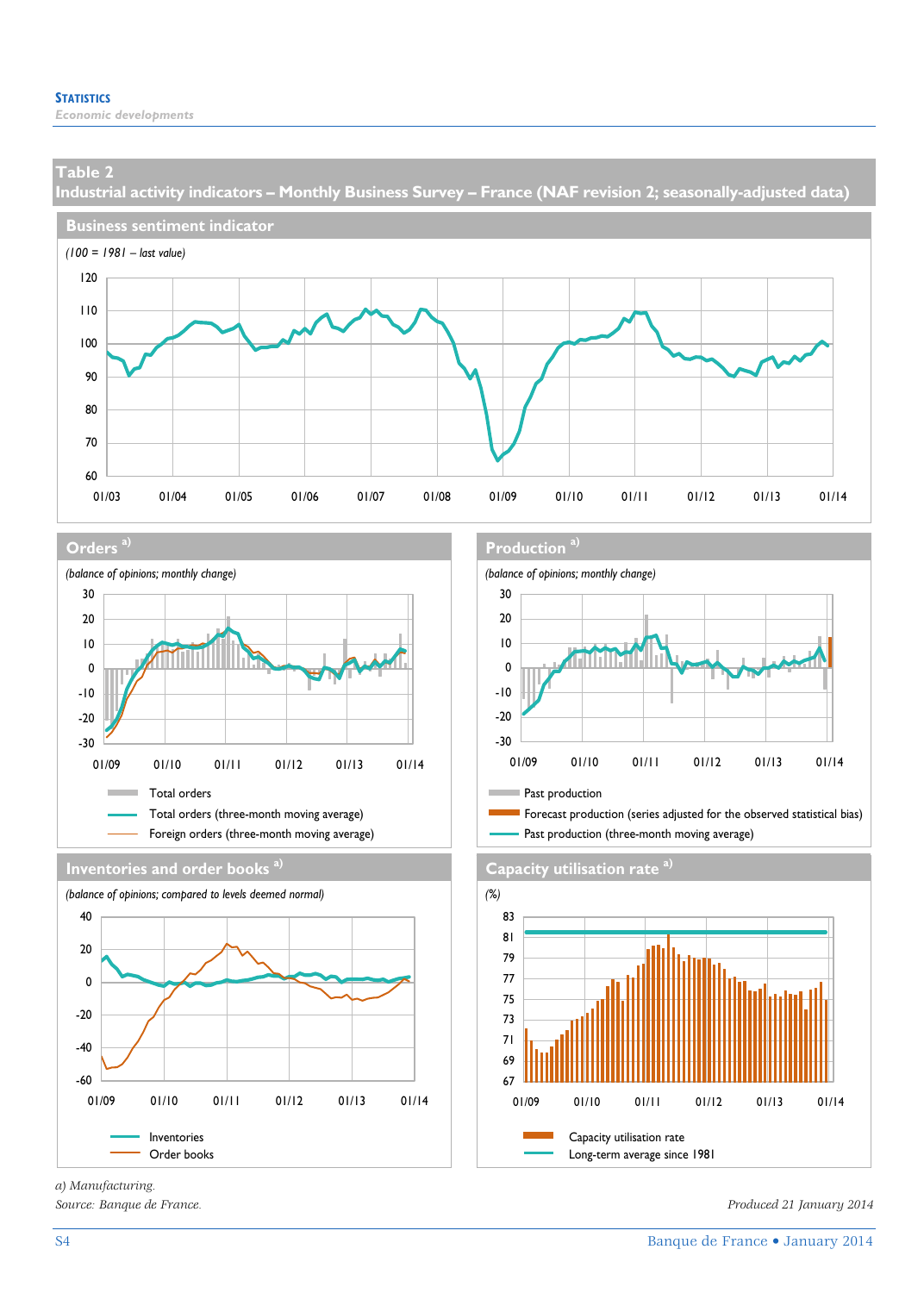# Table 2

## Industrial activity indicators – Monthly Business Survey – France (NAF revision 2; seasonally-adjusted data)

### Business sentiment indicator

*(100 = 1981 – last value)*

### Orders [a)]

*(balance of opinions; monthly change)*

- Total orders
- Total orders (three-month moving average)
- Foreign orders (three-month moving average)

### Production [a)]

*(balance of opinions; monthly change)*

- Past production
- Forecast production (series adjusted for the observed statistical bias)
- Past production (three-month moving average)

### Inventories and order books [a)]

*(balance of opinions; compared to levels deemed normal)*

- Inventories
- Order books

### Capacity utilisation rate [a)]

*(%)*

- Capacity utilisation rate
- Long-term average since 1981

*a) Manufacturing.*

*Source: Banque de France.*

*Produced 21 January 2014*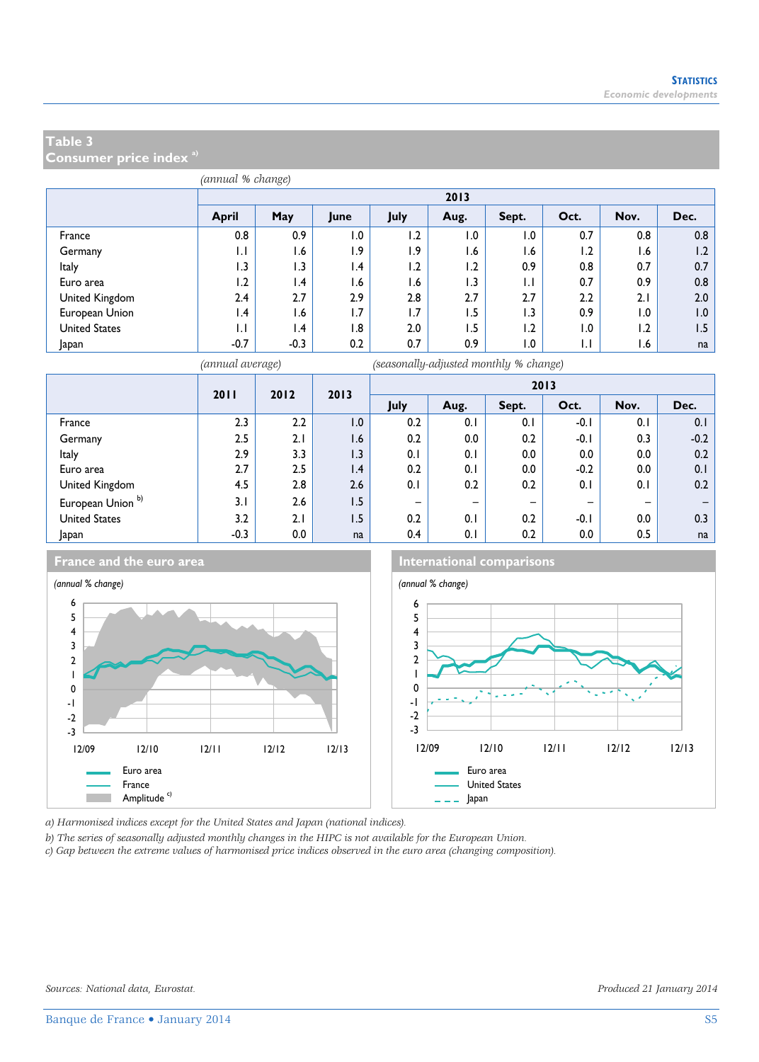## Table 3
## Consumer price index [a]

*(annual % change)*

| | 2013 | | | | | | | | |
|---|---|---|---|---|---|---|---|---|---|
| | April | May | June | July | Aug. | Sept. | Oct. | Nov. | Dec. |
| France | 0.8 | 0.9 | 1.0 | 1.2 | 1.0 | 1.0 | 0.7 | 0.8 | 0.8 |
| Germany | 1.1 | 1.6 | 1.9 | 1.9 | 1.6 | 1.6 | 1.2 | 1.6 | 1.2 |
| Italy | 1.3 | 1.3 | 1.4 | 1.2 | 1.2 | 0.9 | 0.8 | 0.7 | 0.7 |
| Euro area | 1.2 | 1.4 | 1.6 | 1.6 | 1.3 | 1.1 | 0.7 | 0.9 | 0.8 |
| United Kingdom | 2.4 | 2.7 | 2.9 | 2.8 | 2.7 | 2.7 | 2.2 | 2.1 | 2.0 |
| European Union | 1.4 | 1.6 | 1.7 | 1.7 | 1.5 | 1.3 | 0.9 | 1.0 | 1.0 |
| United States | 1.1 | 1.4 | 1.8 | 2.0 | 1.5 | 1.2 | 1.0 | 1.2 | 1.5 |
| Japan | -0.7 | -0.3 | 0.2 | 0.7 | 0.9 | 1.0 | 1.1 | 1.6 | na |

*(annual average)* *(seasonally-adjusted monthly % change)*

| | 2011 | 2012 | 2013 | 2013 | | | | | |
|---|---|---|---|---|---|---|---|---|---|
| | | | | July | Aug. | Sept. | Oct. | Nov. | Dec. |
| France | 2.3 | 2.2 | 1.0 | 0.2 | 0.1 | 0.1 | -0.1 | 0.1 | 0.1 |
| Germany | 2.5 | 2.1 | 1.6 | 0.2 | 0.0 | 0.2 | -0.1 | 0.3 | -0.2 |
| Italy | 2.9 | 3.3 | 1.3 | 0.1 | 0.1 | 0.0 | 0.0 | 0.0 | 0.2 |
| Euro area | 2.7 | 2.5 | 1.4 | 0.2 | 0.1 | 0.0 | -0.2 | 0.0 | 0.1 |
| United Kingdom | 4.5 | 2.8 | 2.6 | 0.1 | 0.2 | 0.2 | 0.1 | 0.1 | 0.2 |
| European Union [b] | 3.1 | 2.6 | 1.5 | – | – | – | – | – | – |
| United States | 3.2 | 2.1 | 1.5 | 0.2 | 0.1 | 0.2 | -0.1 | 0.0 | 0.3 |
| Japan | -0.3 | 0.0 | na | 0.4 | 0.1 | 0.2 | 0.0 | 0.5 | na |

### France and the euro area

*(annual % change)*

Legend: Euro area; France; Amplitude [c]

### International comparisons

*(annual % change)*

Legend: Euro area; United States; Japan

*a) Harmonised indices except for the United States and Japan (national indices).*
*b) The series of seasonally adjusted monthly changes in the HIPC is not available for the European Union.*
*c) Gap between the extreme values of harmonised price indices observed in the euro area (changing composition).*

*Sources: National data, Eurostat.*

*Produced 21 January 2014*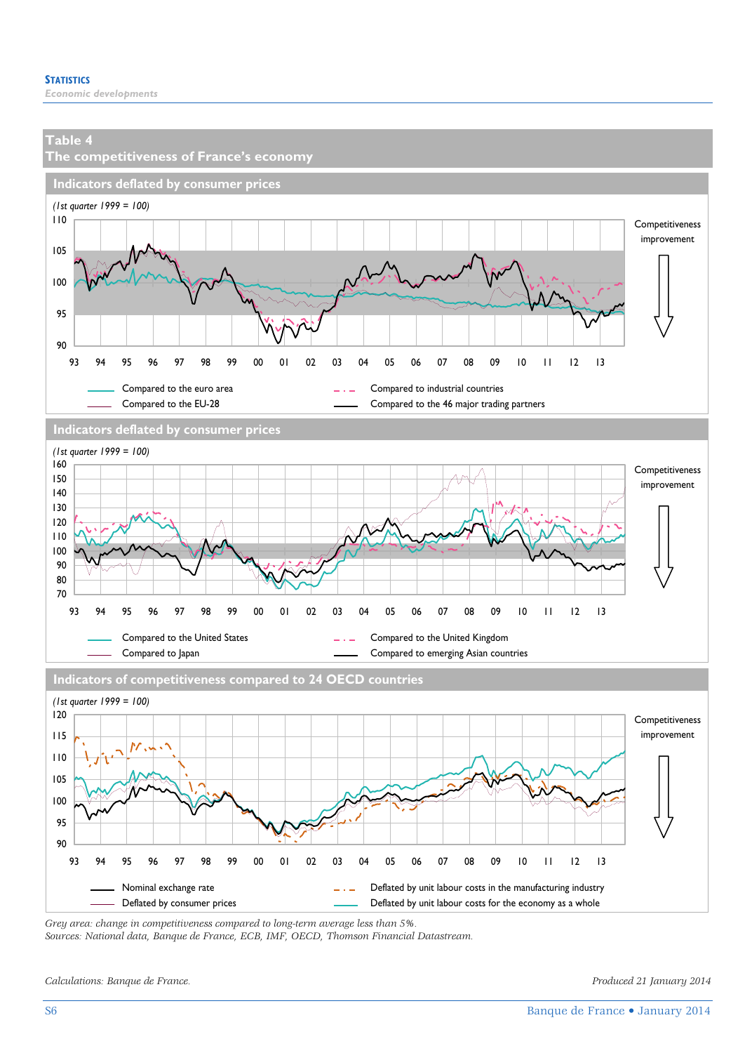## Table 4
## The competitiveness of France's economy

### Indicators deflated by consumer prices

*(1st quarter 1999 = 100)*

Competitiveness improvement

Compared to the euro area
Compared to the EU-28
Compared to industrial countries
Compared to the 46 major trading partners

### Indicators deflated by consumer prices

*(1st quarter 1999 = 100)*

Competitiveness improvement

Compared to the United States
Compared to Japan
Compared to the United Kingdom
Compared to emerging Asian countries

### Indicators of competitiveness compared to 24 OECD countries

*(1st quarter 1999 = 100)*

Competitiveness improvement

Nominal exchange rate
Deflated by consumer prices
Deflated by unit labour costs in the manufacturing industry
Deflated by unit labour costs for the economy as a whole

*Grey area: change in competitiveness compared to long-term average less than 5%.*
*Sources: National data, Banque de France, ECB, IMF, OECD, Thomson Financial Datastream.*

*Calculations: Banque de France.*

*Produced 21 January 2014*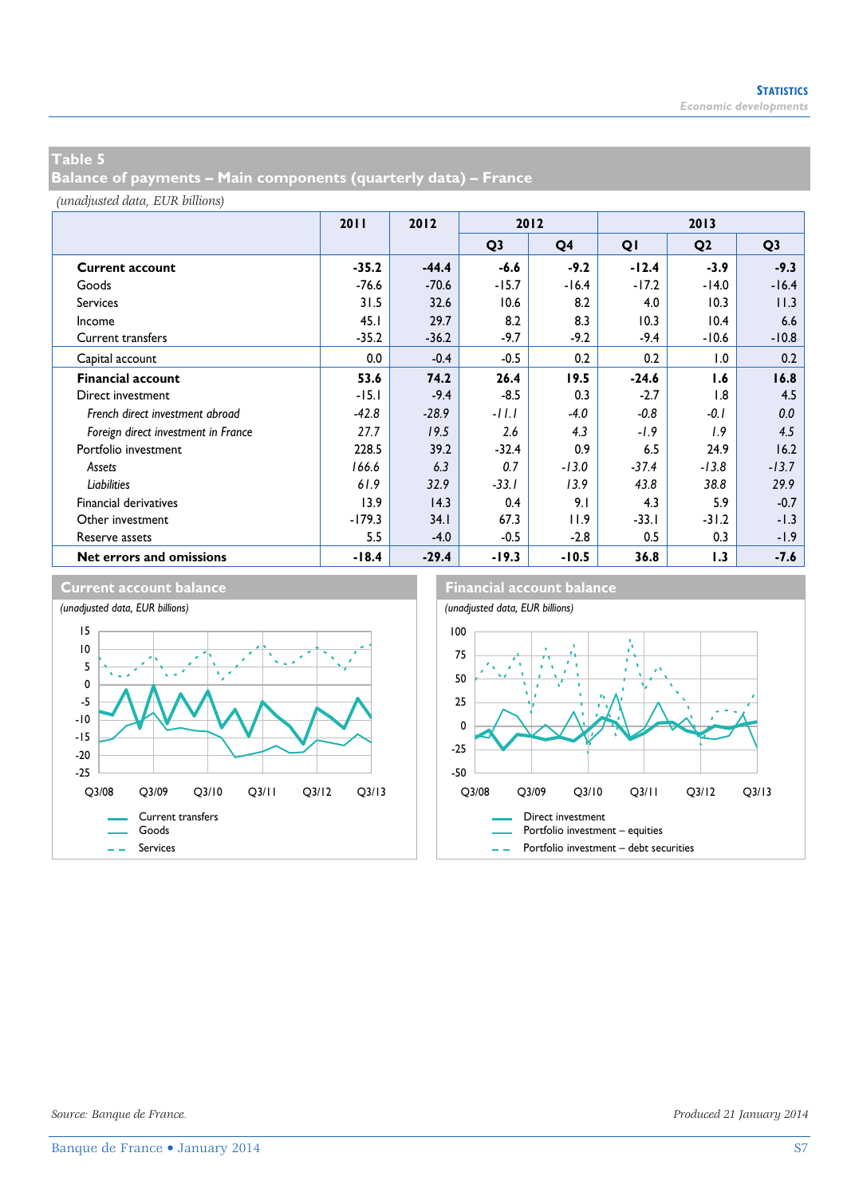## Table 5
## Balance of payments – Main components (quarterly data) – France

*(unadjusted data, EUR billions)*

| | 2011 | 2012 | 2012 | | 2013 | | |
|---|---|---|---|---|---|---|---|
| | | | Q3 | Q4 | Q1 | Q2 | Q3 |
| **Current account** | **-35.2** | **-44.4** | **-6.6** | **-9.2** | **-12.4** | **-3.9** | **-9.3** |
| Goods | -76.6 | -70.6 | -15.7 | -16.4 | -17.2 | -14.0 | -16.4 |
| Services | 31.5 | 32.6 | 10.6 | 8.2 | 4.0 | 10.3 | 11.3 |
| Income | 45.1 | 29.7 | 8.2 | 8.3 | 10.3 | 10.4 | 6.6 |
| Current transfers | -35.2 | -36.2 | -9.7 | -9.2 | -9.4 | -10.6 | -10.8 |
| Capital account | 0.0 | -0.4 | -0.5 | 0.2 | 0.2 | 1.0 | 0.2 |
| **Financial account** | **53.6** | **74.2** | **26.4** | **19.5** | **-24.6** | **1.6** | **16.8** |
| Direct investment | -15.1 | -9.4 | -8.5 | 0.3 | -2.7 | 1.8 | 4.5 |
| *French direct investment abroad* | *-42.8* | *-28.9* | *-11.1* | *-4.0* | *-0.8* | *-0.1* | *0.0* |
| *Foreign direct investment in France* | *27.7* | *19.5* | *2.6* | *4.3* | *-1.9* | *1.9* | *4.5* |
| Portfolio investment | 228.5 | 39.2 | -32.4 | 0.9 | 6.5 | 24.9 | 16.2 |
| *Assets* | *166.6* | *6.3* | *0.7* | *-13.0* | *-37.4* | *-13.8* | *-13.7* |
| *Liabilities* | *61.9* | *32.9* | *-33.1* | *13.9* | *43.8* | *38.8* | *29.9* |
| Financial derivatives | 13.9 | 14.3 | 0.4 | 9.1 | 4.3 | 5.9 | -0.7 |
| Other investment | -179.3 | 34.1 | 67.3 | 11.9 | -33.1 | -31.2 | -1.3 |
| Reserve assets | 5.5 | -4.0 | -0.5 | -2.8 | 0.5 | 0.3 | -1.9 |
| **Net errors and omissions** | **-18.4** | **-29.4** | **-19.3** | **-10.5** | **36.8** | **1.3** | **-7.6** |

### Current account balance

*(unadjusted data, EUR billions)*

Legend: Current transfers; Goods; Services

### Financial account balance

*(unadjusted data, EUR billions)*

Legend: Direct investment; Portfolio investment – equities; Portfolio investment – debt securities

*Source: Banque de France.*

*Produced 21 January 2014*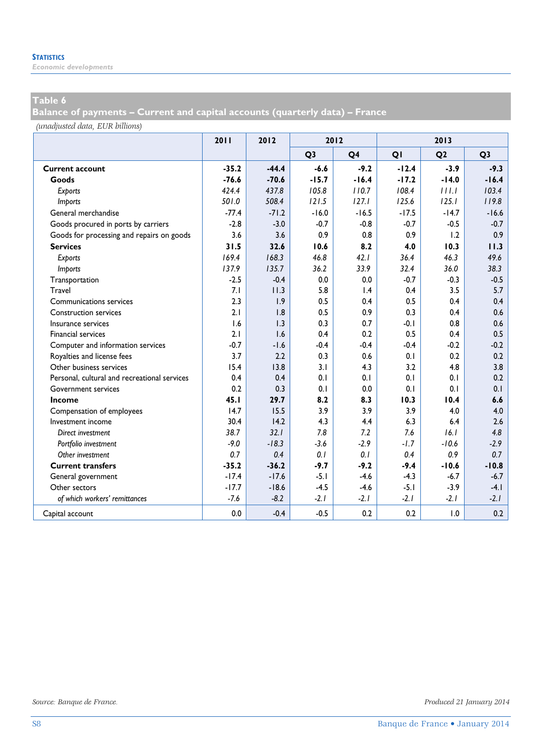## Table 6
## Balance of payments – Current and capital accounts (quarterly data) – France

*(unadjusted data, EUR billions)*

| | 2011 | 2012 | 2012 | | 2013 | | |
|---|---|---|---|---|---|---|---|
| | | | Q3 | Q4 | Q1 | Q2 | Q3 |
| **Current account** | **-35.2** | **-44.4** | **-6.6** | **-9.2** | **-12.4** | **-3.9** | **-9.3** |
| **Goods** | **-76.6** | **-70.6** | **-15.7** | **-16.4** | **-17.2** | **-14.0** | **-16.4** |
| *Exports* | *424.4* | *437.8* | *105.8* | *110.7* | *108.4* | *111.1* | *103.4* |
| *Imports* | *501.0* | *508.4* | *121.5* | *127.1* | *125.6* | *125.1* | *119.8* |
| General merchandise | -77.4 | -71.2 | -16.0 | -16.5 | -17.5 | -14.7 | -16.6 |
| Goods procured in ports by carriers | -2.8 | -3.0 | -0.7 | -0.8 | -0.7 | -0.5 | -0.7 |
| Goods for processing and repairs on goods | 3.6 | 3.6 | 0.9 | 0.8 | 0.9 | 1.2 | 0.9 |
| **Services** | **31.5** | **32.6** | **10.6** | **8.2** | **4.0** | **10.3** | **11.3** |
| *Exports* | *169.4* | *168.3* | *46.8* | *42.1* | *36.4* | *46.3* | *49.6* |
| *Imports* | *137.9* | *135.7* | *36.2* | *33.9* | *32.4* | *36.0* | *38.3* |
| Transportation | -2.5 | -0.4 | 0.0 | 0.0 | -0.7 | -0.3 | -0.5 |
| Travel | 7.1 | 11.3 | 5.8 | 1.4 | 0.4 | 3.5 | 5.7 |
| Communications services | 2.3 | 1.9 | 0.5 | 0.4 | 0.5 | 0.4 | 0.4 |
| Construction services | 2.1 | 1.8 | 0.5 | 0.9 | 0.3 | 0.4 | 0.6 |
| Insurance services | 1.6 | 1.3 | 0.3 | 0.7 | -0.1 | 0.8 | 0.6 |
| Financial services | 2.1 | 1.6 | 0.4 | 0.2 | 0.5 | 0.4 | 0.5 |
| Computer and information services | -0.7 | -1.6 | -0.4 | -0.4 | -0.4 | -0.2 | -0.2 |
| Royalties and license fees | 3.7 | 2.2 | 0.3 | 0.6 | 0.1 | 0.2 | 0.2 |
| Other business services | 15.4 | 13.8 | 3.1 | 4.3 | 3.2 | 4.8 | 3.8 |
| Personal, cultural and recreational services | 0.4 | 0.4 | 0.1 | 0.1 | 0.1 | 0.1 | 0.2 |
| Government services | 0.2 | 0.3 | 0.1 | 0.0 | 0.1 | 0.1 | 0.1 |
| **Income** | **45.1** | **29.7** | **8.2** | **8.3** | **10.3** | **10.4** | **6.6** |
| Compensation of employees | 14.7 | 15.5 | 3.9 | 3.9 | 3.9 | 4.0 | 4.0 |
| Investment income | 30.4 | 14.2 | 4.3 | 4.4 | 6.3 | 6.4 | 2.6 |
| *Direct investment* | *38.7* | *32.1* | *7.8* | *7.2* | *7.6* | *16.1* | *4.8* |
| *Portfolio investment* | *-9.0* | *-18.3* | *-3.6* | *-2.9* | *-1.7* | *-10.6* | *-2.9* |
| *Other investment* | *0.7* | *0.4* | *0.1* | *0.1* | *0.4* | *0.9* | *0.7* |
| **Current transfers** | **-35.2** | **-36.2** | **-9.7** | **-9.2** | **-9.4** | **-10.6** | **-10.8** |
| General government | -17.4 | -17.6 | -5.1 | -4.6 | -4.3 | -6.7 | -6.7 |
| Other sectors | -17.7 | -18.6 | -4.5 | -4.6 | -5.1 | -3.9 | -4.1 |
| *of which workers' remittances* | *-7.6* | *-8.2* | *-2.1* | *-2.1* | *-2.1* | *-2.1* | *-2.1* |
| Capital account | 0.0 | -0.4 | -0.5 | 0.2 | 0.2 | 1.0 | 0.2 |

*Source: Banque de France.*

*Produced 21 January 2014*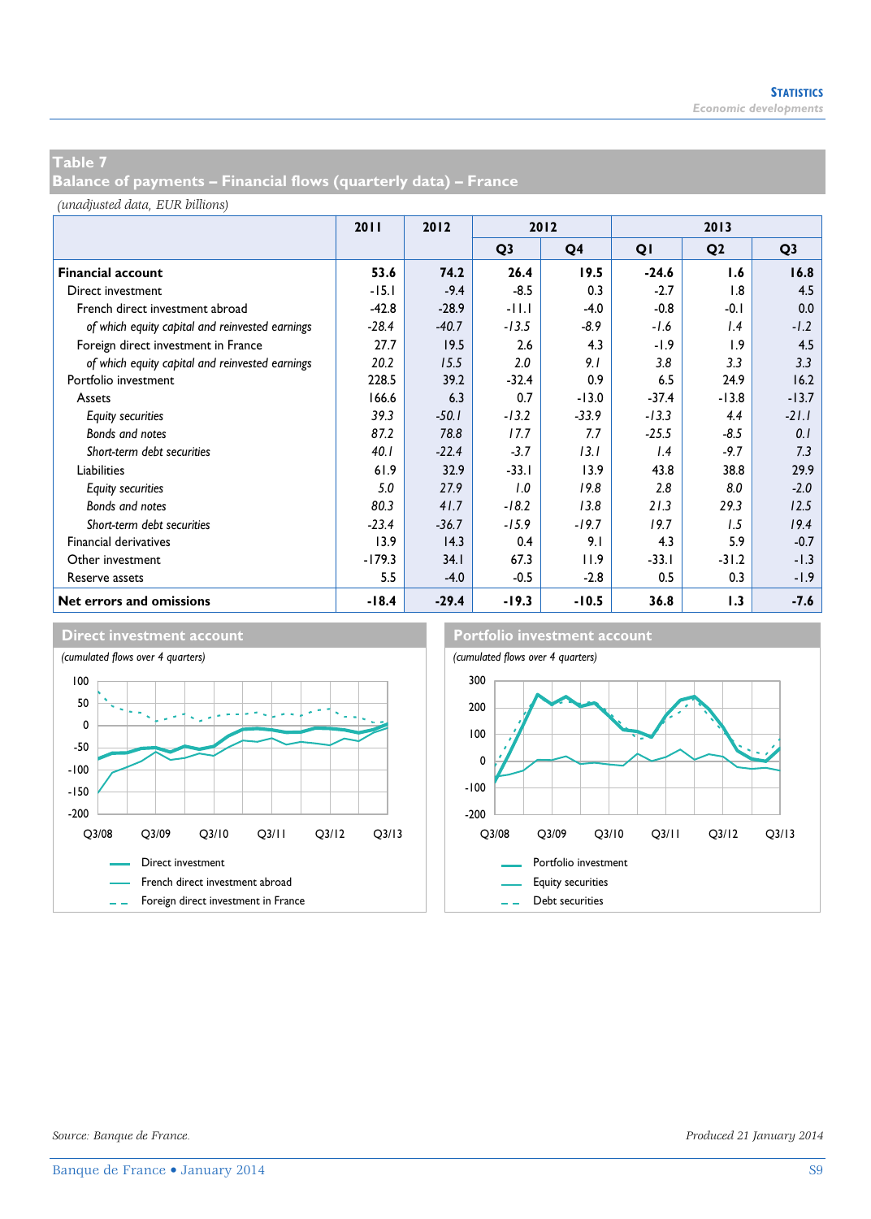## Table 7
## Balance of payments – Financial flows (quarterly data) – France

*(unadjusted data, EUR billions)*

| | 2011 | 2012 | 2012 | | 2013 | | |
|---|---|---|---|---|---|---|---|
| | | | Q3 | Q4 | Q1 | Q2 | Q3 |
| **Financial account** | **53.6** | **74.2** | **26.4** | **19.5** | **-24.6** | **1.6** | **16.8** |
| Direct investment | -15.1 | -9.4 | -8.5 | 0.3 | -2.7 | 1.8 | 4.5 |
| French direct investment abroad | -42.8 | -28.9 | -11.1 | -4.0 | -0.8 | -0.1 | 0.0 |
| *of which equity capital and reinvested earnings* | *-28.4* | *-40.7* | *-13.5* | *-8.9* | *-1.6* | *1.4* | *-1.2* |
| Foreign direct investment in France | 27.7 | 19.5 | 2.6 | 4.3 | -1.9 | 1.9 | 4.5 |
| *of which equity capital and reinvested earnings* | *20.2* | *15.5* | *2.0* | *9.1* | *3.8* | *3.3* | *3.3* |
| Portfolio investment | 228.5 | 39.2 | -32.4 | 0.9 | 6.5 | 24.9 | 16.2 |
| Assets | 166.6 | 6.3 | 0.7 | -13.0 | -37.4 | -13.8 | -13.7 |
| *Equity securities* | *39.3* | *-50.1* | *-13.2* | *-33.9* | *-13.3* | *4.4* | *-21.1* |
| *Bonds and notes* | *87.2* | *78.8* | *17.7* | *7.7* | *-25.5* | *-8.5* | *0.1* |
| *Short-term debt securities* | *40.1* | *-22.4* | *-3.7* | *13.1* | *1.4* | *-9.7* | *7.3* |
| Liabilities | 61.9 | 32.9 | -33.1 | 13.9 | 43.8 | 38.8 | 29.9 |
| *Equity securities* | *5.0* | *27.9* | *1.0* | *19.8* | *2.8* | *8.0* | *-2.0* |
| *Bonds and notes* | *80.3* | *41.7* | *-18.2* | *13.8* | *21.3* | *29.3* | *12.5* |
| *Short-term debt securities* | *-23.4* | *-36.7* | *-15.9* | *-19.7* | *19.7* | *1.5* | *19.4* |
| Financial derivatives | 13.9 | 14.3 | 0.4 | 9.1 | 4.3 | 5.9 | -0.7 |
| Other investment | -179.3 | 34.1 | 67.3 | 11.9 | -33.1 | -31.2 | -1.3 |
| Reserve assets | 5.5 | -4.0 | -0.5 | -2.8 | 0.5 | 0.3 | -1.9 |
| **Net errors and omissions** | **-18.4** | **-29.4** | **-19.3** | **-10.5** | **36.8** | **1.3** | **-7.6** |

### Direct investment account

*(cumulated flows over 4 quarters)*

Legend: Direct investment; French direct investment abroad; Foreign direct investment in France

### Portfolio investment account

*(cumulated flows over 4 quarters)*

Legend: Portfolio investment; Equity securities; Debt securities

*Source: Banque de France.*

*Produced 21 January 2014*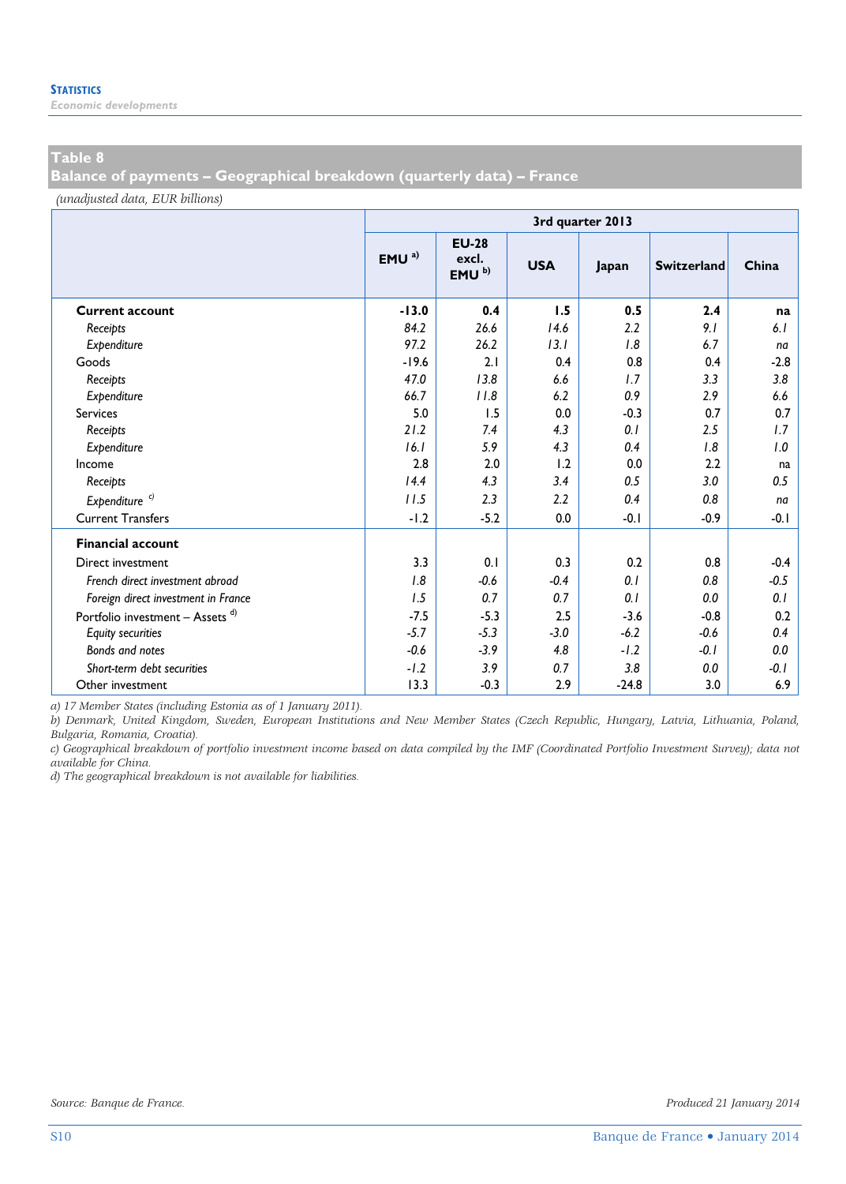## Table 8
## Balance of payments – Geographical breakdown (quarterly data) – France

*(unadjusted data, EUR billions)*

| | 3rd quarter 2013 | | | | | |
|---|---|---|---|---|---|---|
| | EMU [a] | EU-28 excl. EMU [b] | USA | Japan | Switzerland | China |
| **Current account** | **-13.0** | **0.4** | **1.5** | **0.5** | **2.4** | **na** |
| *Receipts* | *84.2* | *26.6* | *14.6* | *2.2* | *9.1* | *6.1* |
| *Expenditure* | *97.2* | *26.2* | *13.1* | *1.8* | *6.7* | *na* |
| Goods | -19.6 | 2.1 | 0.4 | 0.8 | 0.4 | -2.8 |
| *Receipts* | *47.0* | *13.8* | *6.6* | *1.7* | *3.3* | *3.8* |
| *Expenditure* | *66.7* | *11.8* | *6.2* | *0.9* | *2.9* | *6.6* |
| Services | 5.0 | 1.5 | 0.0 | -0.3 | 0.7 | 0.7 |
| *Receipts* | *21.2* | *7.4* | *4.3* | *0.1* | *2.5* | *1.7* |
| *Expenditure* | *16.1* | *5.9* | *4.3* | *0.4* | *1.8* | *1.0* |
| Income | 2.8 | 2.0 | 1.2 | 0.0 | 2.2 | na |
| *Receipts* | *14.4* | *4.3* | *3.4* | *0.5* | *3.0* | *0.5* |
| *Expenditure* [c] | *11.5* | *2.3* | *2.2* | *0.4* | *0.8* | *na* |
| Current Transfers | -1.2 | -5.2 | 0.0 | -0.1 | -0.9 | -0.1 |
| **Financial account** | | | | | | |
| Direct investment | 3.3 | 0.1 | 0.3 | 0.2 | 0.8 | -0.4 |
| *French direct investment abroad* | *1.8* | *-0.6* | *-0.4* | *0.1* | *0.8* | *-0.5* |
| *Foreign direct investment in France* | *1.5* | *0.7* | *0.7* | *0.1* | *0.0* | *0.1* |
| Portfolio investment – Assets [d] | -7.5 | -5.3 | 2.5 | -3.6 | -0.8 | 0.2 |
| *Equity securities* | *-5.7* | *-5.3* | *-3.0* | *-6.2* | *-0.6* | *0.4* |
| *Bonds and notes* | *-0.6* | *-3.9* | *4.8* | *-1.2* | *-0.1* | *0.0* |
| *Short-term debt securities* | *-1.2* | *3.9* | *0.7* | *3.8* | *0.0* | *-0.1* |
| Other investment | 13.3 | -0.3 | 2.9 | -24.8 | 3.0 | 6.9 |

*a) 17 Member States (including Estonia as of 1 January 2011).*
*b) Denmark, United Kingdom, Sweden, European Institutions and New Member States (Czech Republic, Hungary, Latvia, Lithuania, Poland, Bulgaria, Romania, Croatia).*
*c) Geographical breakdown of portfolio investment income based on data compiled by the IMF (Coordinated Portfolio Investment Survey); data not available for China.*
*d) The geographical breakdown is not available for liabilities.*

*Source: Banque de France.* *Produced 21 January 2014*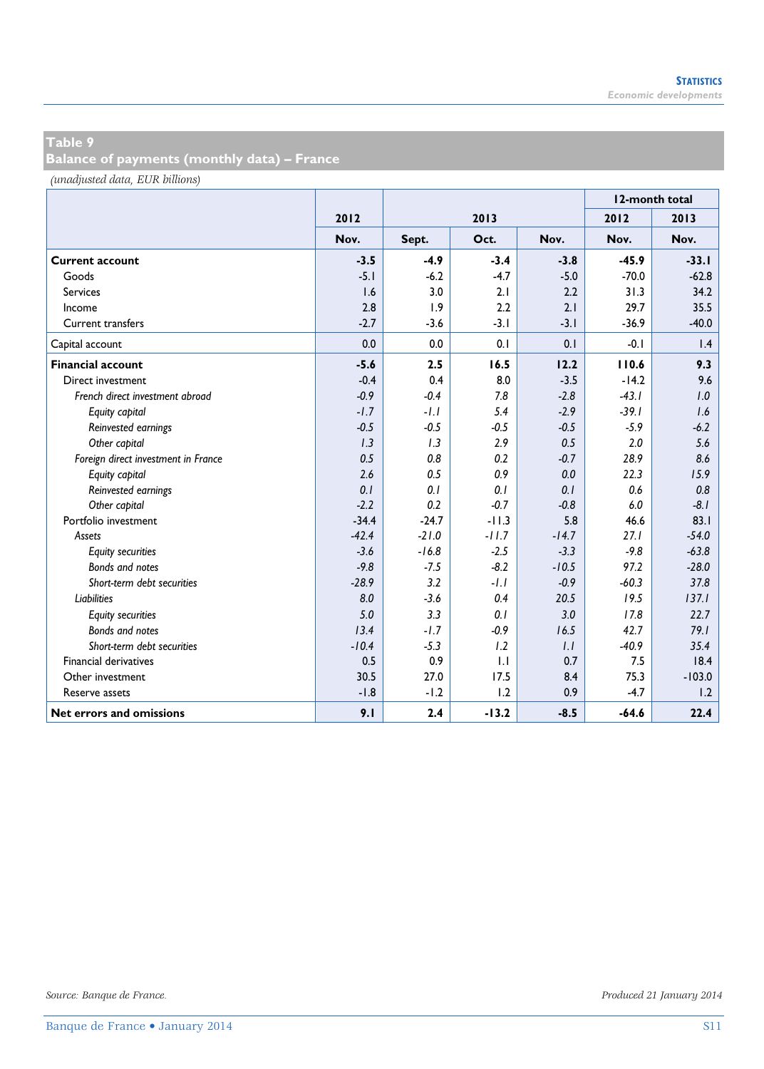## Table 9
## Balance of payments (monthly data) – France

*(unadjusted data, EUR billions)*

| | 2012 | 2013 | | | 12-month total | |
|---|---|---|---|---|---|---|
| | | | | | 2012 | 2013 |
| | Nov. | Sept. | Oct. | Nov. | Nov. | Nov. |
| **Current account** | **-3.5** | **-4.9** | **-3.4** | **-3.8** | **-45.9** | **-33.1** |
| Goods | -5.1 | -6.2 | -4.7 | -5.0 | -70.0 | -62.8 |
| Services | 1.6 | 3.0 | 2.1 | 2.2 | 31.3 | 34.2 |
| Income | 2.8 | 1.9 | 2.2 | 2.1 | 29.7 | 35.5 |
| Current transfers | -2.7 | -3.6 | -3.1 | -3.1 | -36.9 | -40.0 |
| Capital account | 0.0 | 0.0 | 0.1 | 0.1 | -0.1 | 1.4 |
| **Financial account** | **-5.6** | **2.5** | **16.5** | **12.2** | **110.6** | **9.3** |
| Direct investment | -0.4 | 0.4 | 8.0 | -3.5 | -14.2 | 9.6 |
| *French direct investment abroad* | *-0.9* | *-0.4* | *7.8* | *-2.8* | *-43.1* | *1.0* |
| *Equity capital* | *-1.7* | *-1.1* | *5.4* | *-2.9* | *-39.1* | *1.6* |
| *Reinvested earnings* | *-0.5* | *-0.5* | *-0.5* | *-0.5* | *-5.9* | *-6.2* |
| *Other capital* | *1.3* | *1.3* | *2.9* | *0.5* | *2.0* | *5.6* |
| *Foreign direct investment in France* | *0.5* | *0.8* | *0.2* | *-0.7* | *28.9* | *8.6* |
| *Equity capital* | *2.6* | *0.5* | *0.9* | *0.0* | *22.3* | *15.9* |
| *Reinvested earnings* | *0.1* | *0.1* | *0.1* | *0.1* | *0.6* | *0.8* |
| *Other capital* | *-2.2* | *0.2* | *-0.7* | *-0.8* | *6.0* | *-8.1* |
| Portfolio investment | -34.4 | -24.7 | -11.3 | 5.8 | 46.6 | 83.1 |
| *Assets* | *-42.4* | *-21.0* | *-11.7* | *-14.7* | *27.1* | *-54.0* |
| *Equity securities* | *-3.6* | *-16.8* | *-2.5* | *-3.3* | *-9.8* | *-63.8* |
| *Bonds and notes* | *-9.8* | *-7.5* | *-8.2* | *-10.5* | *97.2* | *-28.0* |
| *Short-term debt securities* | *-28.9* | *3.2* | *-1.1* | *-0.9* | *-60.3* | *37.8* |
| *Liabilities* | *8.0* | *-3.6* | *0.4* | *20.5* | *19.5* | *137.1* |
| *Equity securities* | *5.0* | *3.3* | *0.1* | *3.0* | *17.8* | *22.7* |
| *Bonds and notes* | *13.4* | *-1.7* | *-0.9* | *16.5* | *42.7* | *79.1* |
| *Short-term debt securities* | *-10.4* | *-5.3* | *1.2* | *1.1* | *-40.9* | *35.4* |
| Financial derivatives | 0.5 | 0.9 | 1.1 | 0.7 | 7.5 | 18.4 |
| Other investment | 30.5 | 27.0 | 17.5 | 8.4 | 75.3 | -103.0 |
| Reserve assets | -1.8 | -1.2 | 1.2 | 0.9 | -4.7 | 1.2 |
| **Net errors and omissions** | **9.1** | **2.4** | **-13.2** | **-8.5** | **-64.6** | **22.4** |

*Source: Banque de France.*

*Produced 21 January 2014*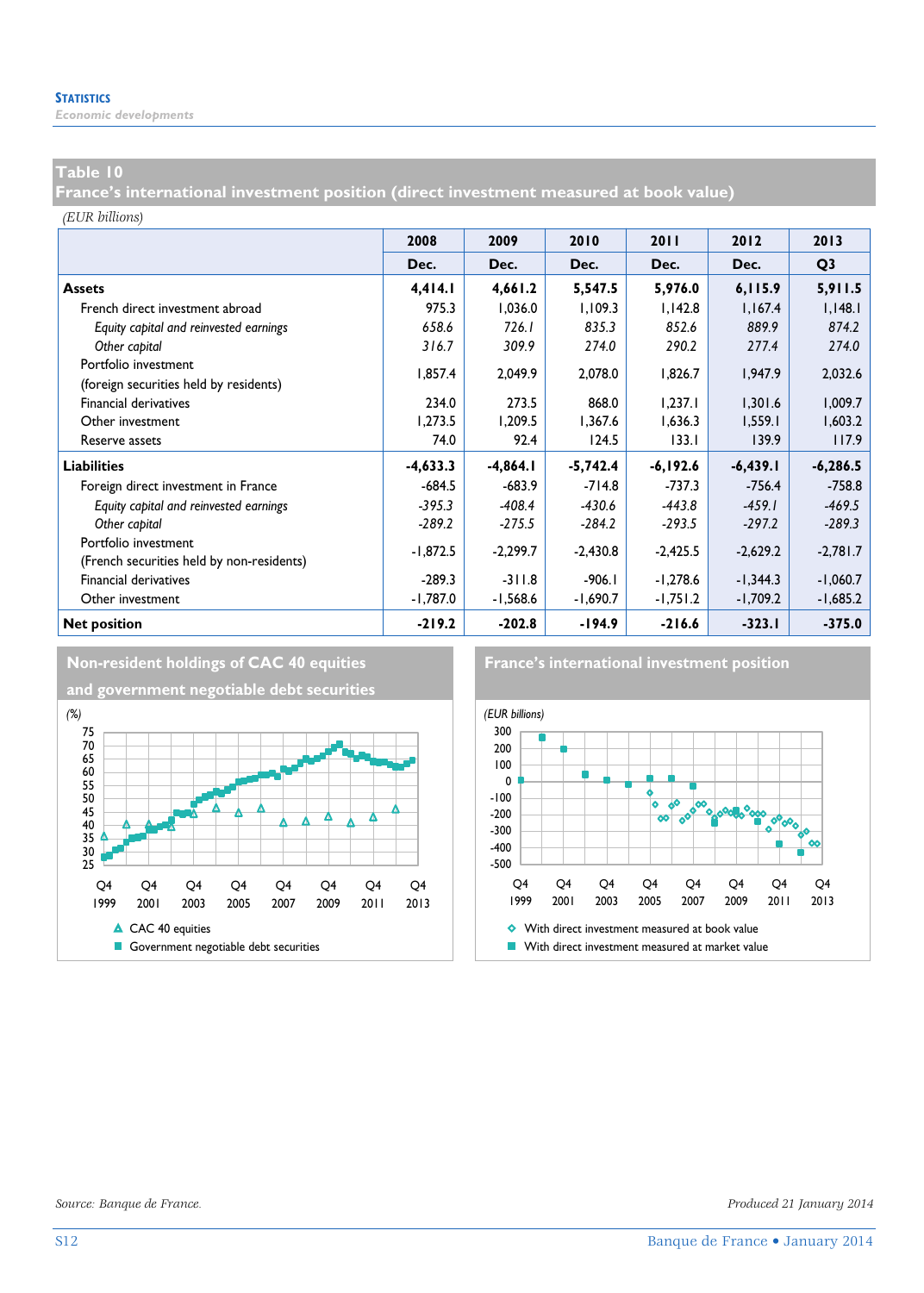## Table 10
## France's international investment position (direct investment measured at book value)

*(EUR billions)*

| | 2008 | 2009 | 2010 | 2011 | 2012 | 2013 |
|---|---|---|---|---|---|---|
| | Dec. | Dec. | Dec. | Dec. | Dec. | Q3 |
| **Assets** | **4,414.1** | **4,661.2** | **5,547.5** | **5,976.0** | **6,115.9** | **5,911.5** |
| French direct investment abroad | 975.3 | 1,036.0 | 1,109.3 | 1,142.8 | 1,167.4 | 1,148.1 |
| *Equity capital and reinvested earnings* | *658.6* | *726.1* | *835.3* | *852.6* | *889.9* | *874.2* |
| *Other capital* | *316.7* | *309.9* | *274.0* | *290.2* | *277.4* | *274.0* |
| Portfolio investment (foreign securities held by residents) | 1,857.4 | 2,049.9 | 2,078.0 | 1,826.7 | 1,947.9 | 2,032.6 |
| Financial derivatives | 234.0 | 273.5 | 868.0 | 1,237.1 | 1,301.6 | 1,009.7 |
| Other investment | 1,273.5 | 1,209.5 | 1,367.6 | 1,636.3 | 1,559.1 | 1,603.2 |
| Reserve assets | 74.0 | 92.4 | 124.5 | 133.1 | 139.9 | 117.9 |
| **Liabilities** | **-4,633.3** | **-4,864.1** | **-5,742.4** | **-6,192.6** | **-6,439.1** | **-6,286.5** |
| Foreign direct investment in France | -684.5 | -683.9 | -714.8 | -737.3 | -756.4 | -758.8 |
| *Equity capital and reinvested earnings* | *-395.3* | *-408.4* | *-430.6* | *-443.8* | *-459.1* | *-469.5* |
| *Other capital* | *-289.2* | *-275.5* | *-284.2* | *-293.5* | *-297.2* | *-289.3* |
| Portfolio investment (French securities held by non-residents) | -1,872.5 | -2,299.7 | -2,430.8 | -2,425.5 | -2,629.2 | -2,781.7 |
| Financial derivatives | -289.3 | -311.8 | -906.1 | -1,278.6 | -1,344.3 | -1,060.7 |
| Other investment | -1,787.0 | -1,568.6 | -1,690.7 | -1,751.2 | -1,709.2 | -1,685.2 |
| **Net position** | **-219.2** | **-202.8** | **-194.9** | **-216.6** | **-323.1** | **-375.0** |

**Non-resident holdings of CAC 40 equities and government negotiable debt securities**

(%)

CAC 40 equities; Government negotiable debt securities

**France's international investment position**

(EUR billions)

With direct investment measured at book value; With direct investment measured at market value

*Source: Banque de France.*

*Produced 21 January 2014*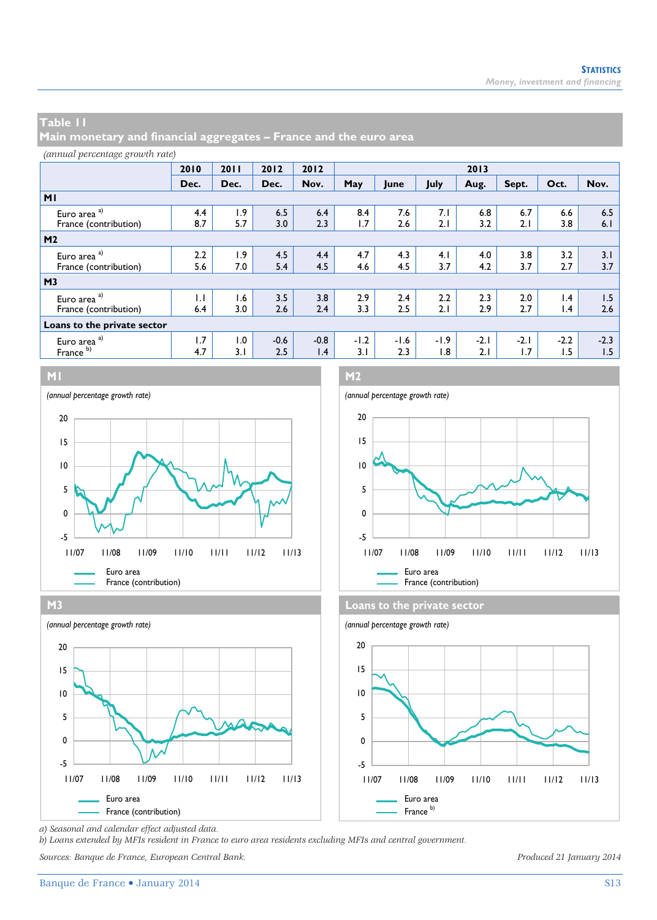## Table 11
## Main monetary and financial aggregates – France and the euro area

*(annual percentage growth rate)*

| | 2010 | 2011 | 2012 | 2012 | 2013 | | | | | | |
|---|---|---|---|---|---|---|---|---|---|---|---|
| | Dec. | Dec. | Dec. | Nov. | May | June | July | Aug. | Sept. | Oct. | Nov. |
| **M1** | | | | | | | | | | | |
| Euro area [a] | 4.4 | 1.9 | 6.5 | 6.4 | 8.4 | 7.6 | 7.1 | 6.8 | 6.7 | 6.6 | 6.5 |
| France (contribution) | 8.7 | 5.7 | 3.0 | 2.3 | 1.7 | 2.6 | 2.1 | 3.2 | 2.1 | 3.8 | 6.1 |
| **M2** | | | | | | | | | | | |
| Euro area [a] | 2.2 | 1.9 | 4.5 | 4.4 | 4.7 | 4.3 | 4.1 | 4.0 | 3.8 | 3.2 | 3.1 |
| France (contribution) | 5.6 | 7.0 | 5.4 | 4.5 | 4.6 | 4.5 | 3.7 | 4.2 | 3.7 | 2.7 | 3.7 |
| **M3** | | | | | | | | | | | |
| Euro area [a] | 1.1 | 1.6 | 3.5 | 3.8 | 2.9 | 2.4 | 2.2 | 2.3 | 2.0 | 1.4 | 1.5 |
| France (contribution) | 6.4 | 3.0 | 2.6 | 2.4 | 3.3 | 2.5 | 2.1 | 2.9 | 2.7 | 1.4 | 2.6 |
| **Loans to the private sector** | | | | | | | | | | | |
| Euro area [a] | 1.7 | 1.0 | -0.6 | -0.8 | -1.2 | -1.6 | -1.9 | -2.1 | -2.1 | -2.2 | -2.3 |
| France [b] | 4.7 | 3.1 | 2.5 | 1.4 | 3.1 | 2.3 | 1.8 | 2.1 | 1.7 | 1.5 | 1.5 |

**M1**

*(annual percentage growth rate)*

Euro area
France (contribution)

**M2**

*(annual percentage growth rate)*

Euro area
France (contribution)

**M3**

*(annual percentage growth rate)*

Euro area
France (contribution)

**Loans to the private sector**

*(annual percentage growth rate)*

Euro area
France [b]

*a) Seasonal and calendar effect adjusted data.*
*b) Loans extended by MFIs resident in France to euro area residents excluding MFIs and central government.*

*Sources: Banque de France, European Central Bank.*

*Produced 21 January 2014*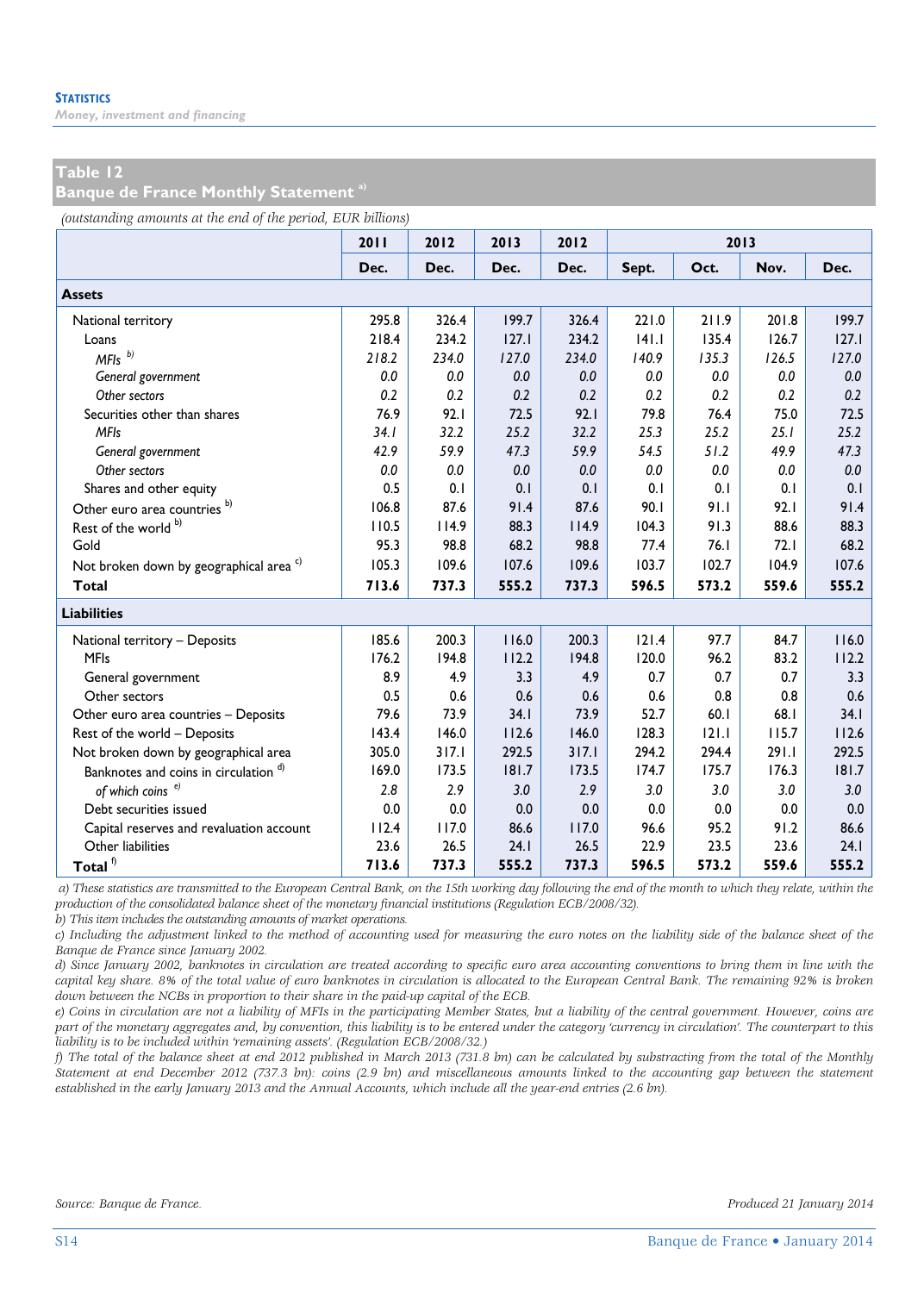## Table 12
## Banque de France Monthly Statement [a]

*(outstanding amounts at the end of the period, EUR billions)*

| | 2011 | 2012 | 2013 | 2012 | 2013 | | | |
|---|---|---|---|---|---|---|---|---|
| | Dec. | Dec. | Dec. | Dec. | Sept. | Oct. | Nov. | Dec. |
| **Assets** | | | | | | | | |
| National territory | 295.8 | 326.4 | 199.7 | 326.4 | 221.0 | 211.9 | 201.8 | 199.7 |
| Loans | 218.4 | 234.2 | 127.1 | 234.2 | 141.1 | 135.4 | 126.7 | 127.1 |
| *MFIs* [b] | *218.2* | *234.0* | *127.0* | *234.0* | *140.9* | *135.3* | *126.5* | *127.0* |
| *General government* | *0.0* | *0.0* | *0.0* | *0.0* | *0.0* | *0.0* | *0.0* | *0.0* |
| *Other sectors* | *0.2* | *0.2* | *0.2* | *0.2* | *0.2* | *0.2* | *0.2* | *0.2* |
| Securities other than shares | 76.9 | 92.1 | 72.5 | 92.1 | 79.8 | 76.4 | 75.0 | 72.5 |
| *MFIs* | *34.1* | *32.2* | *25.2* | *32.2* | *25.3* | *25.2* | *25.1* | *25.2* |
| *General government* | *42.9* | *59.9* | *47.3* | *59.9* | *54.5* | *51.2* | *49.9* | *47.3* |
| *Other sectors* | *0.0* | *0.0* | *0.0* | *0.0* | *0.0* | *0.0* | *0.0* | *0.0* |
| Shares and other equity | 0.5 | 0.1 | 0.1 | 0.1 | 0.1 | 0.1 | 0.1 | 0.1 |
| Other euro area countries [b] | 106.8 | 87.6 | 91.4 | 87.6 | 90.1 | 91.1 | 92.1 | 91.4 |
| Rest of the world [b] | 110.5 | 114.9 | 88.3 | 114.9 | 104.3 | 91.3 | 88.6 | 88.3 |
| Gold | 95.3 | 98.8 | 68.2 | 98.8 | 77.4 | 76.1 | 72.1 | 68.2 |
| Not broken down by geographical area [c] | 105.3 | 109.6 | 107.6 | 109.6 | 103.7 | 102.7 | 104.9 | 107.6 |
| **Total** | **713.6** | **737.3** | **555.2** | **737.3** | **596.5** | **573.2** | **559.6** | **555.2** |
| **Liabilities** | | | | | | | | |
| National territory – Deposits | 185.6 | 200.3 | 116.0 | 200.3 | 121.4 | 97.7 | 84.7 | 116.0 |
| MFIs | 176.2 | 194.8 | 112.2 | 194.8 | 120.0 | 96.2 | 83.2 | 112.2 |
| General government | 8.9 | 4.9 | 3.3 | 4.9 | 0.7 | 0.7 | 0.7 | 3.3 |
| Other sectors | 0.5 | 0.6 | 0.6 | 0.6 | 0.6 | 0.8 | 0.8 | 0.6 |
| Other euro area countries – Deposits | 79.6 | 73.9 | 34.1 | 73.9 | 52.7 | 60.1 | 68.1 | 34.1 |
| Rest of the world – Deposits | 143.4 | 146.0 | 112.6 | 146.0 | 128.3 | 121.1 | 115.7 | 112.6 |
| Not broken down by geographical area | 305.0 | 317.1 | 292.5 | 317.1 | 294.2 | 294.4 | 291.1 | 292.5 |
| Banknotes and coins in circulation [d] | 169.0 | 173.5 | 181.7 | 173.5 | 174.7 | 175.7 | 176.3 | 181.7 |
| *of which coins* [e] | *2.8* | *2.9* | *3.0* | *2.9* | *3.0* | *3.0* | *3.0* | *3.0* |
| Debt securities issued | 0.0 | 0.0 | 0.0 | 0.0 | 0.0 | 0.0 | 0.0 | 0.0 |
| Capital reserves and revaluation account | 112.4 | 117.0 | 86.6 | 117.0 | 96.6 | 95.2 | 91.2 | 86.6 |
| Other liabilities | 23.6 | 26.5 | 24.1 | 26.5 | 22.9 | 23.5 | 23.6 | 24.1 |
| **Total** [f] | **713.6** | **737.3** | **555.2** | **737.3** | **596.5** | **573.2** | **559.6** | **555.2** |

*a) These statistics are transmitted to the European Central Bank, on the 15th working day following the end of the month to which they relate, within the production of the consolidated balance sheet of the monetary financial institutions (Regulation ECB/2008/32).*
*b) This item includes the outstanding amounts of market operations.*
*c) Including the adjustment linked to the method of accounting used for measuring the euro notes on the liability side of the balance sheet of the Banque de France since January 2002.*
*d) Since January 2002, banknotes in circulation are treated according to specific euro area accounting conventions to bring them in line with the capital key share. 8% of the total value of euro banknotes in circulation is allocated to the European Central Bank. The remaining 92% is broken down between the NCBs in proportion to their share in the paid-up capital of the ECB.*
*e) Coins in circulation are not a liability of MFIs in the participating Member States, but a liability of the central government. However, coins are part of the monetary aggregates and, by convention, this liability is to be entered under the category 'currency in circulation'. The counterpart to this liability is to be included within 'remaining assets'. (Regulation ECB/2008/32.)*
*f) The total of the balance sheet at end 2012 published in March 2013 (731.8 bn) can be calculated by substracting from the total of the Monthly Statement at end December 2012 (737.3 bn): coins (2.9 bn) and miscellaneous amounts linked to the accounting gap between the statement established in the early January 2013 and the Annual Accounts, which include all the year-end entries (2.6 bn).*

*Source: Banque de France.*

*Produced 21 January 2014*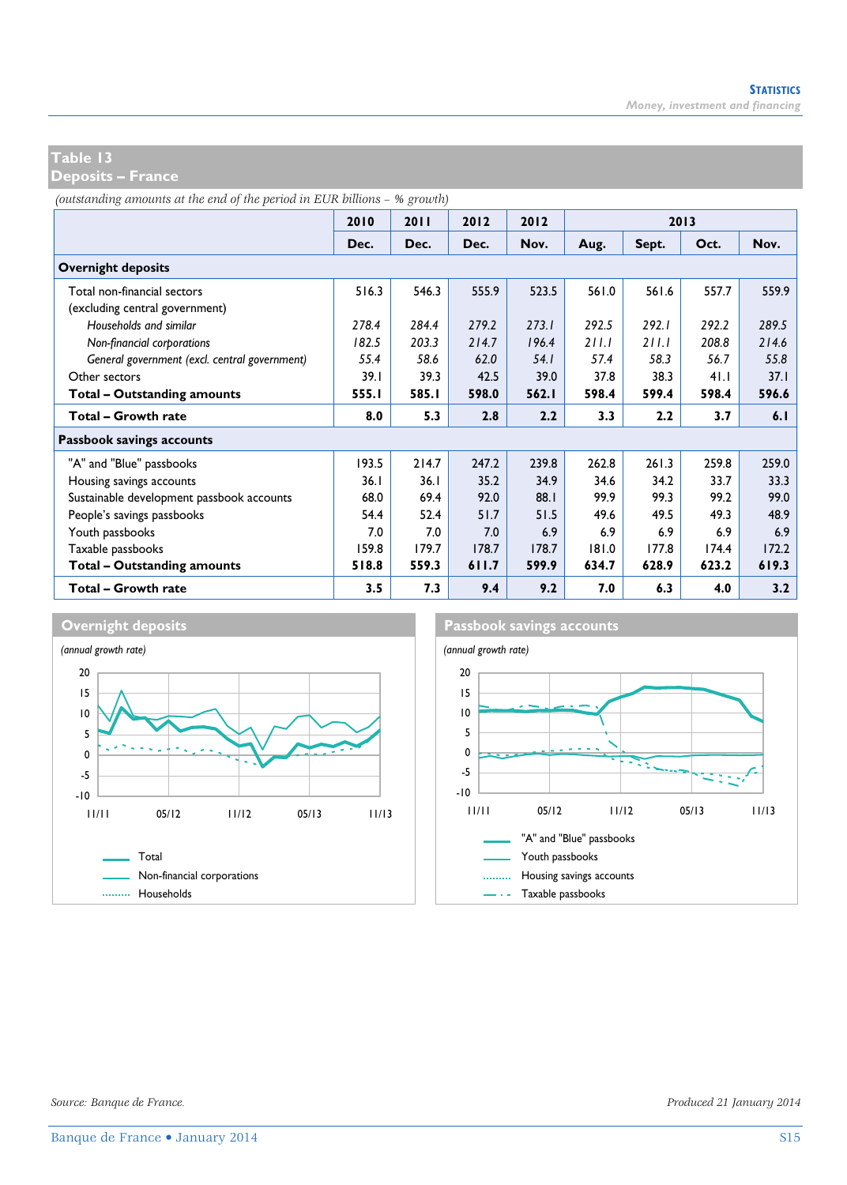## Table 13
## Deposits – France

*(outstanding amounts at the end of the period in EUR billions – % growth)*

| | 2010 | 2011 | 2012 | 2012 | 2013 | | | |
|---|---|---|---|---|---|---|---|---|
| | Dec. | Dec. | Dec. | Nov. | Aug. | Sept. | Oct. | Nov. |
| **Overnight deposits** | | | | | | | | |
| Total non-financial sectors (excluding central government) | 516.3 | 546.3 | 555.9 | 523.5 | 561.0 | 561.6 | 557.7 | 559.9 |
| *Households and similar* | *278.4* | *284.4* | *279.2* | *273.1* | *292.5* | *292.1* | *292.2* | *289.5* |
| *Non-financial corporations* | *182.5* | *203.3* | *214.7* | *196.4* | *211.1* | *211.1* | *208.8* | *214.6* |
| *General government (excl. central government)* | *55.4* | *58.6* | *62.0* | *54.1* | *57.4* | *58.3* | *56.7* | *55.8* |
| Other sectors | 39.1 | 39.3 | 42.5 | 39.0 | 37.8 | 38.3 | 41.1 | 37.1 |
| **Total – Outstanding amounts** | **555.1** | **585.1** | **598.0** | **562.1** | **598.4** | **599.4** | **598.4** | **596.6** |
| **Total – Growth rate** | **8.0** | **5.3** | **2.8** | **2.2** | **3.3** | **2.2** | **3.7** | **6.1** |
| **Passbook savings accounts** | | | | | | | | |
| "A" and "Blue" passbooks | 193.5 | 214.7 | 247.2 | 239.8 | 262.8 | 261.3 | 259.8 | 259.0 |
| Housing savings accounts | 36.1 | 36.1 | 35.2 | 34.9 | 34.6 | 34.2 | 33.7 | 33.3 |
| Sustainable development passbook accounts | 68.0 | 69.4 | 92.0 | 88.1 | 99.9 | 99.3 | 99.2 | 99.0 |
| People's savings passbooks | 54.4 | 52.4 | 51.7 | 51.5 | 49.6 | 49.5 | 49.3 | 48.9 |
| Youth passbooks | 7.0 | 7.0 | 7.0 | 6.9 | 6.9 | 6.9 | 6.9 | 6.9 |
| Taxable passbooks | 159.8 | 179.7 | 178.7 | 178.7 | 181.0 | 177.8 | 174.4 | 172.2 |
| **Total – Outstanding amounts** | **518.8** | **559.3** | **611.7** | **599.9** | **634.7** | **628.9** | **623.2** | **619.3** |
| **Total – Growth rate** | **3.5** | **7.3** | **9.4** | **9.2** | **7.0** | **6.3** | **4.0** | **3.2** |

**Overnight deposits**

*(annual growth rate)*

Total — Non-financial corporations — Households

**Passbook savings accounts**

*(annual growth rate)*

"A" and "Blue" passbooks — Youth passbooks — Housing savings accounts — Taxable passbooks

*Source: Banque de France.*

*Produced 21 January 2014*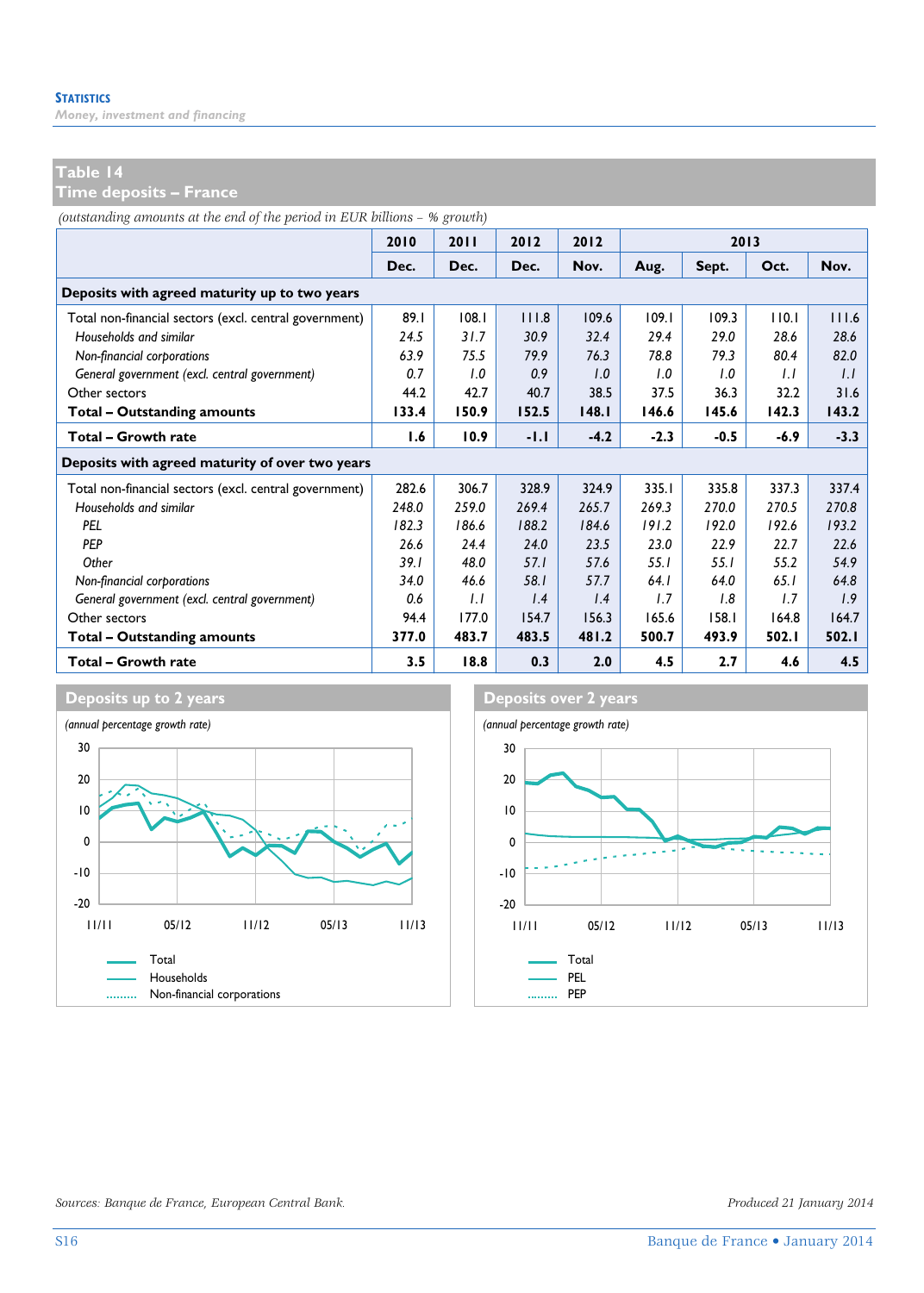## Table 14
## Time deposits – France

*(outstanding amounts at the end of the period in EUR billions – % growth)*

| | 2010 | 2011 | 2012 | 2012 | 2013 | | | |
|---|---|---|---|---|---|---|---|---|
| | Dec. | Dec. | Dec. | Nov. | Aug. | Sept. | Oct. | Nov. |
| **Deposits with agreed maturity up to two years** | | | | | | | | |
| Total non-financial sectors (excl. central government) | 89.1 | 108.1 | 111.8 | 109.6 | 109.1 | 109.3 | 110.1 | 111.6 |
| *Households and similar* | *24.5* | *31.7* | *30.9* | *32.4* | *29.4* | *29.0* | *28.6* | *28.6* |
| *Non-financial corporations* | *63.9* | *75.5* | *79.9* | *76.3* | *78.8* | *79.3* | *80.4* | *82.0* |
| *General government (excl. central government)* | *0.7* | *1.0* | *0.9* | *1.0* | *1.0* | *1.0* | *1.1* | *1.1* |
| Other sectors | 44.2 | 42.7 | 40.7 | 38.5 | 37.5 | 36.3 | 32.2 | 31.6 |
| **Total – Outstanding amounts** | **133.4** | **150.9** | **152.5** | **148.1** | **146.6** | **145.6** | **142.3** | **143.2** |
| **Total – Growth rate** | **1.6** | **10.9** | **-1.1** | **-4.2** | **-2.3** | **-0.5** | **-6.9** | **-3.3** |
| **Deposits with agreed maturity of over two years** | | | | | | | | |
| Total non-financial sectors (excl. central government) | 282.6 | 306.7 | 328.9 | 324.9 | 335.1 | 335.8 | 337.3 | 337.4 |
| *Households and similar* | *248.0* | *259.0* | *269.4* | *265.7* | *269.3* | *270.0* | *270.5* | *270.8* |
| *PEL* | *182.3* | *186.6* | *188.2* | *184.6* | *191.2* | *192.0* | *192.6* | *193.2* |
| *PEP* | *26.6* | *24.4* | *24.0* | *23.5* | *23.0* | *22.9* | *22.7* | *22.6* |
| *Other* | *39.1* | *48.0* | *57.1* | *57.6* | *55.1* | *55.1* | *55.2* | *54.9* |
| *Non-financial corporations* | *34.0* | *46.6* | *58.1* | *57.7* | *64.1* | *64.0* | *65.1* | *64.8* |
| *General government (excl. central government)* | *0.6* | *1.1* | *1.4* | *1.4* | *1.7* | *1.8* | *1.7* | *1.9* |
| Other sectors | 94.4 | 177.0 | 154.7 | 156.3 | 165.6 | 158.1 | 164.8 | 164.7 |
| **Total – Outstanding amounts** | **377.0** | **483.7** | **483.5** | **481.2** | **500.7** | **493.9** | **502.1** | **502.1** |
| **Total – Growth rate** | **3.5** | **18.8** | **0.3** | **2.0** | **4.5** | **2.7** | **4.6** | **4.5** |

### Deposits up to 2 years

*(annual percentage growth rate)*

Legend: Total; Households; Non-financial corporations

### Deposits over 2 years

*(annual percentage growth rate)*

Legend: Total; PEL; PEP

*Sources: Banque de France, European Central Bank.*

*Produced 21 January 2014*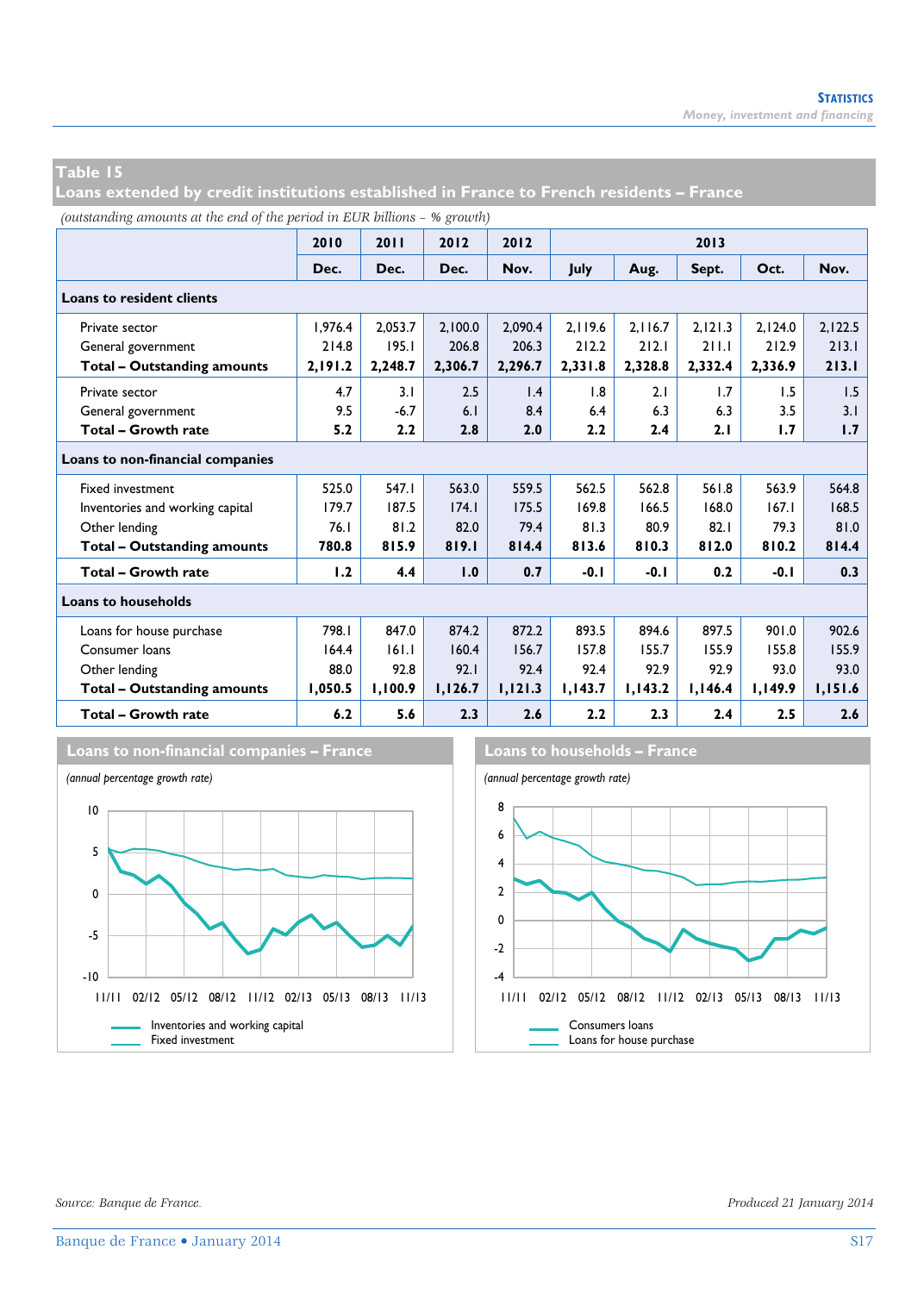## Table 15
## Loans extended by credit institutions established in France to French residents – France

*(outstanding amounts at the end of the period in EUR billions – % growth)*

| | 2010 | 2011 | 2012 | 2012 | 2013 | | | | |
|---|---|---|---|---|---|---|---|---|---|
| | Dec. | Dec. | Dec. | Nov. | July | Aug. | Sept. | Oct. | Nov. |
| **Loans to resident clients** | | | | | | | | | |
| Private sector | 1,976.4 | 2,053.7 | 2,100.0 | 2,090.4 | 2,119.6 | 2,116.7 | 2,121.3 | 2,124.0 | 2,122.5 |
| General government | 214.8 | 195.1 | 206.8 | 206.3 | 212.2 | 212.1 | 211.1 | 212.9 | 213.1 |
| **Total – Outstanding amounts** | **2,191.2** | **2,248.7** | **2,306.7** | **2,296.7** | **2,331.8** | **2,328.8** | **2,332.4** | **2,336.9** | **213.1** |
| Private sector | 4.7 | 3.1 | 2.5 | 1.4 | 1.8 | 2.1 | 1.7 | 1.5 | 1.5 |
| General government | 9.5 | -6.7 | 6.1 | 8.4 | 6.4 | 6.3 | 6.3 | 3.5 | 3.1 |
| **Total – Growth rate** | **5.2** | **2.2** | **2.8** | **2.0** | **2.2** | **2.4** | **2.1** | **1.7** | **1.7** |
| **Loans to non-financial companies** | | | | | | | | | |
| Fixed investment | 525.0 | 547.1 | 563.0 | 559.5 | 562.5 | 562.8 | 561.8 | 563.9 | 564.8 |
| Inventories and working capital | 179.7 | 187.5 | 174.1 | 175.5 | 169.8 | 166.5 | 168.0 | 167.1 | 168.5 |
| Other lending | 76.1 | 81.2 | 82.0 | 79.4 | 81.3 | 80.9 | 82.1 | 79.3 | 81.0 |
| **Total – Outstanding amounts** | **780.8** | **815.9** | **819.1** | **814.4** | **813.6** | **810.3** | **812.0** | **810.2** | **814.4** |
| **Total – Growth rate** | **1.2** | **4.4** | **1.0** | **0.7** | **-0.1** | **-0.1** | **0.2** | **-0.1** | **0.3** |
| **Loans to households** | | | | | | | | | |
| Loans for house purchase | 798.1 | 847.0 | 874.2 | 872.2 | 893.5 | 894.6 | 897.5 | 901.0 | 902.6 |
| Consumer loans | 164.4 | 161.1 | 160.4 | 156.7 | 157.8 | 155.7 | 155.9 | 155.8 | 155.9 |
| Other lending | 88.0 | 92.8 | 92.1 | 92.4 | 92.4 | 92.9 | 92.9 | 93.0 | 93.0 |
| **Total – Outstanding amounts** | **1,050.5** | **1,100.9** | **1,126.7** | **1,121.3** | **1,143.7** | **1,143.2** | **1,146.4** | **1,149.9** | **1,151.6** |
| **Total – Growth rate** | **6.2** | **5.6** | **2.3** | **2.6** | **2.2** | **2.3** | **2.4** | **2.5** | **2.6** |

### Loans to non-financial companies – France

*(annual percentage growth rate)*

Inventories and working capital
Fixed investment

### Loans to households – France

*(annual percentage growth rate)*

Consumers loans
Loans for house purchase

*Source: Banque de France.*

*Produced 21 January 2014*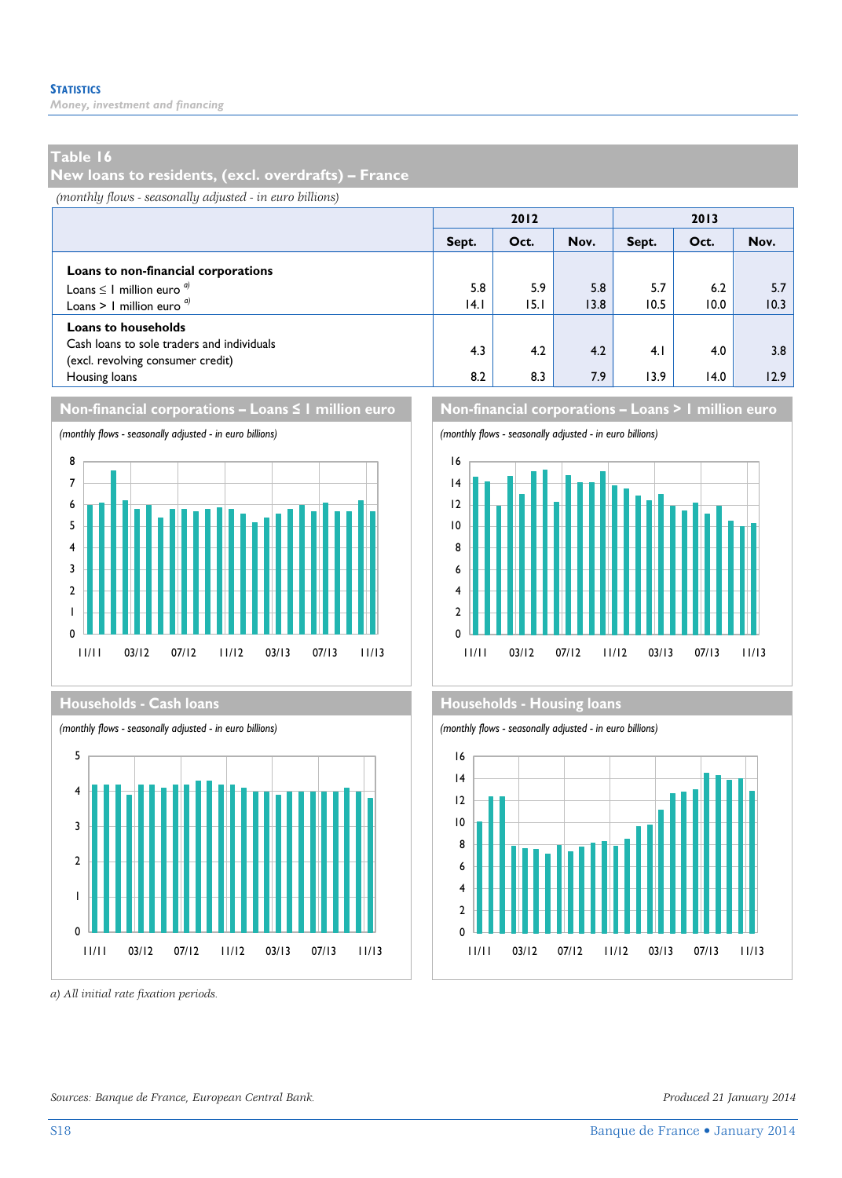## Table 16
## New loans to residents, (excl. overdrafts) – France

*(monthly flows - seasonally adjusted - in euro billions)*

| | 2012 | | | 2013 | | |
|---|---|---|---|---|---|---|
| | Sept. | Oct. | Nov. | Sept. | Oct. | Nov. |
| **Loans to non-financial corporations** | | | | | | |
| Loans ≤ 1 million euro [a] | 5.8 | 5.9 | 5.8 | 5.7 | 6.2 | 5.7 |
| Loans > 1 million euro [a] | 14.1 | 15.1 | 13.8 | 10.5 | 10.0 | 10.3 |
| **Loans to households** | | | | | | |
| Cash loans to sole traders and individuals (excl. revolving consumer credit) | 4.3 | 4.2 | 4.2 | 4.1 | 4.0 | 3.8 |
| Housing loans | 8.2 | 8.3 | 7.9 | 13.9 | 14.0 | 12.9 |

### Non-financial corporations – Loans ≤ 1 million euro

*(monthly flows - seasonally adjusted - in euro billions)*

### Non-financial corporations – Loans > 1 million euro

*(monthly flows - seasonally adjusted - in euro billions)*

### Households - Cash loans

*(monthly flows - seasonally adjusted - in euro billions)*

### Households - Housing loans

*(monthly flows - seasonally adjusted - in euro billions)*

*a) All initial rate fixation periods.*

*Sources: Banque de France, European Central Bank.*

*Produced 21 January 2014*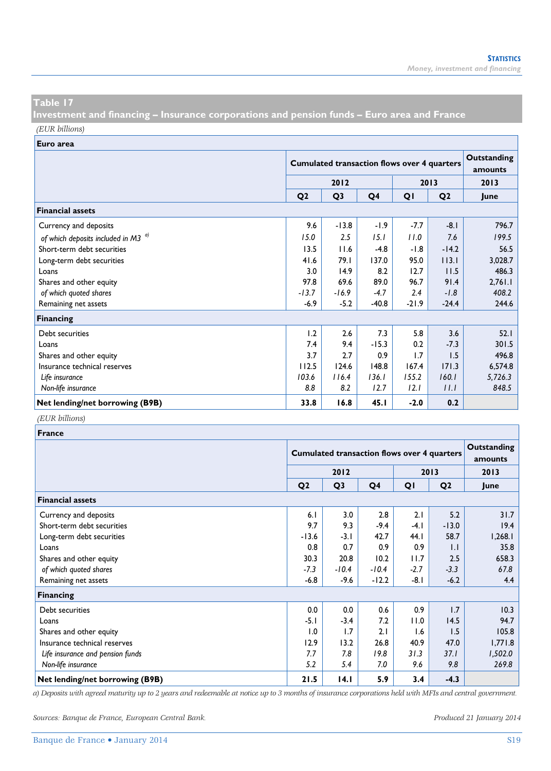## Table 17
## Investment and financing – Insurance corporations and pension funds – Euro area and France

*(EUR billions)*

| Euro area | Cumulated transaction flows over 4 quarters | | | | | Outstanding amounts |
|---|---|---|---|---|---|---|
| | 2012 | | | 2013 | | 2013 |
| | Q2 | Q3 | Q4 | Q1 | Q2 | June |
| **Financial assets** | | | | | | |
| Currency and deposits | 9.6 | -13.8 | -1.9 | -7.7 | -8.1 | 796.7 |
| *of which deposits included in M3* [a)] | *15.0* | *2.5* | *15.1* | *11.0* | *7.6* | *199.5* |
| Short-term debt securities | 13.5 | 11.6 | -4.8 | -1.8 | -14.2 | 56.5 |
| Long-term debt securities | 41.6 | 79.1 | 137.0 | 95.0 | 113.1 | 3,028.7 |
| Loans | 3.0 | 14.9 | 8.2 | 12.7 | 11.5 | 486.3 |
| Shares and other equity | 97.8 | 69.6 | 89.0 | 96.7 | 91.4 | 2,761.1 |
| *of which quoted shares* | *-13.7* | *-16.9* | *-4.7* | *2.4* | *-1.8* | *408.2* |
| Remaining net assets | -6.9 | -5.2 | -40.8 | -21.9 | -24.4 | 244.6 |
| **Financing** | | | | | | |
| Debt securities | 1.2 | 2.6 | 7.3 | 5.8 | 3.6 | 52.1 |
| Loans | 7.4 | 9.4 | -15.3 | 0.2 | -7.3 | 301.5 |
| Shares and other equity | 3.7 | 2.7 | 0.9 | 1.7 | 1.5 | 496.8 |
| Insurance technical reserves | 112.5 | 124.6 | 148.8 | 167.4 | 171.3 | 6,574.8 |
| *Life insurance* | *103.6* | *116.4* | *136.1* | *155.2* | *160.1* | *5,726.3* |
| *Non-life insurance* | *8.8* | *8.2* | *12.7* | *12.1* | *11.1* | *848.5* |
| **Net lending/net borrowing (B9B)** | **33.8** | **16.8** | **45.1** | **-2.0** | **0.2** | |

*(EUR billions)*

| France | Cumulated transaction flows over 4 quarters | | | | | Outstanding amounts |
|---|---|---|---|---|---|---|
| | 2012 | | | 2013 | | 2013 |
| | Q2 | Q3 | Q4 | Q1 | Q2 | June |
| **Financial assets** | | | | | | |
| Currency and deposits | 6.1 | 3.0 | 2.8 | 2.1 | 5.2 | 31.7 |
| Short-term debt securities | 9.7 | 9.3 | -9.4 | -4.1 | -13.0 | 19.4 |
| Long-term debt securities | -13.6 | -3.1 | 42.7 | 44.1 | 58.7 | 1,268.1 |
| Loans | 0.8 | 0.7 | 0.9 | 0.9 | 1.1 | 35.8 |
| Shares and other equity | 30.3 | 20.8 | 10.2 | 11.7 | 2.5 | 658.3 |
| *of which quoted shares* | *-7.3* | *-10.4* | *-10.4* | *-2.7* | *-3.3* | *67.8* |
| Remaining net assets | -6.8 | -9.6 | -12.2 | -8.1 | -6.2 | 4.4 |
| **Financing** | | | | | | |
| Debt securities | 0.0 | 0.0 | 0.6 | 0.9 | 1.7 | 10.3 |
| Loans | -5.1 | -3.4 | 7.2 | 11.0 | 14.5 | 94.7 |
| Shares and other equity | 1.0 | 1.7 | 2.1 | 1.6 | 1.5 | 105.8 |
| Insurance technical reserves | 12.9 | 13.2 | 26.8 | 40.9 | 47.0 | 1,771.8 |
| *Life insurance and pension funds* | *7.7* | *7.8* | *19.8* | *31.3* | *37.1* | *1,502.0* |
| *Non-life insurance* | *5.2* | *5.4* | *7.0* | *9.6* | *9.8* | *269.8* |
| **Net lending/net borrowing (B9B)** | **21.5** | **14.1** | **5.9** | **3.4** | **-4.3** | |

*a) Deposits with agreed maturity up to 2 years and redeemable at notice up to 3 months of insurance corporations held with MFIs and central government.*

*Sources: Banque de France, European Central Bank.*

*Produced 21 January 2014*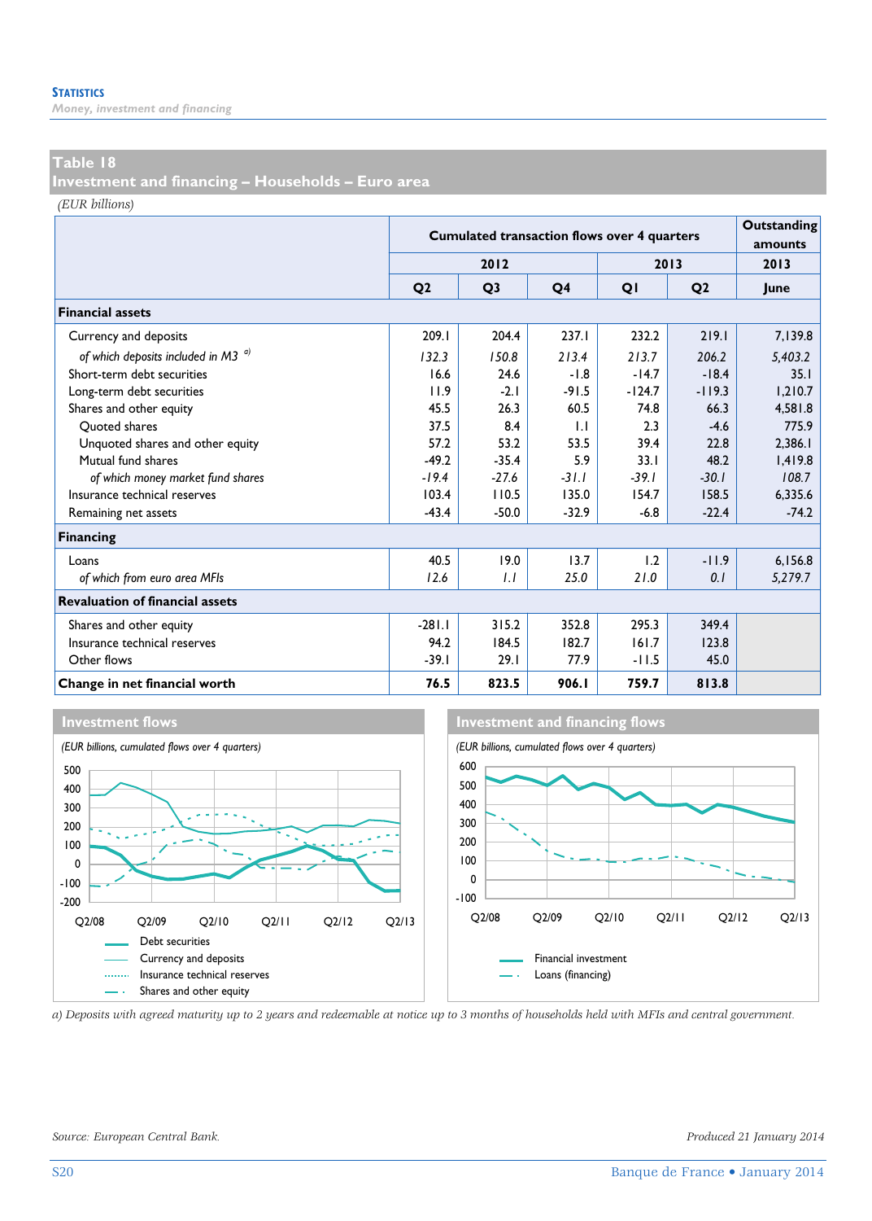## Table 18
## Investment and financing – Households – Euro area

*(EUR billions)*

| | Cumulated transaction flows over 4 quarters | | | | | Outstanding amounts |
|---|---|---|---|---|---|---|
| | 2012 | | | 2013 | | 2013 |
| | Q2 | Q3 | Q4 | Q1 | Q2 | June |
| **Financial assets** | | | | | | |
| Currency and deposits | 209.1 | 204.4 | 237.1 | 232.2 | 219.1 | 7,139.8 |
| *of which deposits included in M3* [a] | *132.3* | *150.8* | *213.4* | *213.7* | *206.2* | *5,403.2* |
| Short-term debt securities | 16.6 | 24.6 | -1.8 | -14.7 | -18.4 | 35.1 |
| Long-term debt securities | 11.9 | -2.1 | -91.5 | -124.7 | -119.3 | 1,210.7 |
| Shares and other equity | 45.5 | 26.3 | 60.5 | 74.8 | 66.3 | 4,581.8 |
| Quoted shares | 37.5 | 8.4 | 1.1 | 2.3 | -4.6 | 775.9 |
| Unquoted shares and other equity | 57.2 | 53.2 | 53.5 | 39.4 | 22.8 | 2,386.1 |
| Mutual fund shares | -49.2 | -35.4 | 5.9 | 33.1 | 48.2 | 1,419.8 |
| *of which money market fund shares* | *-19.4* | *-27.6* | *-31.1* | *-39.1* | *-30.1* | *108.7* |
| Insurance technical reserves | 103.4 | 110.5 | 135.0 | 154.7 | 158.5 | 6,335.6 |
| Remaining net assets | -43.4 | -50.0 | -32.9 | -6.8 | -22.4 | -74.2 |
| **Financing** | | | | | | |
| Loans | 40.5 | 19.0 | 13.7 | 1.2 | -11.9 | 6,156.8 |
| *of which from euro area MFIs* | *12.6* | *1.1* | *25.0* | *21.0* | *0.1* | *5,279.7* |
| **Revaluation of financial assets** | | | | | | |
| Shares and other equity | -281.1 | 315.2 | 352.8 | 295.3 | 349.4 | |
| Insurance technical reserves | 94.2 | 184.5 | 182.7 | 161.7 | 123.8 | |
| Other flows | -39.1 | 29.1 | 77.9 | -11.5 | 45.0 | |
| **Change in net financial worth** | **76.5** | **823.5** | **906.1** | **759.7** | **813.8** | |

### Investment flows

*(EUR billions, cumulated flows over 4 quarters)*

### Investment and financing flows

*(EUR billions, cumulated flows over 4 quarters)*

a) Deposits with agreed maturity up to 2 years and redeemable at notice up to 3 months of households held with MFIs and central government.

*Source: European Central Bank.*

*Produced 21 January 2014*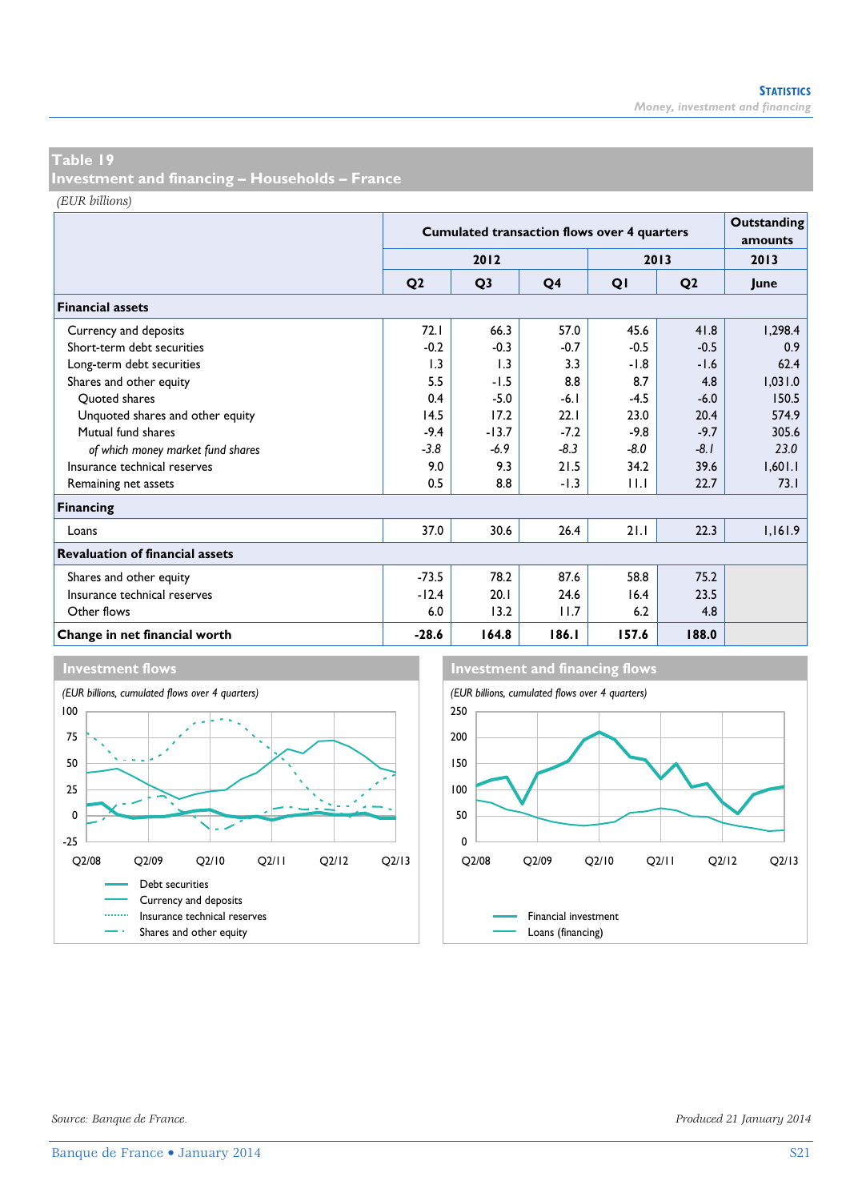## Table 19
## Investment and financing – Households – France

*(EUR billions)*

| | Cumulated transaction flows over 4 quarters | | | | | Outstanding amounts |
|---|---|---|---|---|---|---|
| | 2012 | | | 2013 | | 2013 |
| | Q2 | Q3 | Q4 | Q1 | Q2 | June |
| **Financial assets** | | | | | | |
| Currency and deposits | 72.1 | 66.3 | 57.0 | 45.6 | 41.8 | 1,298.4 |
| Short-term debt securities | -0.2 | -0.3 | -0.7 | -0.5 | -0.5 | 0.9 |
| Long-term debt securities | 1.3 | 1.3 | 3.3 | -1.8 | -1.6 | 62.4 |
| Shares and other equity | 5.5 | -1.5 | 8.8 | 8.7 | 4.8 | 1,031.0 |
| Quoted shares | 0.4 | -5.0 | -6.1 | -4.5 | -6.0 | 150.5 |
| Unquoted shares and other equity | 14.5 | 17.2 | 22.1 | 23.0 | 20.4 | 574.9 |
| Mutual fund shares | -9.4 | -13.7 | -7.2 | -9.8 | -9.7 | 305.6 |
| *of which money market fund shares* | *-3.8* | *-6.9* | *-8.3* | *-8.0* | *-8.1* | *23.0* |
| Insurance technical reserves | 9.0 | 9.3 | 21.5 | 34.2 | 39.6 | 1,601.1 |
| Remaining net assets | 0.5 | 8.8 | -1.3 | 11.1 | 22.7 | 73.1 |
| **Financing** | | | | | | |
| Loans | 37.0 | 30.6 | 26.4 | 21.1 | 22.3 | 1,161.9 |
| **Revaluation of financial assets** | | | | | | |
| Shares and other equity | -73.5 | 78.2 | 87.6 | 58.8 | 75.2 | |
| Insurance technical reserves | -12.4 | 20.1 | 24.6 | 16.4 | 23.5 | |
| Other flows | 6.0 | 13.2 | 11.7 | 6.2 | 4.8 | |
| **Change in net financial worth** | **-28.6** | **164.8** | **186.1** | **157.6** | **188.0** | |

### Investment flows

*(EUR billions, cumulated flows over 4 quarters)*

Legend: Debt securities; Currency and deposits; Insurance technical reserves; Shares and other equity

### Investment and financing flows

*(EUR billions, cumulated flows over 4 quarters)*

Legend: Financial investment; Loans (financing)

Source: Banque de France.

Produced 21 January 2014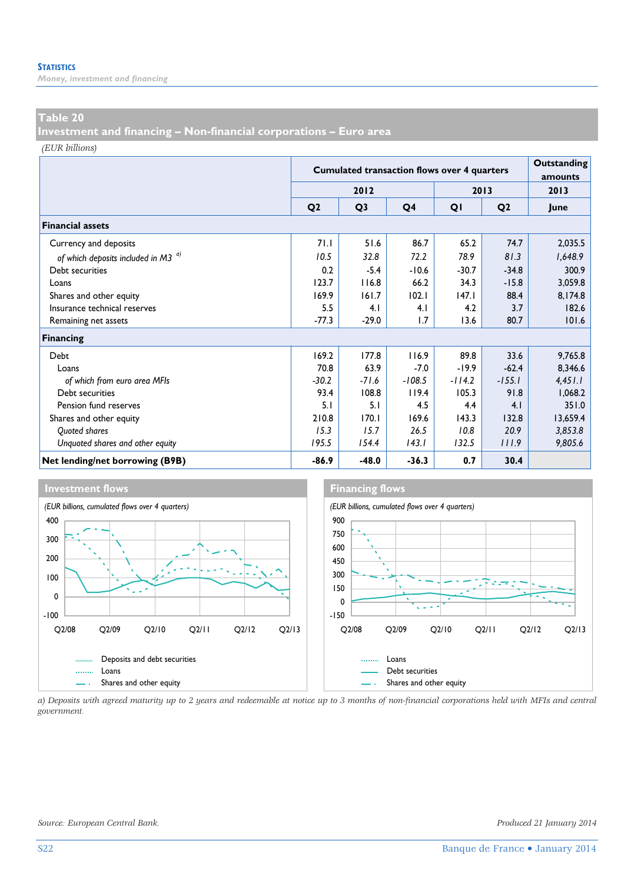## Table 20
## Investment and financing – Non-financial corporations – Euro area

*(EUR billions)*

| | Cumulated transaction flows over 4 quarters | | | | | Outstanding amounts |
|---|---|---|---|---|---|---|
| | 2012 | | | 2013 | | 2013 |
| | Q2 | Q3 | Q4 | Q1 | Q2 | June |
| **Financial assets** | | | | | | |
| Currency and deposits | 71.1 | 51.6 | 86.7 | 65.2 | 74.7 | 2,035.5 |
| *of which deposits included in M3* [a] | *10.5* | *32.8* | *72.2* | *78.9* | *81.3* | *1,648.9* |
| Debt securities | 0.2 | -5.4 | -10.6 | -30.7 | -34.8 | 300.9 |
| Loans | 123.7 | 116.8 | 66.2 | 34.3 | -15.8 | 3,059.8 |
| Shares and other equity | 169.9 | 161.7 | 102.1 | 147.1 | 88.4 | 8,174.8 |
| Insurance technical reserves | 5.5 | 4.1 | 4.1 | 4.2 | 3.7 | 182.6 |
| Remaining net assets | -77.3 | -29.0 | 1.7 | 13.6 | 80.7 | 101.6 |
| **Financing** | | | | | | |
| Debt | 169.2 | 177.8 | 116.9 | 89.8 | 33.6 | 9,765.8 |
| Loans | 70.8 | 63.9 | -7.0 | -19.9 | -62.4 | 8,346.6 |
| *of which from euro area MFIs* | *-30.2* | *-71.6* | *-108.5* | *-114.2* | *-155.1* | *4,451.1* |
| Debt securities | 93.4 | 108.8 | 119.4 | 105.3 | 91.8 | 1,068.2 |
| Pension fund reserves | 5.1 | 5.1 | 4.5 | 4.4 | 4.1 | 351.0 |
| Shares and other equity | 210.8 | 170.1 | 169.6 | 143.3 | 132.8 | 13,659.4 |
| *Quoted shares* | *15.3* | *15.7* | *26.5* | *10.8* | *20.9* | *3,853.8* |
| *Unquoted shares and other equity* | *195.5* | *154.4* | *143.1* | *132.5* | *111.9* | *9,805.6* |
| **Net lending/net borrowing (B9B)** | **-86.9** | **-48.0** | **-36.3** | **0.7** | **30.4** | |

### Investment flows

*(EUR billions, cumulated flows over 4 quarters)*

Deposits and debt securities
Loans
Shares and other equity

### Financing flows

*(EUR billions, cumulated flows over 4 quarters)*

Loans
Debt securities
Shares and other equity

*a) Deposits with agreed maturity up to 2 years and redeemable at notice up to 3 months of non-financial corporations held with MFIs and central government.*

*Source: European Central Bank.*

*Produced 21 January 2014*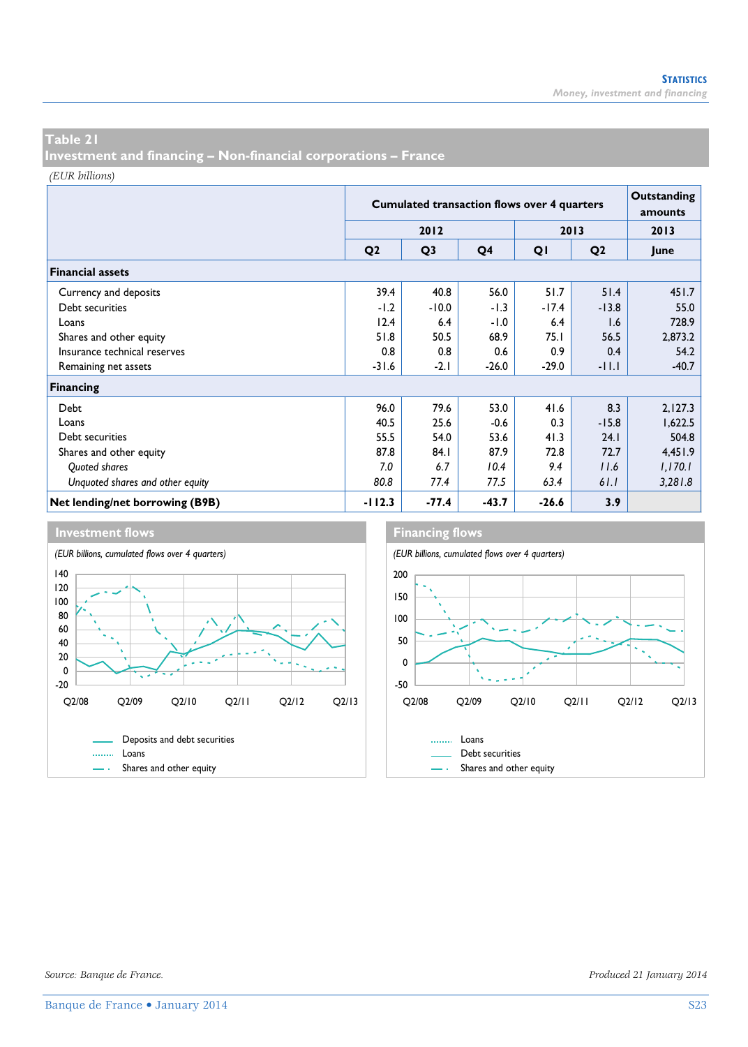## Table 21
## Investment and financing – Non-financial corporations – France

*(EUR billions)*

| | Cumulated transaction flows over 4 quarters | | | | | Outstanding amounts |
|---|---|---|---|---|---|---|
| | 2012 | | | 2013 | | 2013 |
| | Q2 | Q3 | Q4 | Q1 | Q2 | June |
| **Financial assets** | | | | | | |
| Currency and deposits | 39.4 | 40.8 | 56.0 | 51.7 | 51.4 | 451.7 |
| Debt securities | -1.2 | -10.0 | -1.3 | -17.4 | -13.8 | 55.0 |
| Loans | 12.4 | 6.4 | -1.0 | 6.4 | 1.6 | 728.9 |
| Shares and other equity | 51.8 | 50.5 | 68.9 | 75.1 | 56.5 | 2,873.2 |
| Insurance technical reserves | 0.8 | 0.8 | 0.6 | 0.9 | 0.4 | 54.2 |
| Remaining net assets | -31.6 | -2.1 | -26.0 | -29.0 | -11.1 | -40.7 |
| **Financing** | | | | | | |
| Debt | 96.0 | 79.6 | 53.0 | 41.6 | 8.3 | 2,127.3 |
| Loans | 40.5 | 25.6 | -0.6 | 0.3 | -15.8 | 1,622.5 |
| Debt securities | 55.5 | 54.0 | 53.6 | 41.3 | 24.1 | 504.8 |
| Shares and other equity | 87.8 | 84.1 | 87.9 | 72.8 | 72.7 | 4,451.9 |
| *Quoted shares* | *7.0* | *6.7* | *10.4* | *9.4* | *11.6* | *1,170.1* |
| *Unquoted shares and other equity* | *80.8* | *77.4* | *77.5* | *63.4* | *61.1* | *3,281.8* |
| **Net lending/net borrowing (B9B)** | **-112.3** | **-77.4** | **-43.7** | **-26.6** | **3.9** | |

### Investment flows

*(EUR billions, cumulated flows over 4 quarters)*

Legend: Deposits and debt securities; Loans; Shares and other equity

### Financing flows

*(EUR billions, cumulated flows over 4 quarters)*

Legend: Loans; Debt securities; Shares and other equity

*Source: Banque de France.*

*Produced 21 January 2014*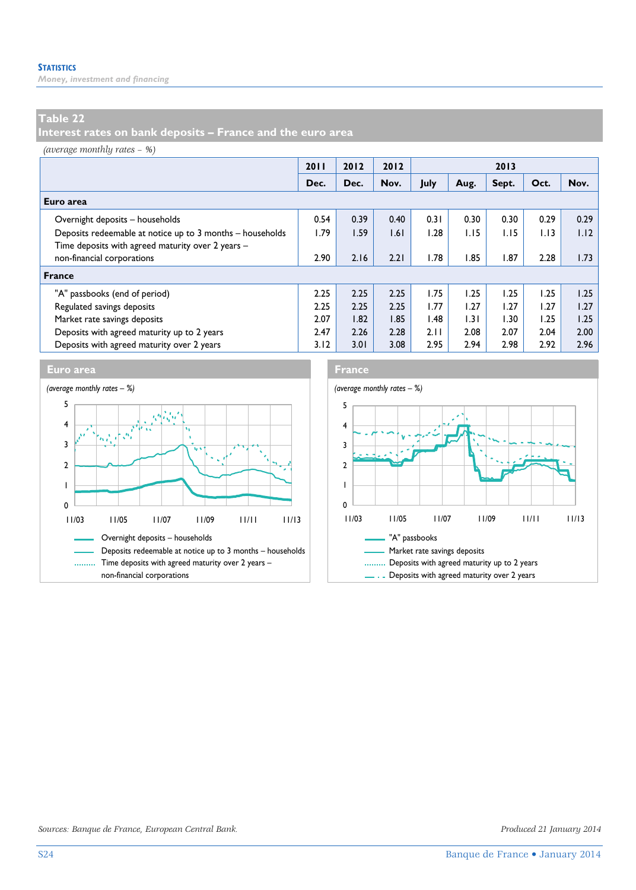## Table 22
## Interest rates on bank deposits – France and the euro area

*(average monthly rates – %)*

| | 2011 Dec. | 2012 Dec. | 2012 Nov. | 2013 July | 2013 Aug. | 2013 Sept. | 2013 Oct. | 2013 Nov. |
|---|---|---|---|---|---|---|---|---|
| **Euro area** | | | | | | | | |
| Overnight deposits – households | 0.54 | 0.39 | 0.40 | 0.31 | 0.30 | 0.30 | 0.29 | 0.29 |
| Deposits redeemable at notice up to 3 months – households | 1.79 | 1.59 | 1.61 | 1.28 | 1.15 | 1.15 | 1.13 | 1.12 |
| Time deposits with agreed maturity over 2 years – non-financial corporations | 2.90 | 2.16 | 2.21 | 1.78 | 1.85 | 1.87 | 2.28 | 1.73 |
| **France** | | | | | | | | |
| "A" passbooks (end of period) | 2.25 | 2.25 | 2.25 | 1.75 | 1.25 | 1.25 | 1.25 | 1.25 |
| Regulated savings deposits | 2.25 | 2.25 | 2.25 | 1.77 | 1.27 | 1.27 | 1.27 | 1.27 |
| Market rate savings deposits | 2.07 | 1.82 | 1.85 | 1.48 | 1.31 | 1.30 | 1.25 | 1.25 |
| Deposits with agreed maturity up to 2 years | 2.47 | 2.26 | 2.28 | 2.11 | 2.08 | 2.07 | 2.04 | 2.00 |
| Deposits with agreed maturity over 2 years | 3.12 | 3.01 | 3.08 | 2.95 | 2.94 | 2.98 | 2.92 | 2.96 |

### Euro area

*(average monthly rates – %)*

Legend: Overnight deposits – households; Deposits redeemable at notice up to 3 months – households; Time deposits with agreed maturity over 2 years – non-financial corporations

### France

*(average monthly rates – %)*

Legend: "A" passbooks; Market rate savings deposits; Deposits with agreed maturity up to 2 years; Deposits with agreed maturity over 2 years

*Sources: Banque de France, European Central Bank.*

*Produced 21 January 2014*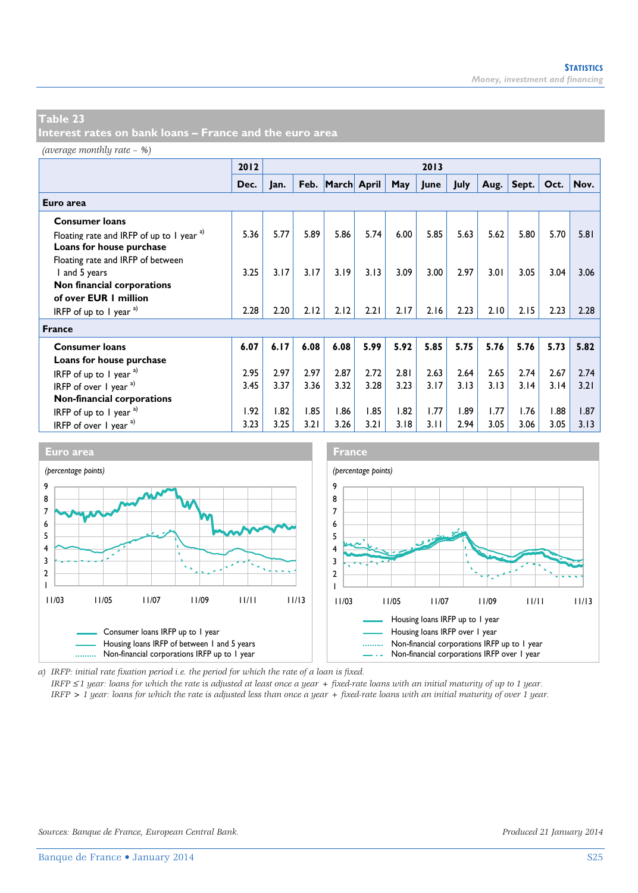## Table 23
## Interest rates on bank loans – France and the euro area

*(average monthly rate – %)*

| | 2012 | 2013 | | | | | | | | | | |
|---|---|---|---|---|---|---|---|---|---|---|---|---|
| | Dec. | Jan. | Feb. | March | April | May | June | July | Aug. | Sept. | Oct. | Nov. |
| **Euro area** | | | | | | | | | | | | |
| **Consumer loans** | | | | | | | | | | | | |
| Floating rate and IRFP of up to 1 year [a] | 5.36 | 5.77 | 5.89 | 5.86 | 5.74 | 6.00 | 5.85 | 5.63 | 5.62 | 5.80 | 5.70 | 5.81 |
| **Loans for house purchase** | | | | | | | | | | | | |
| Floating rate and IRFP of between 1 and 5 years | 3.25 | 3.17 | 3.17 | 3.19 | 3.13 | 3.09 | 3.00 | 2.97 | 3.01 | 3.05 | 3.04 | 3.06 |
| **Non financial corporations of over EUR 1 million** | | | | | | | | | | | | |
| IRFP of up to 1 year [a] | 2.28 | 2.20 | 2.12 | 2.12 | 2.21 | 2.17 | 2.16 | 2.23 | 2.10 | 2.15 | 2.23 | 2.28 |
| **France** | | | | | | | | | | | | |
| **Consumer loans** | **6.07** | **6.17** | **6.08** | **6.08** | **5.99** | **5.92** | **5.85** | **5.75** | **5.76** | **5.76** | **5.73** | **5.82** |
| **Loans for house purchase** | | | | | | | | | | | | |
| IRFP of up to 1 year [a] | 2.95 | 2.97 | 2.97 | 2.87 | 2.72 | 2.81 | 2.63 | 2.64 | 2.65 | 2.74 | 2.67 | 2.74 |
| IRFP of over 1 year [a] | 3.45 | 3.37 | 3.36 | 3.32 | 3.28 | 3.23 | 3.17 | 3.13 | 3.13 | 3.14 | 3.14 | 3.21 |
| **Non-financial corporations** | | | | | | | | | | | | |
| IRFP of up to 1 year [a] | 1.92 | 1.82 | 1.85 | 1.86 | 1.85 | 1.82 | 1.77 | 1.89 | 1.77 | 1.76 | 1.88 | 1.87 |
| IRFP of over 1 year [a] | 3.23 | 3.25 | 3.21 | 3.26 | 3.21 | 3.18 | 3.11 | 2.94 | 3.05 | 3.06 | 3.05 | 3.13 |

**Euro area**

*(percentage points)*

Consumer loans IRFP up to 1 year
Housing loans IRFP of between 1 and 5 years
Non-financial corporations IRFP up to 1 year

**France**

*(percentage points)*

Housing loans IRFP up to 1 year
Housing loans IRFP over 1 year
Non-financial corporations IRFP up to 1 year
Non-financial corporations IRFP over 1 year

*a) IRFP: initial rate fixation period i.e. the period for which the rate of a loan is fixed.*
*IRFP ≤ 1 year: loans for which the rate is adjusted at least once a year + fixed-rate loans with an initial maturity of up to 1 year.*
*IRFP > 1 year: loans for which the rate is adjusted less than once a year + fixed-rate loans with an initial maturity of over 1 year.*

*Sources: Banque de France, European Central Bank.*

*Produced 21 January 2014*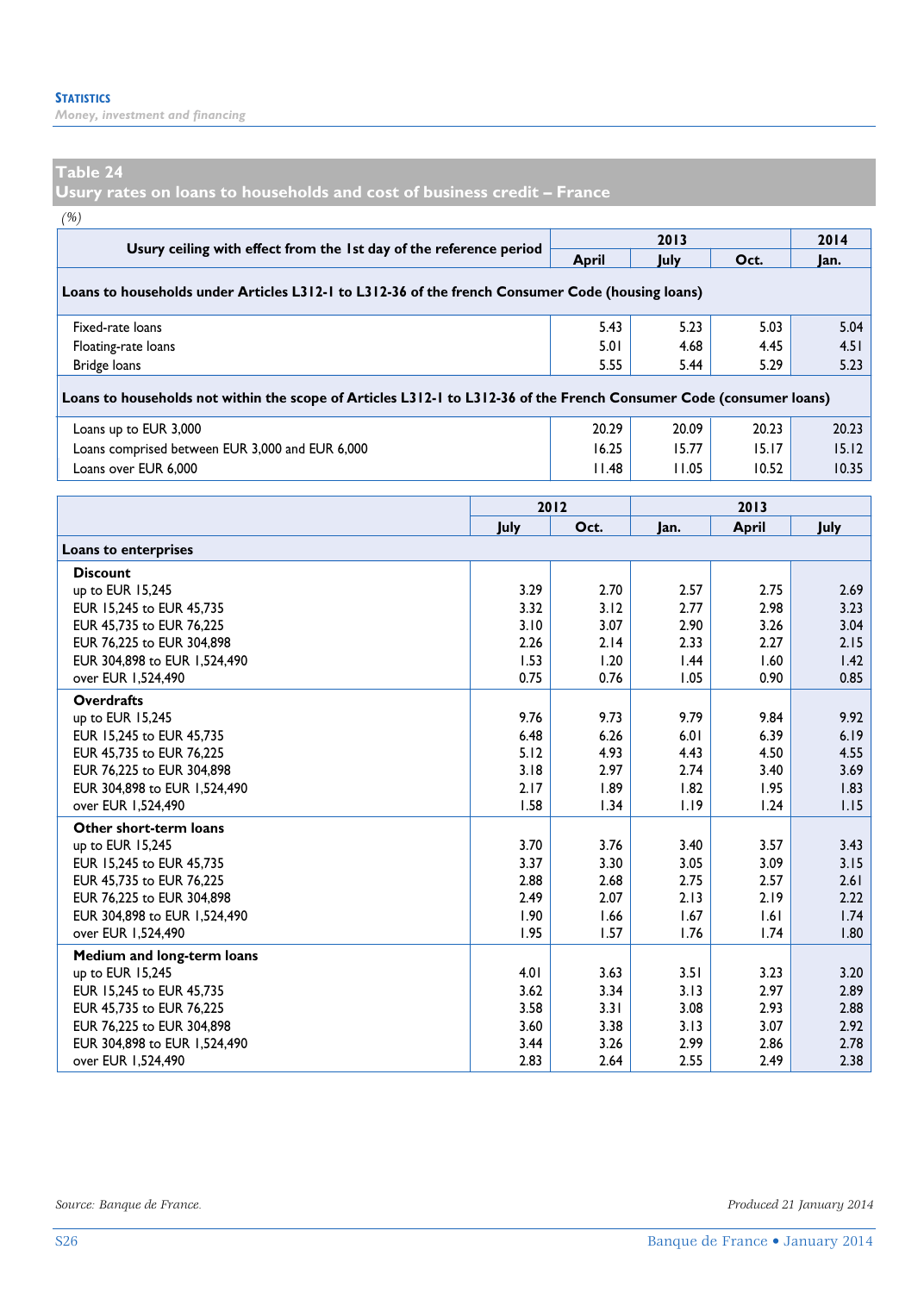## Table 24
## Usury rates on loans to households and cost of business credit – France

*(%)*

| Usury ceiling with effect from the 1st day of the reference period | 2013 | | | 2014 |
|---|---|---|---|---|
| | April | July | Oct. | Jan. |
| **Loans to households under Articles L312-1 to L312-36 of the french Consumer Code (housing loans)** | | | | |
| Fixed-rate loans | 5.43 | 5.23 | 5.03 | 5.04 |
| Floating-rate loans | 5.01 | 4.68 | 4.45 | 4.51 |
| Bridge loans | 5.55 | 5.44 | 5.29 | 5.23 |
| **Loans to households not within the scope of Articles L312-1 to L312-36 of the French Consumer Code (consumer loans)** | | | | |
| Loans up to EUR 3,000 | 20.29 | 20.09 | 20.23 | 20.23 |
| Loans comprised between EUR 3,000 and EUR 6,000 | 16.25 | 15.77 | 15.17 | 15.12 |
| Loans over EUR 6,000 | 11.48 | 11.05 | 10.52 | 10.35 |

| | 2012 | | 2013 | | |
|---|---|---|---|---|---|
| | July | Oct. | Jan. | April | July |
| **Loans to enterprises** | | | | | |
| **Discount** | | | | | |
| up to EUR 15,245 | 3.29 | 2.70 | 2.57 | 2.75 | 2.69 |
| EUR 15,245 to EUR 45,735 | 3.32 | 3.12 | 2.77 | 2.98 | 3.23 |
| EUR 45,735 to EUR 76,225 | 3.10 | 3.07 | 2.90 | 3.26 | 3.04 |
| EUR 76,225 to EUR 304,898 | 2.26 | 2.14 | 2.33 | 2.27 | 2.15 |
| EUR 304,898 to EUR 1,524,490 | 1.53 | 1.20 | 1.44 | 1.60 | 1.42 |
| over EUR 1,524,490 | 0.75 | 0.76 | 1.05 | 0.90 | 0.85 |
| **Overdrafts** | | | | | |
| up to EUR 15,245 | 9.76 | 9.73 | 9.79 | 9.84 | 9.92 |
| EUR 15,245 to EUR 45,735 | 6.48 | 6.26 | 6.01 | 6.39 | 6.19 |
| EUR 45,735 to EUR 76,225 | 5.12 | 4.93 | 4.43 | 4.50 | 4.55 |
| EUR 76,225 to EUR 304,898 | 3.18 | 2.97 | 2.74 | 3.40 | 3.69 |
| EUR 304,898 to EUR 1,524,490 | 2.17 | 1.89 | 1.82 | 1.95 | 1.83 |
| over EUR 1,524,490 | 1.58 | 1.34 | 1.19 | 1.24 | 1.15 |
| **Other short-term loans** | | | | | |
| up to EUR 15,245 | 3.70 | 3.76 | 3.40 | 3.57 | 3.43 |
| EUR 15,245 to EUR 45,735 | 3.37 | 3.30 | 3.05 | 3.09 | 3.15 |
| EUR 45,735 to EUR 76,225 | 2.88 | 2.68 | 2.75 | 2.57 | 2.61 |
| EUR 76,225 to EUR 304,898 | 2.49 | 2.07 | 2.13 | 2.19 | 2.22 |
| EUR 304,898 to EUR 1,524,490 | 1.90 | 1.66 | 1.67 | 1.61 | 1.74 |
| over EUR 1,524,490 | 1.95 | 1.57 | 1.76 | 1.74 | 1.80 |
| **Medium and long-term loans** | | | | | |
| up to EUR 15,245 | 4.01 | 3.63 | 3.51 | 3.23 | 3.20 |
| EUR 15,245 to EUR 45,735 | 3.62 | 3.34 | 3.13 | 2.97 | 2.89 |
| EUR 45,735 to EUR 76,225 | 3.58 | 3.31 | 3.08 | 2.93 | 2.88 |
| EUR 76,225 to EUR 304,898 | 3.60 | 3.38 | 3.13 | 3.07 | 2.92 |
| EUR 304,898 to EUR 1,524,490 | 3.44 | 3.26 | 2.99 | 2.86 | 2.78 |
| over EUR 1,524,490 | 2.83 | 2.64 | 2.55 | 2.49 | 2.38 |

*Source: Banque de France.*

*Produced 21 January 2014*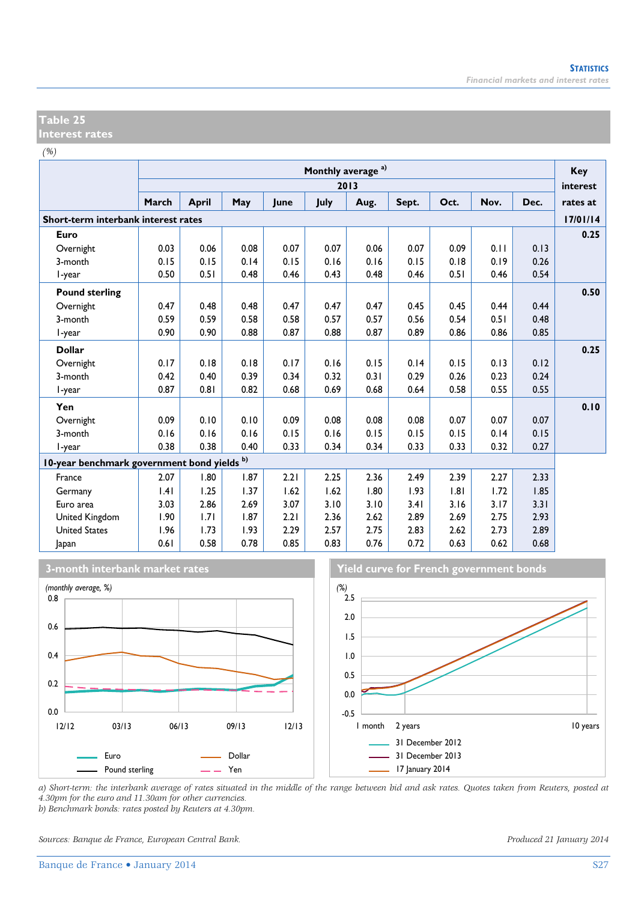## Table 25
## Interest rates

*(%)*

| | Monthly average a) | | | | | | | | | | Key interest rates at |
|---|---|---|---|---|---|---|---|---|---|---|---|
| | 2013 | | | | | | | | | | |
| | March | April | May | June | July | Aug. | Sept. | Oct. | Nov. | Dec. | |
| **Short-term interbank interest rates** | | | | | | | | | | | **17/01/14** |
| **Euro** | | | | | | | | | | | **0.25** |
| Overnight | 0.03 | 0.06 | 0.08 | 0.07 | 0.07 | 0.06 | 0.07 | 0.09 | 0.11 | 0.13 | |
| 3-month | 0.15 | 0.15 | 0.14 | 0.15 | 0.16 | 0.16 | 0.15 | 0.18 | 0.19 | 0.26 | |
| 1-year | 0.50 | 0.51 | 0.48 | 0.46 | 0.43 | 0.48 | 0.46 | 0.51 | 0.46 | 0.54 | |
| **Pound sterling** | | | | | | | | | | | **0.50** |
| Overnight | 0.47 | 0.48 | 0.48 | 0.47 | 0.47 | 0.47 | 0.45 | 0.45 | 0.44 | 0.44 | |
| 3-month | 0.59 | 0.59 | 0.58 | 0.58 | 0.57 | 0.57 | 0.56 | 0.54 | 0.51 | 0.48 | |
| 1-year | 0.90 | 0.90 | 0.88 | 0.87 | 0.88 | 0.87 | 0.89 | 0.86 | 0.86 | 0.85 | |
| **Dollar** | | | | | | | | | | | **0.25** |
| Overnight | 0.17 | 0.18 | 0.18 | 0.17 | 0.16 | 0.15 | 0.14 | 0.15 | 0.13 | 0.12 | |
| 3-month | 0.42 | 0.40 | 0.39 | 0.34 | 0.32 | 0.31 | 0.29 | 0.26 | 0.23 | 0.24 | |
| 1-year | 0.87 | 0.81 | 0.82 | 0.68 | 0.69 | 0.68 | 0.64 | 0.58 | 0.55 | 0.55 | |
| **Yen** | | | | | | | | | | | **0.10** |
| Overnight | 0.09 | 0.10 | 0.10 | 0.09 | 0.08 | 0.08 | 0.08 | 0.07 | 0.07 | 0.07 | |
| 3-month | 0.16 | 0.16 | 0.16 | 0.15 | 0.16 | 0.15 | 0.15 | 0.15 | 0.14 | 0.15 | |
| 1-year | 0.38 | 0.38 | 0.40 | 0.33 | 0.34 | 0.34 | 0.33 | 0.33 | 0.32 | 0.27 | |
| **10-year benchmark government bond yields b)** | | | | | | | | | | | |
| France | 2.07 | 1.80 | 1.87 | 2.21 | 2.25 | 2.36 | 2.49 | 2.39 | 2.27 | 2.33 | |
| Germany | 1.41 | 1.25 | 1.37 | 1.62 | 1.62 | 1.80 | 1.93 | 1.81 | 1.72 | 1.85 | |
| Euro area | 3.03 | 2.86 | 2.69 | 3.07 | 3.10 | 3.10 | 3.41 | 3.16 | 3.17 | 3.31 | |
| United Kingdom | 1.90 | 1.71 | 1.87 | 2.21 | 2.36 | 2.62 | 2.89 | 2.69 | 2.75 | 2.93 | |
| United States | 1.96 | 1.73 | 1.93 | 2.29 | 2.57 | 2.75 | 2.83 | 2.62 | 2.73 | 2.89 | |
| Japan | 0.61 | 0.58 | 0.78 | 0.85 | 0.83 | 0.76 | 0.72 | 0.63 | 0.62 | 0.68 | |

**3-month interbank market rates**

*(monthly average, %)*

Legend: Euro, Dollar, Pound sterling, Yen

**Yield curve for French government bonds**

(%)

Legend: 31 December 2012, 31 December 2013, 17 January 2014

*a) Short-term: the interbank average of rates situated in the middle of the range between bid and ask rates. Quotes taken from Reuters, posted at 4.30pm for the euro and 11.30am for other currencies.*
*b) Benchmark bonds: rates posted by Reuters at 4.30pm.*

*Sources: Banque de France, European Central Bank.*

*Produced 21 January 2014*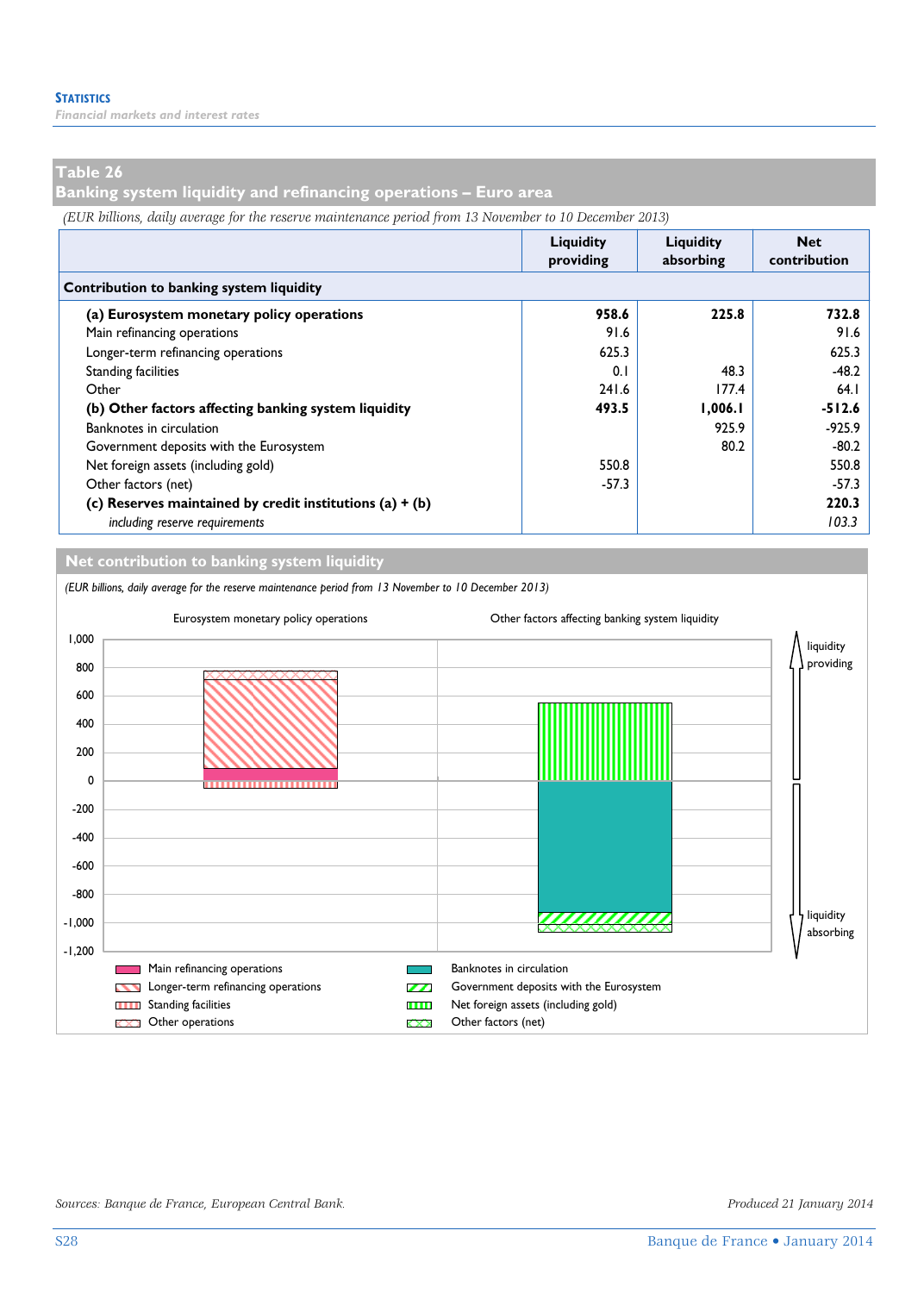**Table 26**
**Banking system liquidity and refinancing operations – Euro area**

*(EUR billions, daily average for the reserve maintenance period from 13 November to 10 December 2013)*

| | Liquidity providing | Liquidity absorbing | Net contribution |
|---|---|---|---|
| **Contribution to banking system liquidity** | | | |
| **(a) Eurosystem monetary policy operations** | **958.6** | **225.8** | **732.8** |
| Main refinancing operations | 91.6 | | 91.6 |
| Longer-term refinancing operations | 625.3 | | 625.3 |
| Standing facilities | 0.1 | 48.3 | -48.2 |
| Other | 241.6 | 177.4 | 64.1 |
| **(b) Other factors affecting banking system liquidity** | **493.5** | **1,006.1** | **-512.6** |
| Banknotes in circulation | | 925.9 | -925.9 |
| Government deposits with the Eurosystem | | 80.2 | -80.2 |
| Net foreign assets (including gold) | 550.8 | | 550.8 |
| Other factors (net) | -57.3 | | -57.3 |
| **(c) Reserves maintained by credit institutions (a) + (b)** | | | **220.3** |
| *including reserve requirements* | | | *103.3* |

**Net contribution to banking system liquidity**

*(EUR billions, daily average for the reserve maintenance period from 13 November to 10 December 2013)*

Sources: Banque de France, European Central Bank.

Produced 21 January 2014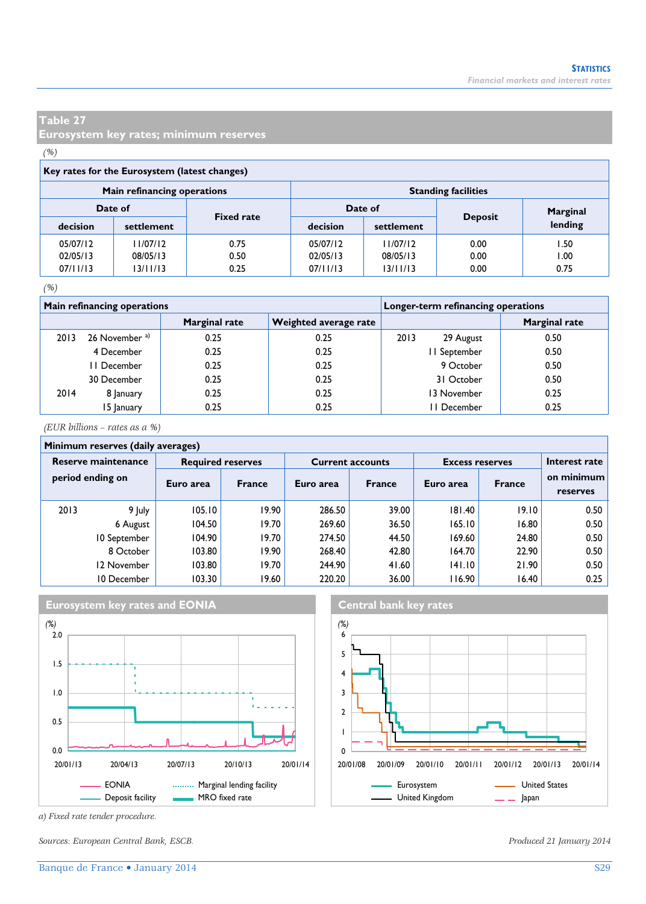## Table 27
## Eurosystem key rates; minimum reserves

*(%)*

**Key rates for the Eurosystem (latest changes)**

| Main refinancing operations | | | Standing facilities | | | |
|---|---|---|---|---|---|---|
| Date of | | Fixed rate | Date of | | Deposit | Marginal lending |
| decision | settlement | | decision | settlement | | |
| 05/07/12 | 11/07/12 | 0.75 | 05/07/12 | 11/07/12 | 0.00 | 1.50 |
| 02/05/13 | 08/05/13 | 0.50 | 02/05/13 | 08/05/13 | 0.00 | 1.00 |
| 07/11/13 | 13/11/13 | 0.25 | 07/11/13 | 13/11/13 | 0.00 | 0.75 |

*(%)*

| Main refinancing operations | | Marginal rate | Weighted average rate | Longer-term refinancing operations | | Marginal rate |
|---|---|---|---|---|---|---|
| 2013 | 26 November [a] | 0.25 | 0.25 | 2013 | 29 August | 0.50 |
| | 4 December | 0.25 | 0.25 | | 11 September | 0.50 |
| | 11 December | 0.25 | 0.25 | | 9 October | 0.50 |
| | 30 December | 0.25 | 0.25 | | 31 October | 0.50 |
| 2014 | 8 January | 0.25 | 0.25 | | 13 November | 0.25 |
| | 15 January | 0.25 | 0.25 | | 11 December | 0.25 |

*(EUR billions – rates as a %)*

**Minimum reserves (daily averages)**

| Reserve maintenance period ending on | | Required reserves | | Current accounts | | Excess reserves | | Interest rate on minimum reserves |
|---|---|---|---|---|---|---|---|---|
| | | Euro area | France | Euro area | France | Euro area | France | |
| 2013 | 9 July | 105.10 | 19.90 | 286.50 | 39.00 | 181.40 | 19.10 | 0.50 |
| | 6 August | 104.50 | 19.70 | 269.60 | 36.50 | 165.10 | 16.80 | 0.50 |
| | 10 September | 104.90 | 19.70 | 274.50 | 44.50 | 169.60 | 24.80 | 0.50 |
| | 8 October | 103.80 | 19.90 | 268.40 | 42.80 | 164.70 | 22.90 | 0.50 |
| | 12 November | 103.80 | 19.70 | 244.90 | 41.60 | 141.10 | 21.90 | 0.50 |
| | 10 December | 103.30 | 19.60 | 220.20 | 36.00 | 116.90 | 16.40 | 0.25 |

**Eurosystem key rates and EONIA**

(%)

Legend: EONIA; Marginal lending facility; Deposit facility; MRO fixed rate

**Central bank key rates**

(%)

Legend: Eurosystem; United States; United Kingdom; Japan

*a) Fixed rate tender procedure.*

*Sources: European Central Bank, ESCB.*

*Produced 21 January 2014*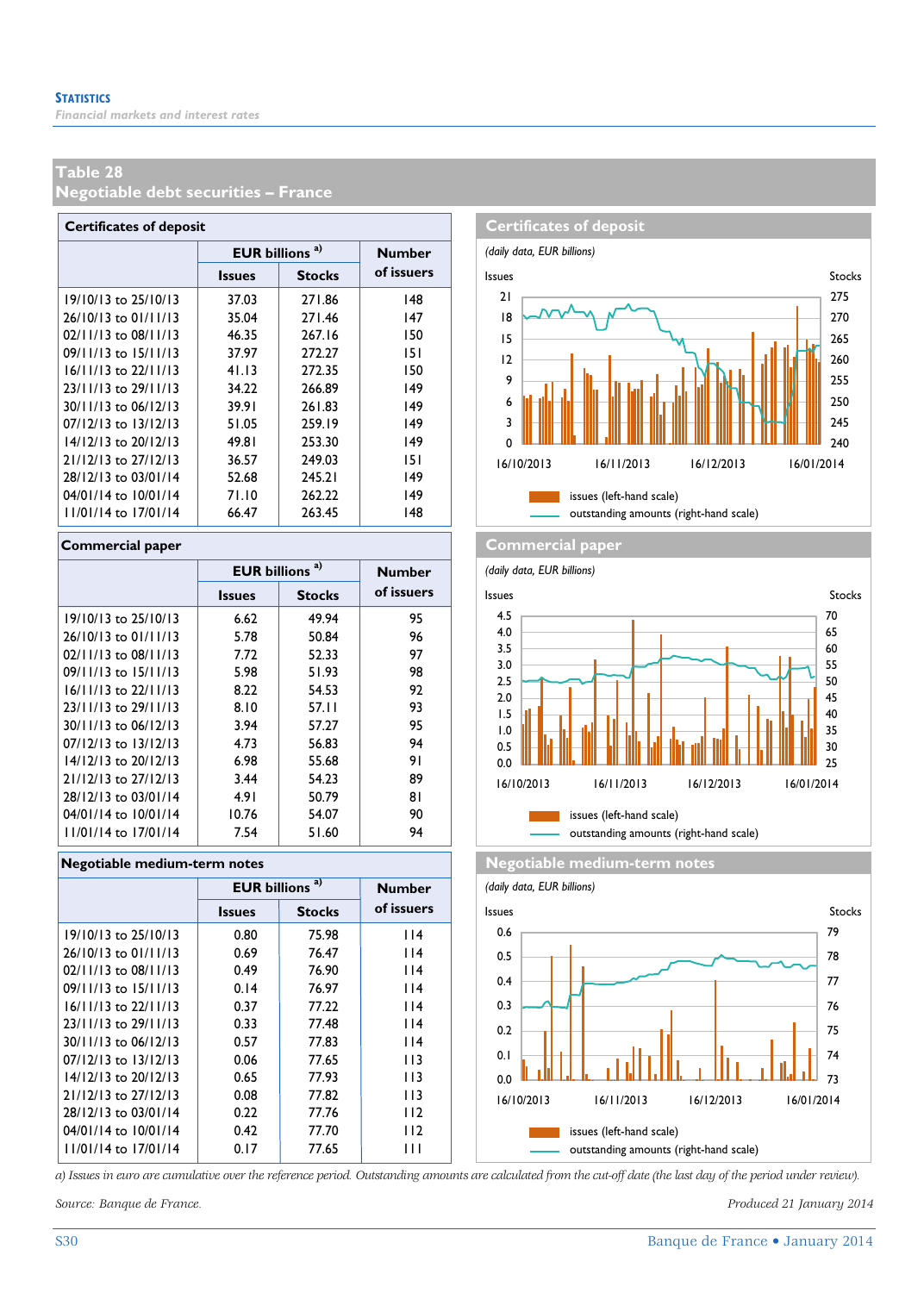**STATISTICS**
*Financial markets and interest rates*

## Table 28
## Negotiable debt securities – France

### Certificates of deposit

| | EUR billions a) | | Number of issuers |
|---|---|---|---|
| | Issues | Stocks | |
| 19/10/13 to 25/10/13 | 37.03 | 271.86 | 148 |
| 26/10/13 to 01/11/13 | 35.04 | 271.46 | 147 |
| 02/11/13 to 08/11/13 | 46.35 | 267.16 | 150 |
| 09/11/13 to 15/11/13 | 37.97 | 272.27 | 151 |
| 16/11/13 to 22/11/13 | 41.13 | 272.35 | 150 |
| 23/11/13 to 29/11/13 | 34.22 | 266.89 | 149 |
| 30/11/13 to 06/12/13 | 39.91 | 261.83 | 149 |
| 07/12/13 to 13/12/13 | 51.05 | 259.19 | 149 |
| 14/12/13 to 20/12/13 | 49.81 | 253.30 | 149 |
| 21/12/13 to 27/12/13 | 36.57 | 249.03 | 151 |
| 28/12/13 to 03/01/14 | 52.68 | 245.21 | 149 |
| 04/01/14 to 10/01/14 | 71.10 | 262.22 | 149 |
| 11/01/14 to 17/01/14 | 66.47 | 263.45 | 148 |

**Certificates of deposit**
*(daily data, EUR billions)*

Issues / Stocks

issues (left-hand scale)
outstanding amounts (right-hand scale)

### Commercial paper

| | EUR billions a) | | Number of issuers |
|---|---|---|---|
| | Issues | Stocks | |
| 19/10/13 to 25/10/13 | 6.62 | 49.94 | 95 |
| 26/10/13 to 01/11/13 | 5.78 | 50.84 | 96 |
| 02/11/13 to 08/11/13 | 7.72 | 52.33 | 97 |
| 09/11/13 to 15/11/13 | 5.98 | 51.93 | 98 |
| 16/11/13 to 22/11/13 | 8.22 | 54.53 | 92 |
| 23/11/13 to 29/11/13 | 8.10 | 57.11 | 93 |
| 30/11/13 to 06/12/13 | 3.94 | 57.27 | 95 |
| 07/12/13 to 13/12/13 | 4.73 | 56.83 | 94 |
| 14/12/13 to 20/12/13 | 6.98 | 55.68 | 91 |
| 21/12/13 to 27/12/13 | 3.44 | 54.23 | 89 |
| 28/12/13 to 03/01/14 | 4.91 | 50.79 | 81 |
| 04/01/14 to 10/01/14 | 10.76 | 54.07 | 90 |
| 11/01/14 to 17/01/14 | 7.54 | 51.60 | 94 |

**Commercial paper**
*(daily data, EUR billions)*

Issues / Stocks

issues (left-hand scale)
outstanding amounts (right-hand scale)

### Negotiable medium-term notes

| | EUR billions a) | | Number of issuers |
|---|---|---|---|
| | Issues | Stocks | |
| 19/10/13 to 25/10/13 | 0.80 | 75.98 | 114 |
| 26/10/13 to 01/11/13 | 0.69 | 76.47 | 114 |
| 02/11/13 to 08/11/13 | 0.49 | 76.90 | 114 |
| 09/11/13 to 15/11/13 | 0.14 | 76.97 | 114 |
| 16/11/13 to 22/11/13 | 0.37 | 77.22 | 114 |
| 23/11/13 to 29/11/13 | 0.33 | 77.48 | 114 |
| 30/11/13 to 06/12/13 | 0.57 | 77.83 | 114 |
| 07/12/13 to 13/12/13 | 0.06 | 77.65 | 113 |
| 14/12/13 to 20/12/13 | 0.65 | 77.93 | 113 |
| 21/12/13 to 27/12/13 | 0.08 | 77.82 | 113 |
| 28/12/13 to 03/01/14 | 0.22 | 77.76 | 112 |
| 04/01/14 to 10/01/14 | 0.42 | 77.70 | 112 |
| 11/01/14 to 17/01/14 | 0.17 | 77.65 | 111 |

**Negotiable medium-term notes**
*(daily data, EUR billions)*

Issues / Stocks

issues (left-hand scale)
outstanding amounts (right-hand scale)

*a) Issues in euro are cumulative over the reference period. Outstanding amounts are calculated from the cut-off date (the last day of the period under review).*

*Source: Banque de France.*

*Produced 21 January 2014*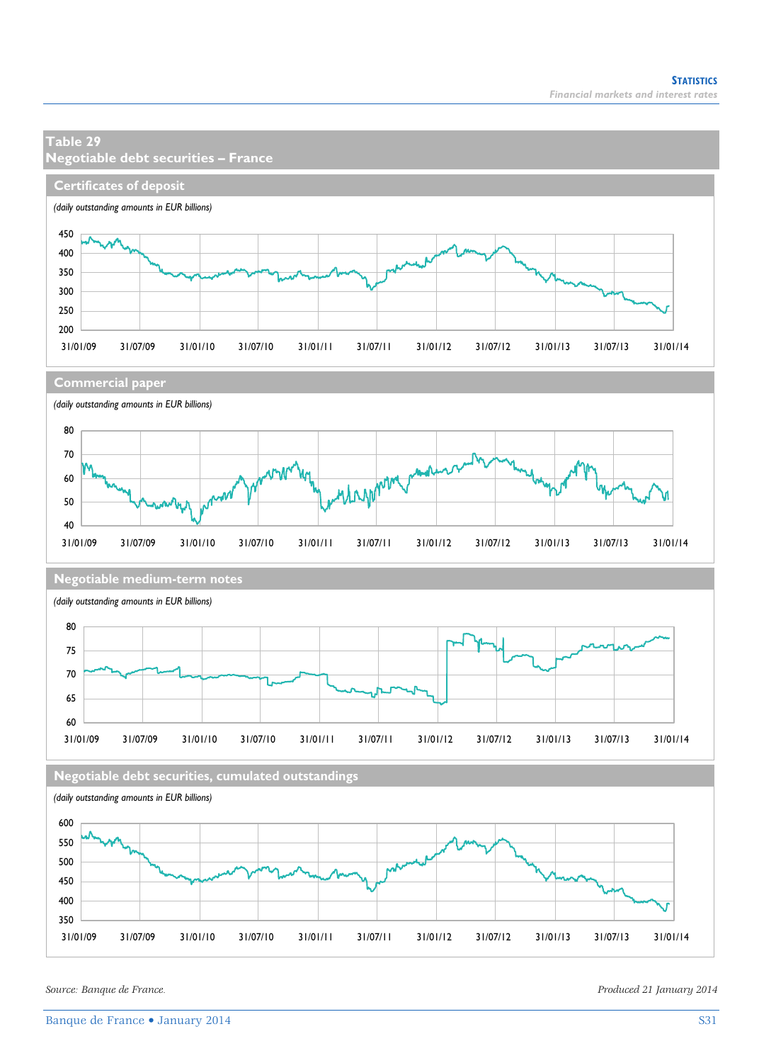## Table 29
## Negotiable debt securities – France

### Certificates of deposit

*(daily outstanding amounts in EUR billions)*

### Commercial paper

*(daily outstanding amounts in EUR billions)*

### Negotiable medium-term notes

*(daily outstanding amounts in EUR billions)*

### Negotiable debt securities, cumulated outstandings

*(daily outstanding amounts in EUR billions)*

*Source: Banque de France.*

*Produced 21 January 2014*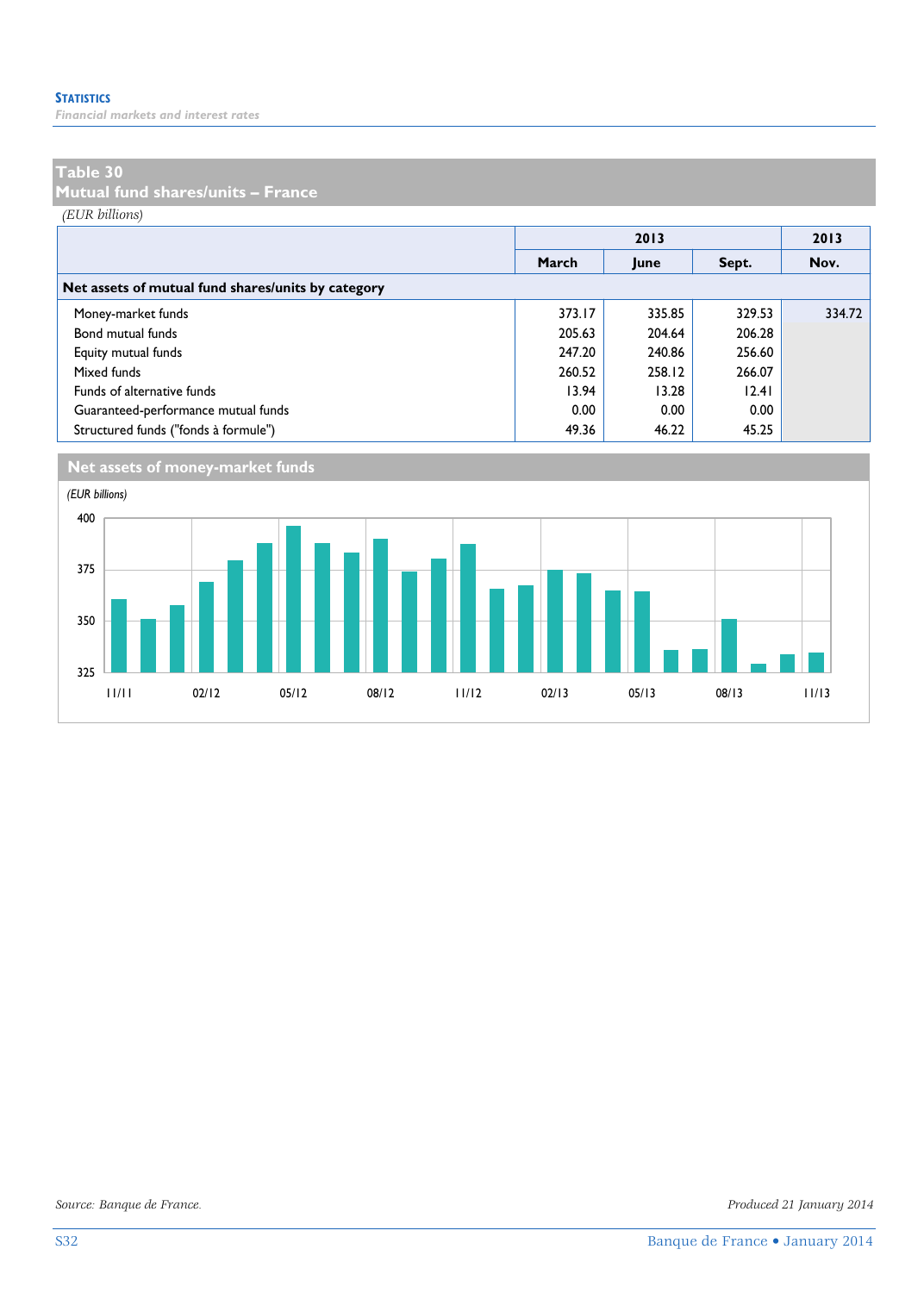## Table 30
## Mutual fund shares/units – France

*(EUR billions)*

| | 2013 | | | 2013 |
|---|---|---|---|---|
| | March | June | Sept. | Nov. |
| **Net assets of mutual fund shares/units by category** | | | | |
| Money-market funds | 373.17 | 335.85 | 329.53 | 334.72 |
| Bond mutual funds | 205.63 | 204.64 | 206.28 | |
| Equity mutual funds | 247.20 | 240.86 | 256.60 | |
| Mixed funds | 260.52 | 258.12 | 266.07 | |
| Funds of alternative funds | 13.94 | 13.28 | 12.41 | |
| Guaranteed-performance mutual funds | 0.00 | 0.00 | 0.00 | |
| Structured funds ("fonds à formule") | 49.36 | 46.22 | 45.25 | |

### Net assets of money-market funds

*(EUR billions)*

Source: Banque de France.

Produced 21 January 2014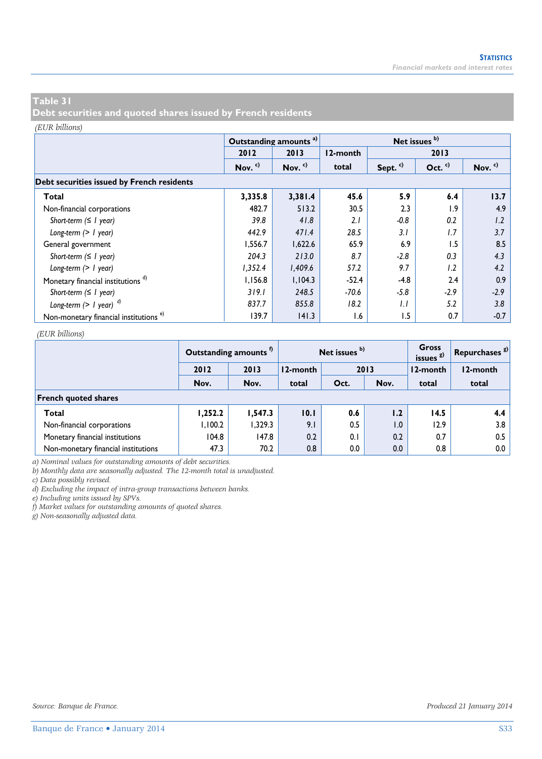## Table 31
## Debt securities and quoted shares issued by French residents

*(EUR billions)*

| | Outstanding amounts a) | | Net issues b) | | | |
|---|---|---|---|---|---|---|
| | 2012 | 2013 | 12-month | 2013 | | |
| | Nov. c) | Nov. c) | total | Sept. c) | Oct. c) | Nov. c) |
| **Debt securities issued by French residents** | | | | | | |
| **Total** | **3,335.8** | **3,381.4** | **45.6** | **5.9** | **6.4** | **13.7** |
| Non-financial corporations | 482.7 | 513.2 | 30.5 | 2.3 | 1.9 | 4.9 |
| *Short-term (≤ 1 year)* | *39.8* | *41.8* | *2.1* | *-0.8* | *0.2* | *1.2* |
| *Long-term (> 1 year)* | *442.9* | *471.4* | *28.5* | *3.1* | *1.7* | *3.7* |
| General government | 1,556.7 | 1,622.6 | 65.9 | 6.9 | 1.5 | 8.5 |
| *Short-term (≤ 1 year)* | *204.3* | *213.0* | *8.7* | *-2.8* | *0.3* | *4.3* |
| *Long-term (> 1 year)* | *1,352.4* | *1,409.6* | *57.2* | *9.7* | *1.2* | *4.2* |
| Monetary financial institutions d) | 1,156.8 | 1,104.3 | -52.4 | -4.8 | 2.4 | 0.9 |
| *Short-term (≤ 1 year)* | *319.1* | *248.5* | *-70.6* | *-5.8* | *-2.9* | *-2.9* |
| *Long-term (> 1 year)* d) | *837.7* | *855.8* | *18.2* | *1.1* | *5.2* | *3.8* |
| Non-monetary financial institutions e) | 139.7 | 141.3 | 1.6 | 1.5 | 0.7 | -0.7 |

*(EUR billions)*

| | Outstanding amounts f) | | Net issues b) | | | Gross issues g) | Repurchases g) |
|---|---|---|---|---|---|---|---|
| | 2012 | 2013 | 12-month | 2013 | | 12-month | 12-month |
| | Nov. | Nov. | total | Oct. | Nov. | total | total |
| **French quoted shares** | | | | | | | |
| **Total** | **1,252.2** | **1,547.3** | **10.1** | **0.6** | **1.2** | **14.5** | **4.4** |
| Non-financial corporations | 1,100.2 | 1,329.3 | 9.1 | 0.5 | 1.0 | 12.9 | 3.8 |
| Monetary financial institutions | 104.8 | 147.8 | 0.2 | 0.1 | 0.2 | 0.7 | 0.5 |
| Non-monetary financial institutions | 47.3 | 70.2 | 0.8 | 0.0 | 0.0 | 0.8 | 0.0 |

*a) Nominal values for outstanding amounts of debt securities.*
*b) Monthly data are seasonally adjusted. The 12-month total is unadjusted.*
*c) Data possibly revised.*
*d) Excluding the impact of intra-group transactions between banks.*
*e) Including units issued by SPVs.*
*f) Market values for outstanding amounts of quoted shares.*
*g) Non-seasonally adjusted data.*

*Source: Banque de France.*

*Produced 21 January 2014*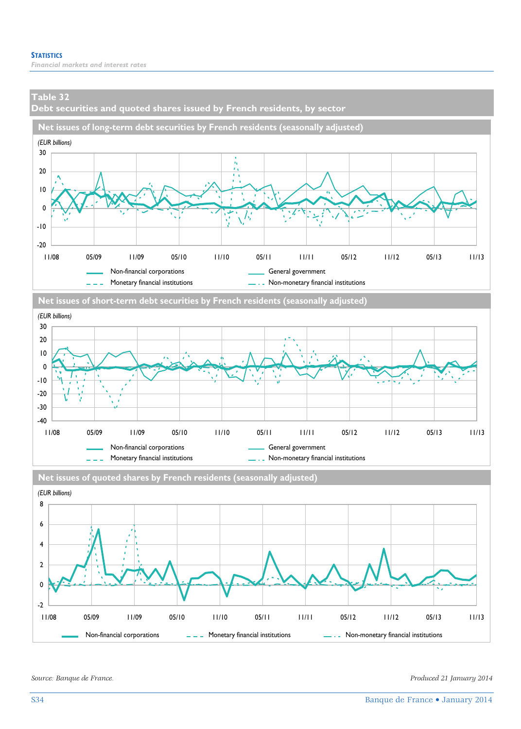## Table 32
## Debt securities and quoted shares issued by French residents, by sector

### Net issues of long-term debt securities by French residents (seasonally adjusted)

(EUR billions)

Non-financial corporations — General government — Monetary financial institutions — Non-monetary financial institutions

### Net issues of short-term debt securities by French residents (seasonally adjusted)

(EUR billions)

Non-financial corporations — General government — Monetary financial institutions — Non-monetary financial institutions

### Net issues of quoted shares by French residents (seasonally adjusted)

(EUR billions)

Non-financial corporations — Monetary financial institutions — Non-monetary financial institutions

*Source: Banque de France.*

*Produced 21 January 2014*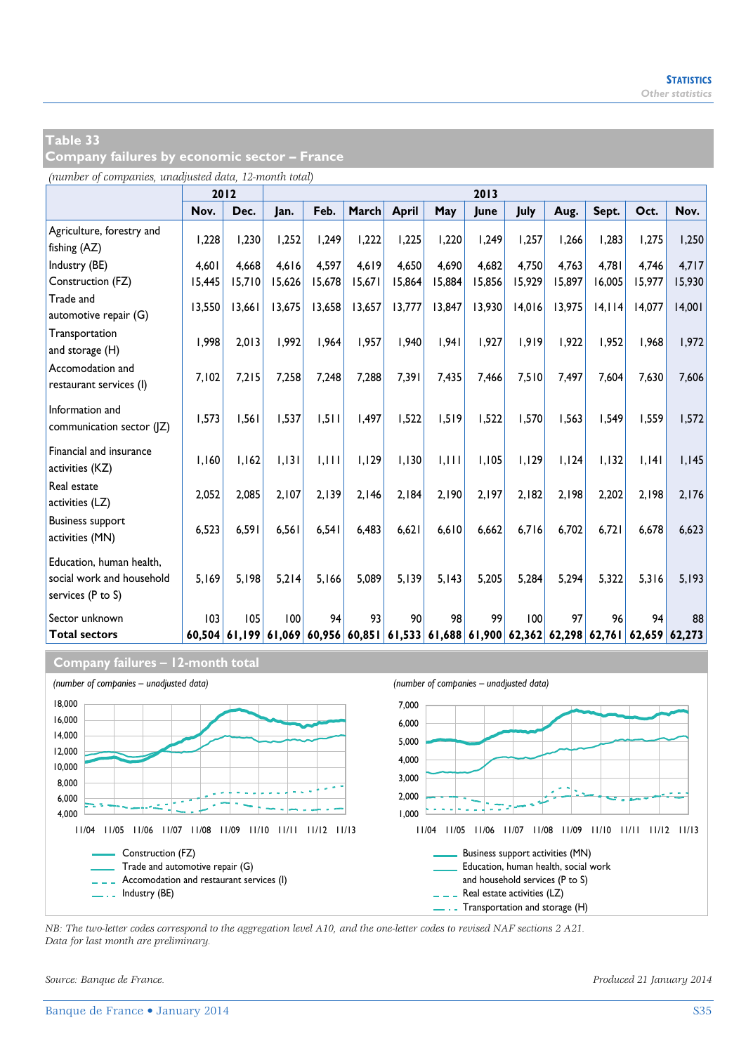## Table 33
## Company failures by economic sector – France

*(number of companies, unadjusted data, 12-month total)*

| | 2012 | | 2013 | | | | | | | | | | |
|---|---|---|---|---|---|---|---|---|---|---|---|---|---|
| | Nov. | Dec. | Jan. | Feb. | March | April | May | June | July | Aug. | Sept. | Oct. | Nov. |
| Agriculture, forestry and fishing (AZ) | 1,228 | 1,230 | 1,252 | 1,249 | 1,222 | 1,225 | 1,220 | 1,249 | 1,257 | 1,266 | 1,283 | 1,275 | 1,250 |
| Industry (BE) | 4,601 | 4,668 | 4,616 | 4,597 | 4,619 | 4,650 | 4,690 | 4,682 | 4,750 | 4,763 | 4,781 | 4,746 | 4,717 |
| Construction (FZ) | 15,445 | 15,710 | 15,626 | 15,678 | 15,671 | 15,864 | 15,884 | 15,856 | 15,929 | 15,897 | 16,005 | 15,977 | 15,930 |
| Trade and automotive repair (G) | 13,550 | 13,661 | 13,675 | 13,658 | 13,657 | 13,777 | 13,847 | 13,930 | 14,016 | 13,975 | 14,114 | 14,077 | 14,001 |
| Transportation and storage (H) | 1,998 | 2,013 | 1,992 | 1,964 | 1,957 | 1,940 | 1,941 | 1,927 | 1,919 | 1,922 | 1,952 | 1,968 | 1,972 |
| Accomodation and restaurant services (I) | 7,102 | 7,215 | 7,258 | 7,248 | 7,288 | 7,391 | 7,435 | 7,466 | 7,510 | 7,497 | 7,604 | 7,630 | 7,606 |
| Information and communication sector (JZ) | 1,573 | 1,561 | 1,537 | 1,511 | 1,497 | 1,522 | 1,519 | 1,522 | 1,570 | 1,563 | 1,549 | 1,559 | 1,572 |
| Financial and insurance activities (KZ) | 1,160 | 1,162 | 1,131 | 1,111 | 1,129 | 1,130 | 1,111 | 1,105 | 1,129 | 1,124 | 1,132 | 1,141 | 1,145 |
| Real estate activities (LZ) | 2,052 | 2,085 | 2,107 | 2,139 | 2,146 | 2,184 | 2,190 | 2,197 | 2,182 | 2,198 | 2,202 | 2,198 | 2,176 |
| Business support activities (MN) | 6,523 | 6,591 | 6,561 | 6,541 | 6,483 | 6,621 | 6,610 | 6,662 | 6,716 | 6,702 | 6,721 | 6,678 | 6,623 |
| Education, human health, social work and household services (P to S) | 5,169 | 5,198 | 5,214 | 5,166 | 5,089 | 5,139 | 5,143 | 5,205 | 5,284 | 5,294 | 5,322 | 5,316 | 5,193 |
| Sector unknown | 103 | 105 | 100 | 94 | 93 | 90 | 98 | 99 | 100 | 97 | 96 | 94 | 88 |
| **Total sectors** | **60,504** | **61,199** | **61,069** | **60,956** | **60,851** | **61,533** | **61,688** | **61,900** | **62,362** | **62,298** | **62,761** | **62,659** | **62,273** |

## Company failures – 12-month total

*(number of companies – unadjusted data)*

Construction (FZ)
Trade and automotive repair (G)
Accomodation and restaurant services (I)
Industry (BE)

*(number of companies – unadjusted data)*

Business support activities (MN)
Education, human health, social work and household services (P to S)
Real estate activities (LZ)
Transportation and storage (H)

*NB: The two-letter codes correspond to the aggregation level A10, and the one-letter codes to revised NAF sections 2 A21.*
*Data for last month are preliminary.*

*Source: Banque de France.*

*Produced 21 January 2014*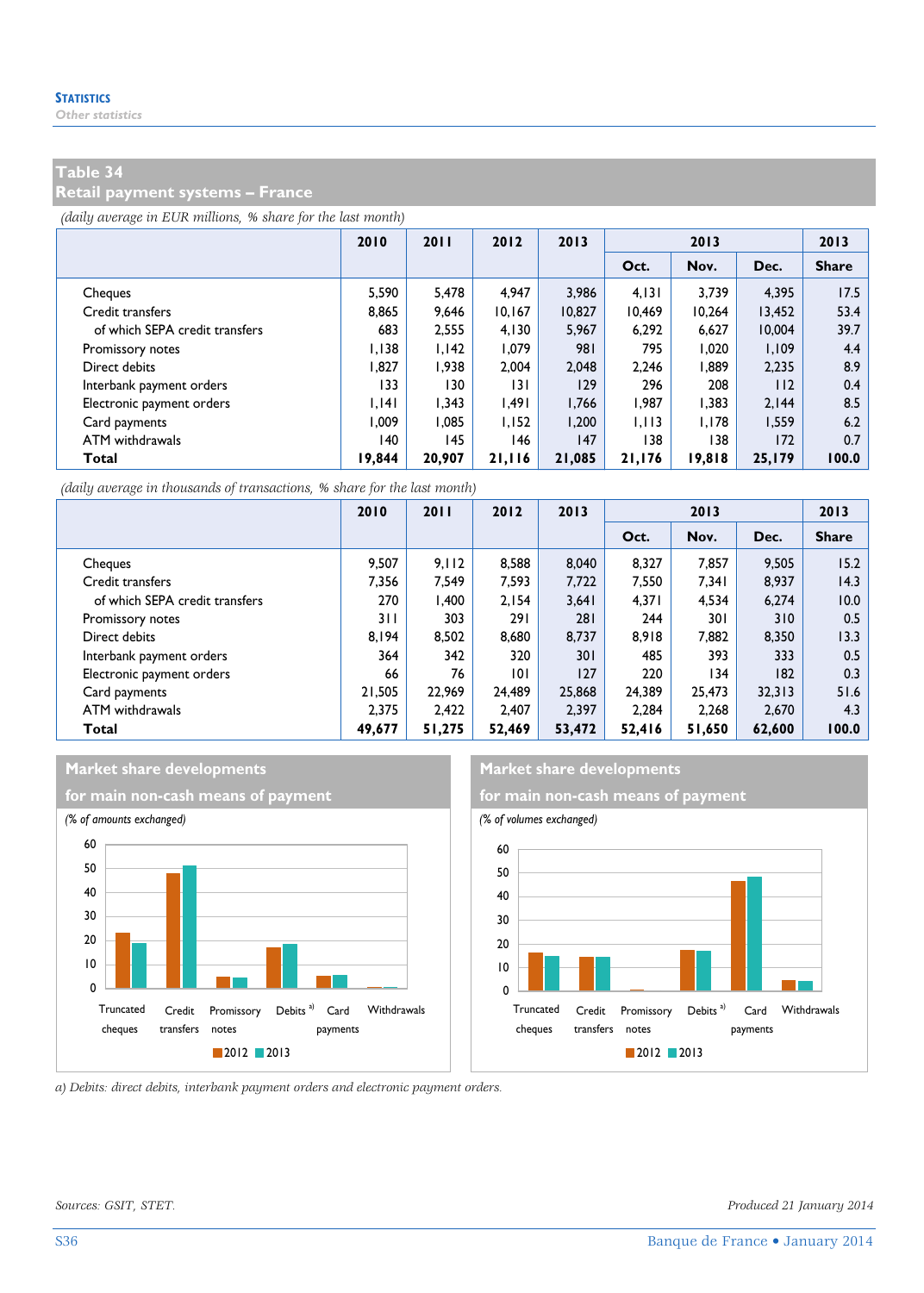## Table 34
## Retail payment systems – France

*(daily average in EUR millions, % share for the last month)*

| | 2010 | 2011 | 2012 | 2013 | 2013 | | | 2013 |
|---|---|---|---|---|---|---|---|---|
| | | | | | Oct. | Nov. | Dec. | Share |
| Cheques | 5,590 | 5,478 | 4,947 | 3,986 | 4,131 | 3,739 | 4,395 | 17.5 |
| Credit transfers | 8,865 | 9,646 | 10,167 | 10,827 | 10,469 | 10,264 | 13,452 | 53.4 |
| of which SEPA credit transfers | 683 | 2,555 | 4,130 | 5,967 | 6,292 | 6,627 | 10,004 | 39.7 |
| Promissory notes | 1,138 | 1,142 | 1,079 | 981 | 795 | 1,020 | 1,109 | 4.4 |
| Direct debits | 1,827 | 1,938 | 2,004 | 2,048 | 2,246 | 1,889 | 2,235 | 8.9 |
| Interbank payment orders | 133 | 130 | 131 | 129 | 296 | 208 | 112 | 0.4 |
| Electronic payment orders | 1,141 | 1,343 | 1,491 | 1,766 | 1,987 | 1,383 | 2,144 | 8.5 |
| Card payments | 1,009 | 1,085 | 1,152 | 1,200 | 1,113 | 1,178 | 1,559 | 6.2 |
| ATM withdrawals | 140 | 145 | 146 | 147 | 138 | 138 | 172 | 0.7 |
| **Total** | **19,844** | **20,907** | **21,116** | **21,085** | **21,176** | **19,818** | **25,179** | **100.0** |

*(daily average in thousands of transactions, % share for the last month)*

| | 2010 | 2011 | 2012 | 2013 | 2013 | | | 2013 |
|---|---|---|---|---|---|---|---|---|
| | | | | | Oct. | Nov. | Dec. | Share |
| Cheques | 9,507 | 9,112 | 8,588 | 8,040 | 8,327 | 7,857 | 9,505 | 15.2 |
| Credit transfers | 7,356 | 7,549 | 7,593 | 7,722 | 7,550 | 7,341 | 8,937 | 14.3 |
| of which SEPA credit transfers | 270 | 1,400 | 2,154 | 3,641 | 4,371 | 4,534 | 6,274 | 10.0 |
| Promissory notes | 311 | 303 | 291 | 281 | 244 | 301 | 310 | 0.5 |
| Direct debits | 8,194 | 8,502 | 8,680 | 8,737 | 8,918 | 7,882 | 8,350 | 13.3 |
| Interbank payment orders | 364 | 342 | 320 | 301 | 485 | 393 | 333 | 0.5 |
| Electronic payment orders | 66 | 76 | 101 | 127 | 220 | 134 | 182 | 0.3 |
| Card payments | 21,505 | 22,969 | 24,489 | 25,868 | 24,389 | 25,473 | 32,313 | 51.6 |
| ATM withdrawals | 2,375 | 2,422 | 2,407 | 2,397 | 2,284 | 2,268 | 2,670 | 4.3 |
| **Total** | **49,677** | **51,275** | **52,469** | **53,472** | **52,416** | **51,650** | **62,600** | **100.0** |

### Market share developments for main non-cash means of payment

*(% of amounts exchanged)*

Truncated cheques, Credit transfers, Promissory notes, Debits [a], Card payments, Withdrawals

2012 2013

### Market share developments for main non-cash means of payment

*(% of volumes exchanged)*

Truncated cheques, Credit transfers, Promissory notes, Debits [a], Card payments, Withdrawals

2012 2013

*a) Debits: direct debits, interbank payment orders and electronic payment orders.*

*Sources: GSIT, STET.*

*Produced 21 January 2014*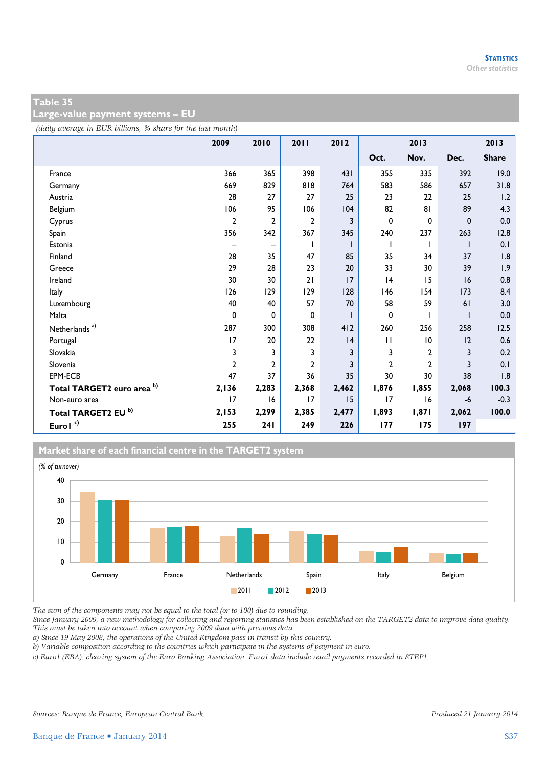## Table 35
## Large-value payment systems – EU

*(daily average in EUR billions, % share for the last month)*

| | 2009 | 2010 | 2011 | 2012 | 2013 | | | 2013 |
|---|---|---|---|---|---|---|---|---|
| | | | | | Oct. | Nov. | Dec. | Share |
| France | 366 | 365 | 398 | 431 | 355 | 335 | 392 | 19.0 |
| Germany | 669 | 829 | 818 | 764 | 583 | 586 | 657 | 31.8 |
| Austria | 28 | 27 | 27 | 25 | 23 | 22 | 25 | 1.2 |
| Belgium | 106 | 95 | 106 | 104 | 82 | 81 | 89 | 4.3 |
| Cyprus | 2 | 2 | 2 | 3 | 0 | 0 | 0 | 0.0 |
| Spain | 356 | 342 | 367 | 345 | 240 | 237 | 263 | 12.8 |
| Estonia | – | – | 1 | 1 | 1 | 1 | 1 | 0.1 |
| Finland | 28 | 35 | 47 | 85 | 35 | 34 | 37 | 1.8 |
| Greece | 29 | 28 | 23 | 20 | 33 | 30 | 39 | 1.9 |
| Ireland | 30 | 30 | 21 | 17 | 14 | 15 | 16 | 0.8 |
| Italy | 126 | 129 | 129 | 128 | 146 | 154 | 173 | 8.4 |
| Luxembourg | 40 | 40 | 57 | 70 | 58 | 59 | 61 | 3.0 |
| Malta | 0 | 0 | 0 | 1 | 0 | 1 | 1 | 0.0 |
| Netherlands [a] | 287 | 300 | 308 | 412 | 260 | 256 | 258 | 12.5 |
| Portugal | 17 | 20 | 22 | 14 | 11 | 10 | 12 | 0.6 |
| Slovakia | 3 | 3 | 3 | 3 | 3 | 2 | 3 | 0.2 |
| Slovenia | 2 | 2 | 2 | 3 | 2 | 2 | 3 | 0.1 |
| EPM-ECB | 47 | 37 | 36 | 35 | 30 | 30 | 38 | 1.8 |
| **Total TARGET2 euro area [b]** | **2,136** | **2,283** | **2,368** | **2,462** | **1,876** | **1,855** | **2,068** | **100.3** |
| Non-euro area | 17 | 16 | 17 | 15 | 17 | 16 | -6 | -0.3 |
| **Total TARGET2 EU [b]** | **2,153** | **2,299** | **2,385** | **2,477** | **1,893** | **1,871** | **2,062** | **100.0** |
| **Euro1 [c]** | **255** | **241** | **249** | **226** | **177** | **175** | **197** | |

### Market share of each financial centre in the TARGET2 system

*(% of turnover)*

*The sum of the components may not be equal to the total (or to 100) due to rounding.*
*Since January 2009, a new methodology for collecting and reporting statistics has been established on the TARGET2 data to improve data quality. This must be taken into account when comparing 2009 data with previous data.*
*a) Since 19 May 2008, the operations of the United Kingdom pass in transit by this country.*
*b) Variable composition according to the countries which participate in the systems of payment in euro.*
*c) Euro1 (EBA): clearing system of the Euro Banking Association. Euro1 data include retail payments recorded in STEP1.*

*Sources: Banque de France, European Central Bank.*

*Produced 21 January 2014*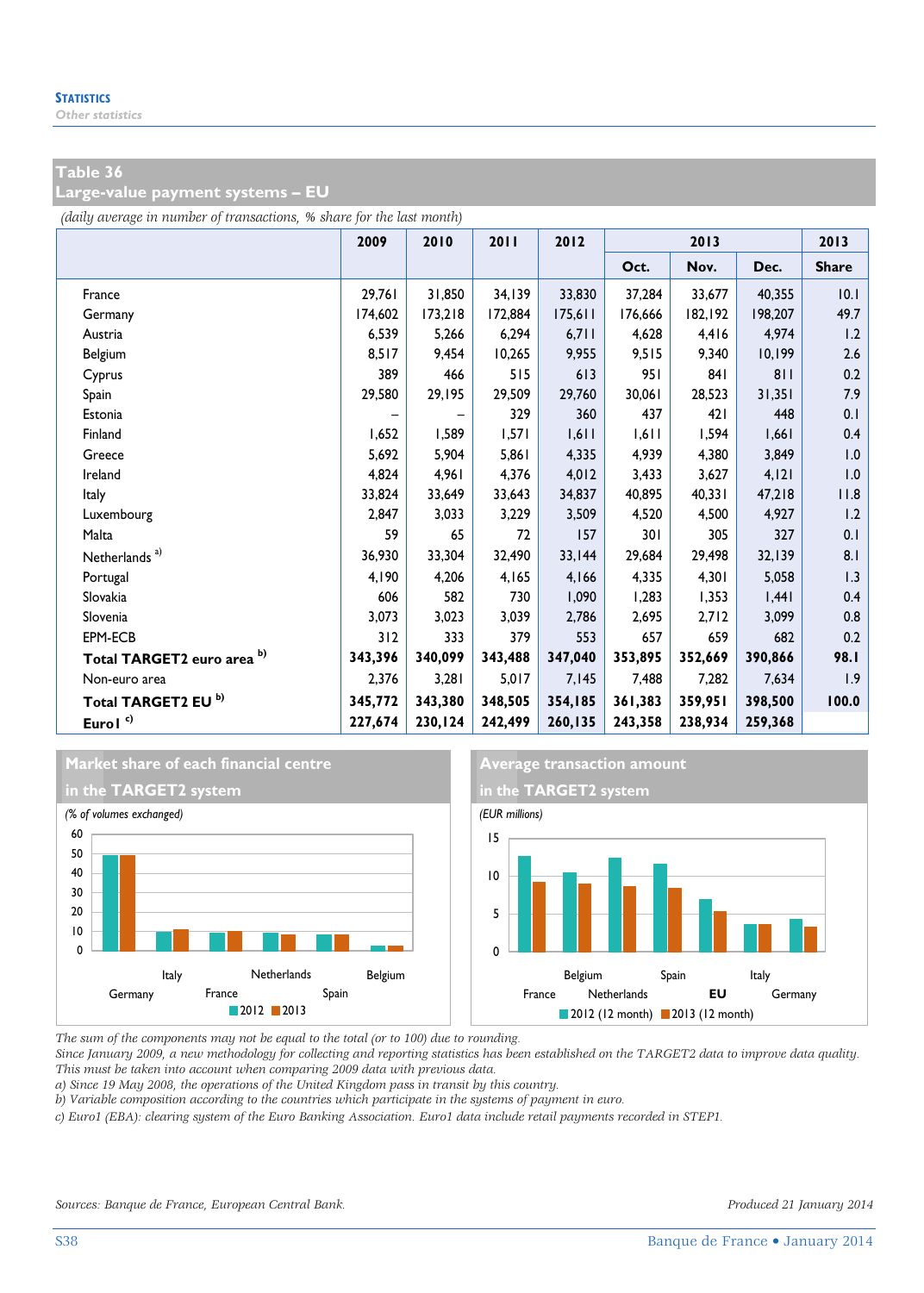## Table 36
## Large-value payment systems – EU

*(daily average in number of transactions, % share for the last month)*

| | 2009 | 2010 | 2011 | 2012 | 2013 | | | 2013 |
|---|---|---|---|---|---|---|---|---|
| | | | | | Oct. | Nov. | Dec. | Share |
| France | 29,761 | 31,850 | 34,139 | 33,830 | 37,284 | 33,677 | 40,355 | 10.1 |
| Germany | 174,602 | 173,218 | 172,884 | 175,611 | 176,666 | 182,192 | 198,207 | 49.7 |
| Austria | 6,539 | 5,266 | 6,294 | 6,711 | 4,628 | 4,416 | 4,974 | 1.2 |
| Belgium | 8,517 | 9,454 | 10,265 | 9,955 | 9,515 | 9,340 | 10,199 | 2.6 |
| Cyprus | 389 | 466 | 515 | 613 | 951 | 841 | 811 | 0.2 |
| Spain | 29,580 | 29,195 | 29,509 | 29,760 | 30,061 | 28,523 | 31,351 | 7.9 |
| Estonia | – | – | 329 | 360 | 437 | 421 | 448 | 0.1 |
| Finland | 1,652 | 1,589 | 1,571 | 1,611 | 1,611 | 1,594 | 1,661 | 0.4 |
| Greece | 5,692 | 5,904 | 5,861 | 4,335 | 4,939 | 4,380 | 3,849 | 1.0 |
| Ireland | 4,824 | 4,961 | 4,376 | 4,012 | 3,433 | 3,627 | 4,121 | 1.0 |
| Italy | 33,824 | 33,649 | 33,643 | 34,837 | 40,895 | 40,331 | 47,218 | 11.8 |
| Luxembourg | 2,847 | 3,033 | 3,229 | 3,509 | 4,520 | 4,500 | 4,927 | 1.2 |
| Malta | 59 | 65 | 72 | 157 | 301 | 305 | 327 | 0.1 |
| Netherlands [a] | 36,930 | 33,304 | 32,490 | 33,144 | 29,684 | 29,498 | 32,139 | 8.1 |
| Portugal | 4,190 | 4,206 | 4,165 | 4,166 | 4,335 | 4,301 | 5,058 | 1.3 |
| Slovakia | 606 | 582 | 730 | 1,090 | 1,283 | 1,353 | 1,441 | 0.4 |
| Slovenia | 3,073 | 3,023 | 3,039 | 2,786 | 2,695 | 2,712 | 3,099 | 0.8 |
| EPM-ECB | 312 | 333 | 379 | 553 | 657 | 659 | 682 | 0.2 |
| **Total TARGET2 euro area [b]** | **343,396** | **340,099** | **343,488** | **347,040** | **353,895** | **352,669** | **390,866** | **98.1** |
| Non-euro area | 2,376 | 3,281 | 5,017 | 7,145 | 7,488 | 7,282 | 7,634 | 1.9 |
| **Total TARGET2 EU [b]** | **345,772** | **343,380** | **348,505** | **354,185** | **361,383** | **359,951** | **398,500** | **100.0** |
| **Euro1 [c]** | **227,674** | **230,124** | **242,499** | **260,135** | **243,358** | **238,934** | **259,368** | |

**Market share of each financial centre in the TARGET2 system**

*(% of volumes exchanged)*

**Average transaction amount in the TARGET2 system**

*(EUR millions)*

*The sum of the components may not be equal to the total (or to 100) due to rounding.*
*Since January 2009, a new methodology for collecting and reporting statistics has been established on the TARGET2 data to improve data quality. This must be taken into account when comparing 2009 data with previous data.*
*a) Since 19 May 2008, the operations of the United Kingdom pass in transit by this country.*
*b) Variable composition according to the countries which participate in the systems of payment in euro.*
*c) Euro1 (EBA): clearing system of the Euro Banking Association. Euro1 data include retail payments recorded in STEP1.*

*Sources: Banque de France, European Central Bank.*

*Produced 21 January 2014*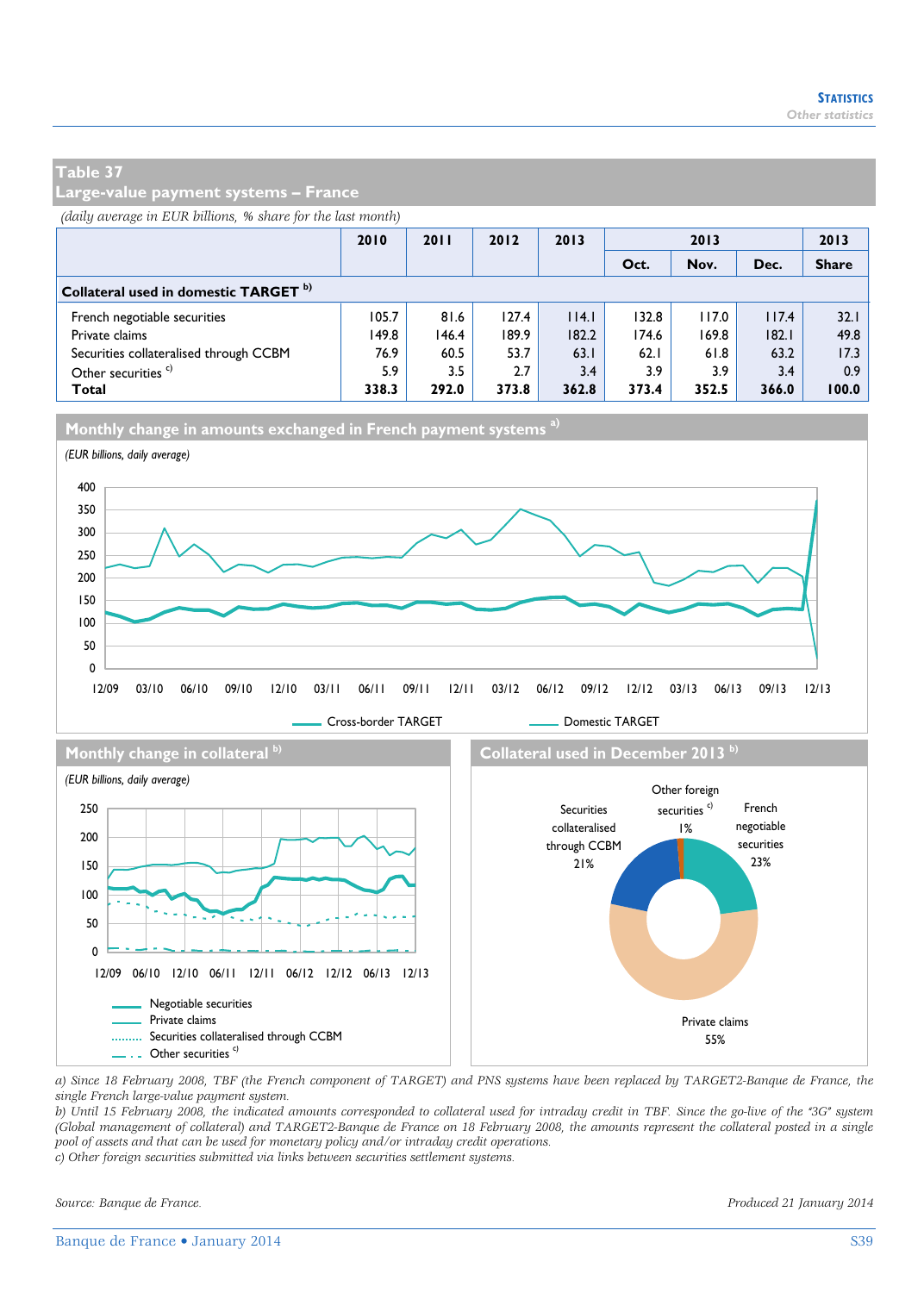## Table 37
## Large-value payment systems – France

*(daily average in EUR billions, % share for the last month)*

| | 2010 | 2011 | 2012 | 2013 | 2013 | | | 2013 |
|---|---|---|---|---|---|---|---|---|
| | | | | | Oct. | Nov. | Dec. | Share |
| **Collateral used in domestic TARGET** [b] | | | | | | | | |
| French negotiable securities | 105.7 | 81.6 | 127.4 | 114.1 | 132.8 | 117.0 | 117.4 | 32.1 |
| Private claims | 149.8 | 146.4 | 189.9 | 182.2 | 174.6 | 169.8 | 182.1 | 49.8 |
| Securities collateralised through CCBM | 76.9 | 60.5 | 53.7 | 63.1 | 62.1 | 61.8 | 63.2 | 17.3 |
| Other securities [c] | 5.9 | 3.5 | 2.7 | 3.4 | 3.9 | 3.9 | 3.4 | 0.9 |
| **Total** | **338.3** | **292.0** | **373.8** | **362.8** | **373.4** | **352.5** | **366.0** | **100.0** |

### Monthly change in amounts exchanged in French payment systems [a]

*(EUR billions, daily average)*

Cross-border TARGET — Domestic TARGET

### Monthly change in collateral [b]

*(EUR billions, daily average)*

Negotiable securities — Private claims — Securities collateralised through CCBM — Other securities [c]

### Collateral used in December 2013 [b]

Securities collateralised through CCBM 21% — Other foreign securities [c] 1% — French negotiable securities 23% — Private claims 55%

a) Since 18 February 2008, TBF (the French component of TARGET) and PNS systems have been replaced by TARGET2-Banque de France, the single French large-value payment system.

b) Until 15 February 2008, the indicated amounts corresponded to collateral used for intraday credit in TBF. Since the go-live of the "3G" system (Global management of collateral) and TARGET2-Banque de France on 18 February 2008, the amounts represent the collateral posted in a single pool of assets and that can be used for monetary policy and/or intraday credit operations.

c) Other foreign securities submitted via links between securities settlement systems.

*Source: Banque de France.*

*Produced 21 January 2014*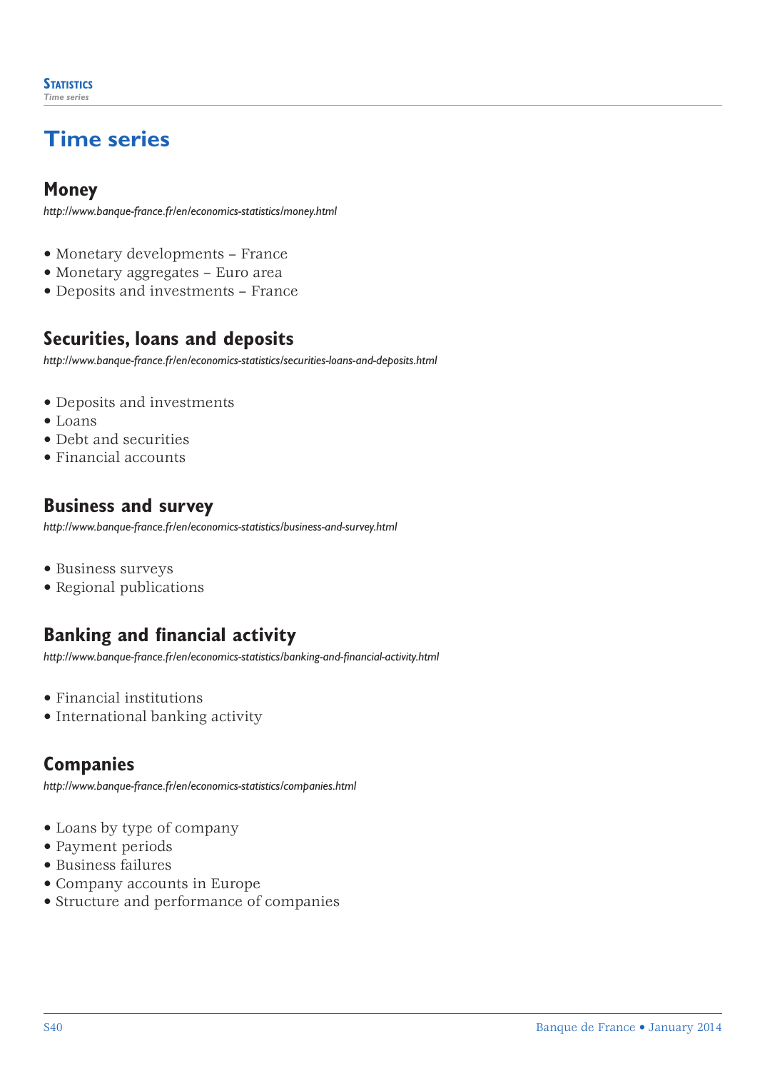# Time series

## Money

*http://www.banque-france.fr/en/economics-statistics/money.html*

- Monetary developments – France
- Monetary aggregates – Euro area
- Deposits and investments – France

## Securities, loans and deposits

*http://www.banque-france.fr/en/economics-statistics/securities-loans-and-deposits.html*

- Deposits and investments
- Loans
- Debt and securities
- Financial accounts

## Business and survey

*http://www.banque-france.fr/en/economics-statistics/business-and-survey.html*

- Business surveys
- Regional publications

## Banking and financial activity

*http://www.banque-france.fr/en/economics-statistics/banking-and-financial-activity.html*

- Financial institutions
- International banking activity

## Companies

*http://www.banque-france.fr/en/economics-statistics/companies.html*

- Loans by type of company
- Payment periods
- Business failures
- Company accounts in Europe
- Structure and performance of companies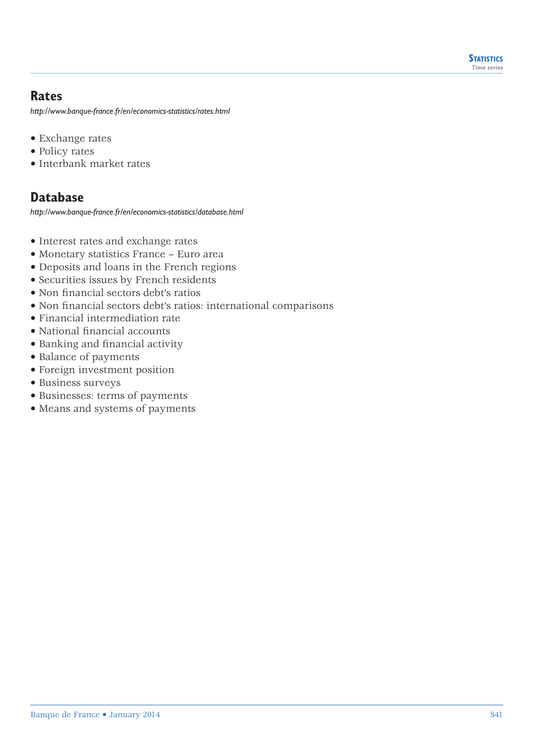## Rates

*http://www.banque-france.fr/en/economics-statistics/rates.html*

- Exchange rates
- Policy rates
- Interbank market rates

## Database

*http://www.banque-france.fr/en/economics-statistics/database.html*

- Interest rates and exchange rates
- Monetary statistics France – Euro area
- Deposits and loans in the French regions
- Securities issues by French residents
- Non financial sectors debt's ratios
- Non financial sectors debt's ratios: international comparisons
- Financial intermediation rate
- National financial accounts
- Banking and financial activity
- Balance of payments
- Foreign investment position
- Business surveys
- Businesses: terms of payments
- Means and systems of payments